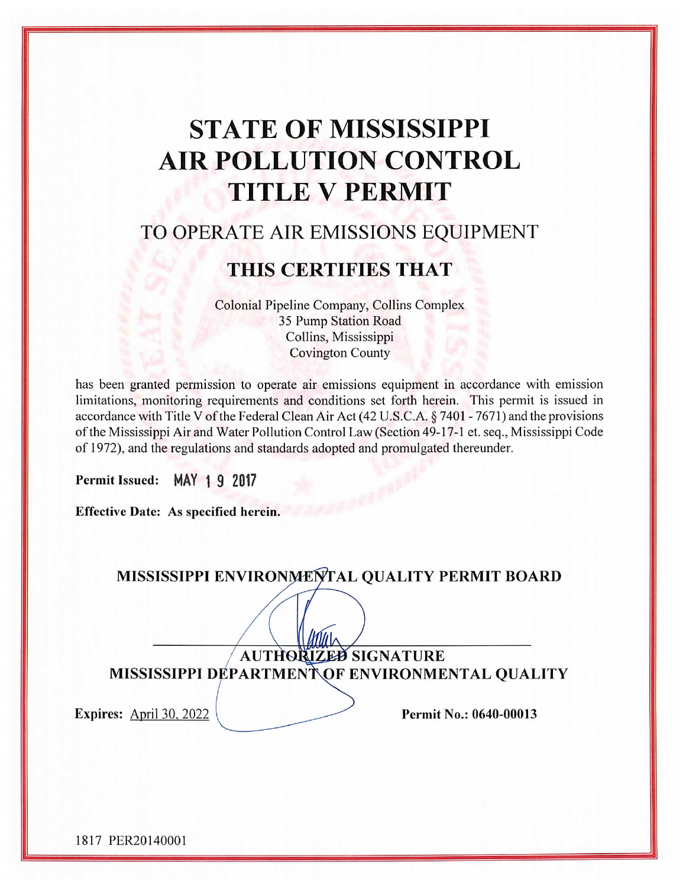# STATE OF MISSISSIPPI AIR POLLUTION CONTROL TITLE V PERMIT

## TO OPERATE AIR EMISSIONS EQUIPMENT

## THIS CERTIFIES THAT

Colonial Pipeline Company, Collins Complex
35 Pump Station Road
Collins, Mississippi
Covington County

has been granted permission to operate air emissions equipment in accordance with emission limitations, monitoring requirements and conditions set forth herein. This permit is issued in accordance with Title V of the Federal Clean Air Act (42 U.S.C.A. § 7401 - 7671) and the provisions of the Mississippi Air and Water Pollution Control Law (Section 49-17-1 et. seq., Mississippi Code of 1972), and the regulations and standards adopted and promulgated thereunder.

**Permit Issued:** MAY 19 2017

**Effective Date: As specified herein.**

**MISSISSIPPI ENVIRONMENTAL QUALITY PERMIT BOARD**

**AUTHORIZED SIGNATURE**
**MISSISSIPPI DEPARTMENT OF ENVIRONMENTAL QUALITY**

**Expires:** April 30, 2022

**Permit No.: 0640-00013**

1817 PER20140001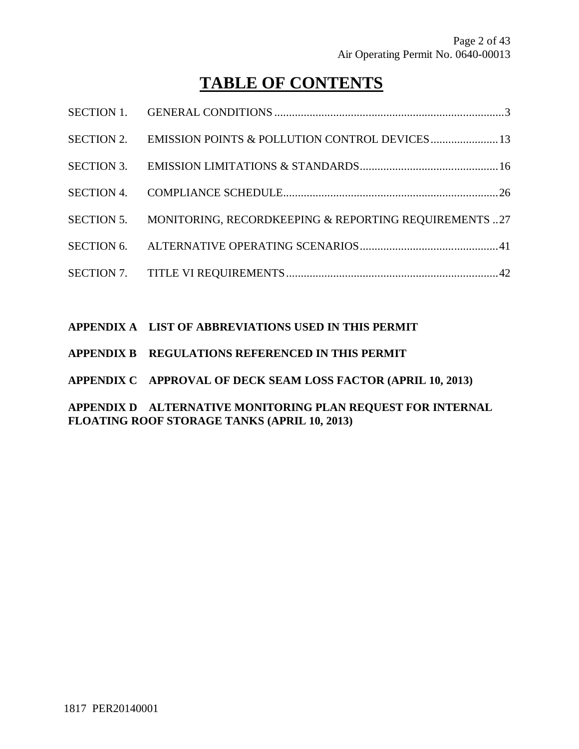# TABLE OF CONTENTS

SECTION 1. GENERAL CONDITIONS ..... 3

SECTION 2. EMISSION POINTS & POLLUTION CONTROL DEVICES ..... 13

SECTION 3. EMISSION LIMITATIONS & STANDARDS ..... 16

SECTION 4. COMPLIANCE SCHEDULE ..... 26

SECTION 5. MONITORING, RECORDKEEPING & REPORTING REQUIREMENTS ..... 27

SECTION 6. ALTERNATIVE OPERATING SCENARIOS ..... 41

SECTION 7. TITLE VI REQUIREMENTS ..... 42

**APPENDIX A LIST OF ABBREVIATIONS USED IN THIS PERMIT**

**APPENDIX B REGULATIONS REFERENCED IN THIS PERMIT**

**APPENDIX C APPROVAL OF DECK SEAM LOSS FACTOR (APRIL 10, 2013)**

**APPENDIX D ALTERNATIVE MONITORING PLAN REQUEST FOR INTERNAL FLOATING ROOF STORAGE TANKS (APRIL 10, 2013)**

1817 PER20140001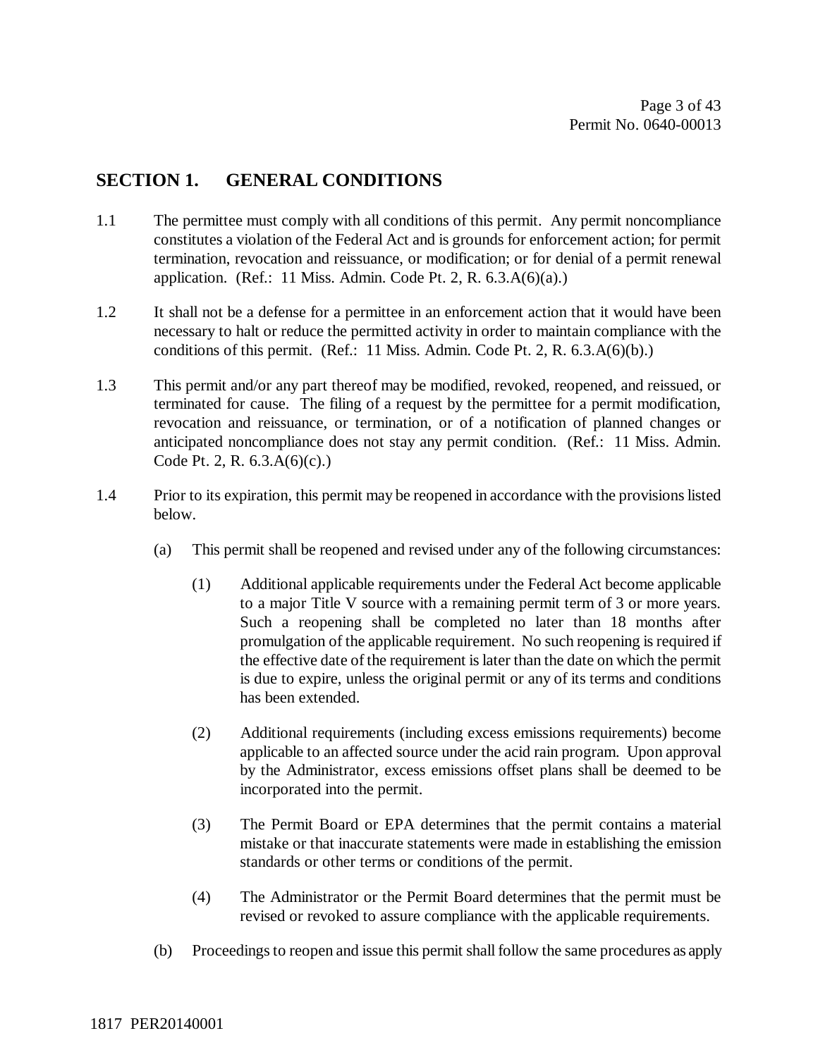## SECTION 1. GENERAL CONDITIONS

1.1 The permittee must comply with all conditions of this permit. Any permit noncompliance constitutes a violation of the Federal Act and is grounds for enforcement action; for permit termination, revocation and reissuance, or modification; or for denial of a permit renewal application. (Ref.: 11 Miss. Admin. Code Pt. 2, R. 6.3.A(6)(a).)

1.2 It shall not be a defense for a permittee in an enforcement action that it would have been necessary to halt or reduce the permitted activity in order to maintain compliance with the conditions of this permit. (Ref.: 11 Miss. Admin. Code Pt. 2, R. 6.3.A(6)(b).)

1.3 This permit and/or any part thereof may be modified, revoked, reopened, and reissued, or terminated for cause. The filing of a request by the permittee for a permit modification, revocation and reissuance, or termination, or of a notification of planned changes or anticipated noncompliance does not stay any permit condition. (Ref.: 11 Miss. Admin. Code Pt. 2, R. 6.3.A(6)(c).)

1.4 Prior to its expiration, this permit may be reopened in accordance with the provisions listed below.

(a) This permit shall be reopened and revised under any of the following circumstances:

(1) Additional applicable requirements under the Federal Act become applicable to a major Title V source with a remaining permit term of 3 or more years. Such a reopening shall be completed no later than 18 months after promulgation of the applicable requirement. No such reopening is required if the effective date of the requirement is later than the date on which the permit is due to expire, unless the original permit or any of its terms and conditions has been extended.

(2) Additional requirements (including excess emissions requirements) become applicable to an affected source under the acid rain program. Upon approval by the Administrator, excess emissions offset plans shall be deemed to be incorporated into the permit.

(3) The Permit Board or EPA determines that the permit contains a material mistake or that inaccurate statements were made in establishing the emission standards or other terms or conditions of the permit.

(4) The Administrator or the Permit Board determines that the permit must be revised or revoked to assure compliance with the applicable requirements.

(b) Proceedings to reopen and issue this permit shall follow the same procedures as apply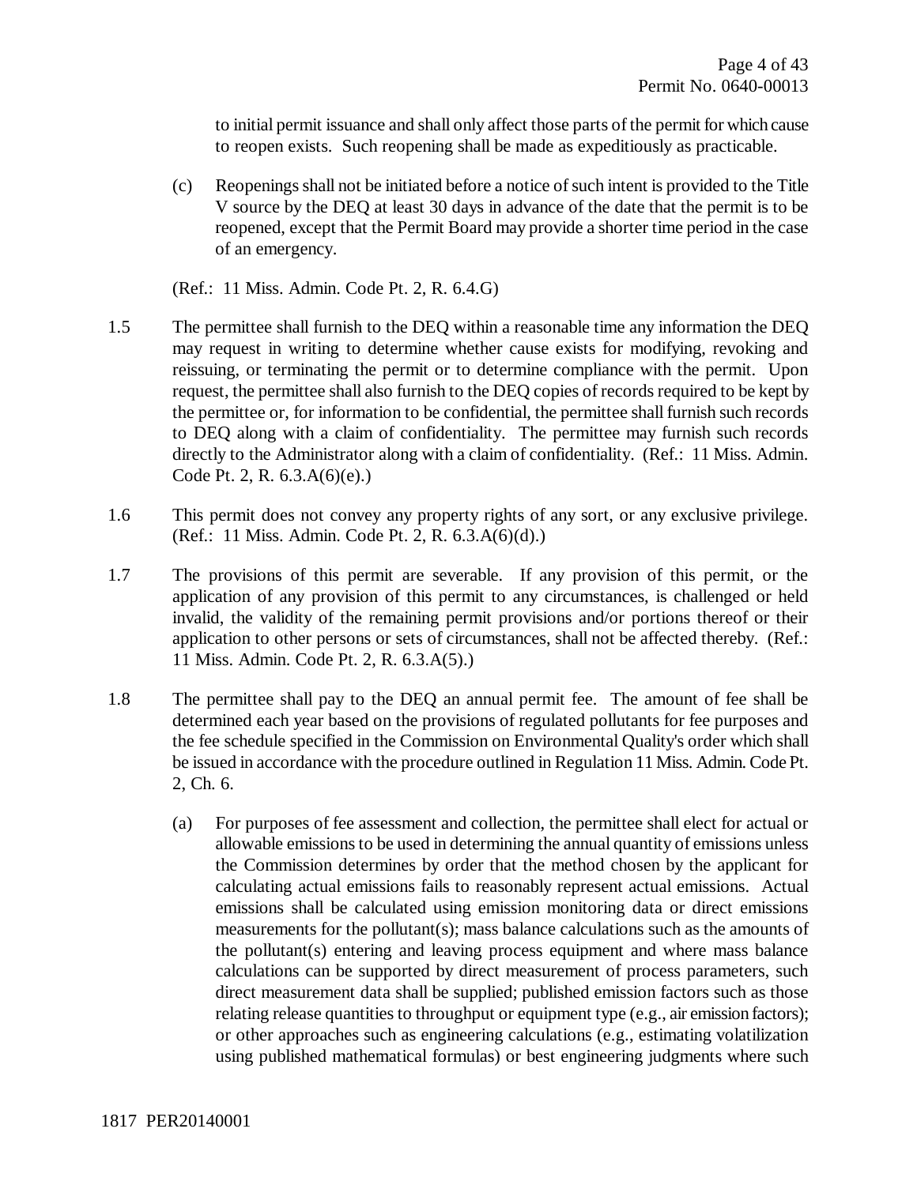to initial permit issuance and shall only affect those parts of the permit for which cause to reopen exists. Such reopening shall be made as expeditiously as practicable.

(c) Reopenings shall not be initiated before a notice of such intent is provided to the Title V source by the DEQ at least 30 days in advance of the date that the permit is to be reopened, except that the Permit Board may provide a shorter time period in the case of an emergency.

(Ref.: 11 Miss. Admin. Code Pt. 2, R. 6.4.G)

1.5 The permittee shall furnish to the DEQ within a reasonable time any information the DEQ may request in writing to determine whether cause exists for modifying, revoking and reissuing, or terminating the permit or to determine compliance with the permit. Upon request, the permittee shall also furnish to the DEQ copies of records required to be kept by the permittee or, for information to be confidential, the permittee shall furnish such records to DEQ along with a claim of confidentiality. The permittee may furnish such records directly to the Administrator along with a claim of confidentiality. (Ref.: 11 Miss. Admin. Code Pt. 2, R. 6.3.A(6)(e).)

1.6 This permit does not convey any property rights of any sort, or any exclusive privilege. (Ref.: 11 Miss. Admin. Code Pt. 2, R. 6.3.A(6)(d).)

1.7 The provisions of this permit are severable. If any provision of this permit, or the application of any provision of this permit to any circumstances, is challenged or held invalid, the validity of the remaining permit provisions and/or portions thereof or their application to other persons or sets of circumstances, shall not be affected thereby. (Ref.: 11 Miss. Admin. Code Pt. 2, R. 6.3.A(5).)

1.8 The permittee shall pay to the DEQ an annual permit fee. The amount of fee shall be determined each year based on the provisions of regulated pollutants for fee purposes and the fee schedule specified in the Commission on Environmental Quality's order which shall be issued in accordance with the procedure outlined in Regulation 11 Miss. Admin. Code Pt. 2, Ch. 6.

(a) For purposes of fee assessment and collection, the permittee shall elect for actual or allowable emissions to be used in determining the annual quantity of emissions unless the Commission determines by order that the method chosen by the applicant for calculating actual emissions fails to reasonably represent actual emissions. Actual emissions shall be calculated using emission monitoring data or direct emissions measurements for the pollutant(s); mass balance calculations such as the amounts of the pollutant(s) entering and leaving process equipment and where mass balance calculations can be supported by direct measurement of process parameters, such direct measurement data shall be supplied; published emission factors such as those relating release quantities to throughput or equipment type (e.g., air emission factors); or other approaches such as engineering calculations (e.g., estimating volatilization using published mathematical formulas) or best engineering judgments where such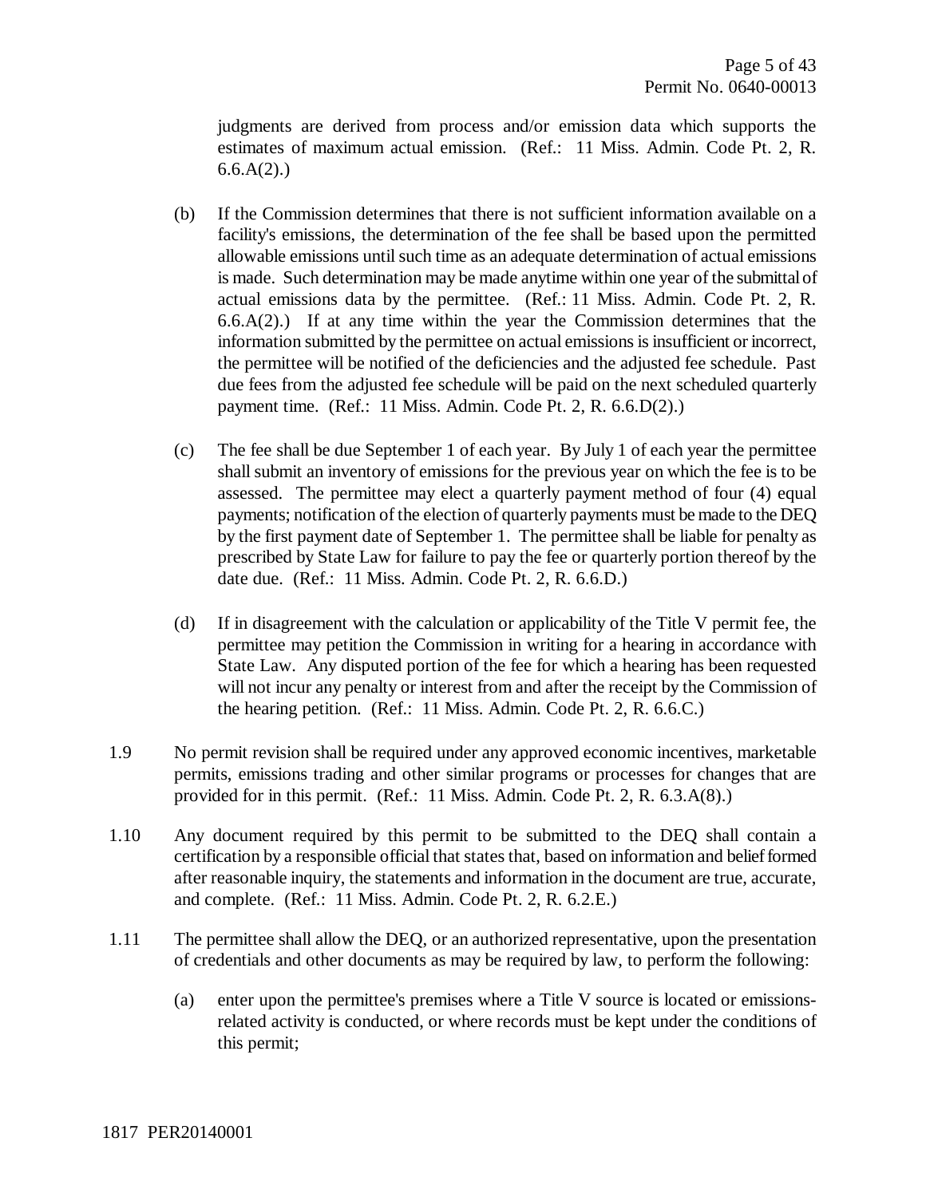judgments are derived from process and/or emission data which supports the estimates of maximum actual emission. (Ref.: 11 Miss. Admin. Code Pt. 2, R. 6.6.A(2).)

(b) If the Commission determines that there is not sufficient information available on a facility's emissions, the determination of the fee shall be based upon the permitted allowable emissions until such time as an adequate determination of actual emissions is made. Such determination may be made anytime within one year of the submittal of actual emissions data by the permittee. (Ref.: 11 Miss. Admin. Code Pt. 2, R. 6.6.A(2).) If at any time within the year the Commission determines that the information submitted by the permittee on actual emissions is insufficient or incorrect, the permittee will be notified of the deficiencies and the adjusted fee schedule. Past due fees from the adjusted fee schedule will be paid on the next scheduled quarterly payment time. (Ref.: 11 Miss. Admin. Code Pt. 2, R. 6.6.D(2).)

(c) The fee shall be due September 1 of each year. By July 1 of each year the permittee shall submit an inventory of emissions for the previous year on which the fee is to be assessed. The permittee may elect a quarterly payment method of four (4) equal payments; notification of the election of quarterly payments must be made to the DEQ by the first payment date of September 1. The permittee shall be liable for penalty as prescribed by State Law for failure to pay the fee or quarterly portion thereof by the date due. (Ref.: 11 Miss. Admin. Code Pt. 2, R. 6.6.D.)

(d) If in disagreement with the calculation or applicability of the Title V permit fee, the permittee may petition the Commission in writing for a hearing in accordance with State Law. Any disputed portion of the fee for which a hearing has been requested will not incur any penalty or interest from and after the receipt by the Commission of the hearing petition. (Ref.: 11 Miss. Admin. Code Pt. 2, R. 6.6.C.)

1.9 No permit revision shall be required under any approved economic incentives, marketable permits, emissions trading and other similar programs or processes for changes that are provided for in this permit. (Ref.: 11 Miss. Admin. Code Pt. 2, R. 6.3.A(8).)

1.10 Any document required by this permit to be submitted to the DEQ shall contain a certification by a responsible official that states that, based on information and belief formed after reasonable inquiry, the statements and information in the document are true, accurate, and complete. (Ref.: 11 Miss. Admin. Code Pt. 2, R. 6.2.E.)

1.11 The permittee shall allow the DEQ, or an authorized representative, upon the presentation of credentials and other documents as may be required by law, to perform the following:

(a) enter upon the permittee's premises where a Title V source is located or emissions-related activity is conducted, or where records must be kept under the conditions of this permit;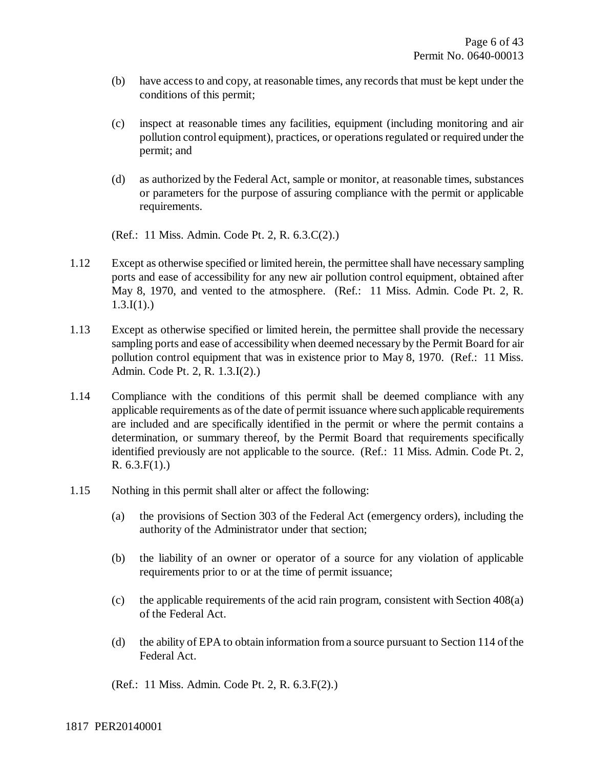(b) have access to and copy, at reasonable times, any records that must be kept under the conditions of this permit;

(c) inspect at reasonable times any facilities, equipment (including monitoring and air pollution control equipment), practices, or operations regulated or required under the permit; and

(d) as authorized by the Federal Act, sample or monitor, at reasonable times, substances or parameters for the purpose of assuring compliance with the permit or applicable requirements.

(Ref.: 11 Miss. Admin. Code Pt. 2, R. 6.3.C(2).)

1.12 Except as otherwise specified or limited herein, the permittee shall have necessary sampling ports and ease of accessibility for any new air pollution control equipment, obtained after May 8, 1970, and vented to the atmosphere. (Ref.: 11 Miss. Admin. Code Pt. 2, R. 1.3.I(1).)

1.13 Except as otherwise specified or limited herein, the permittee shall provide the necessary sampling ports and ease of accessibility when deemed necessary by the Permit Board for air pollution control equipment that was in existence prior to May 8, 1970. (Ref.: 11 Miss. Admin. Code Pt. 2, R. 1.3.I(2).)

1.14 Compliance with the conditions of this permit shall be deemed compliance with any applicable requirements as of the date of permit issuance where such applicable requirements are included and are specifically identified in the permit or where the permit contains a determination, or summary thereof, by the Permit Board that requirements specifically identified previously are not applicable to the source. (Ref.: 11 Miss. Admin. Code Pt. 2, R. 6.3.F(1).)

1.15 Nothing in this permit shall alter or affect the following:

(a) the provisions of Section 303 of the Federal Act (emergency orders), including the authority of the Administrator under that section;

(b) the liability of an owner or operator of a source for any violation of applicable requirements prior to or at the time of permit issuance;

(c) the applicable requirements of the acid rain program, consistent with Section 408(a) of the Federal Act.

(d) the ability of EPA to obtain information from a source pursuant to Section 114 of the Federal Act.

(Ref.: 11 Miss. Admin. Code Pt. 2, R. 6.3.F(2).)

1817 PER20140001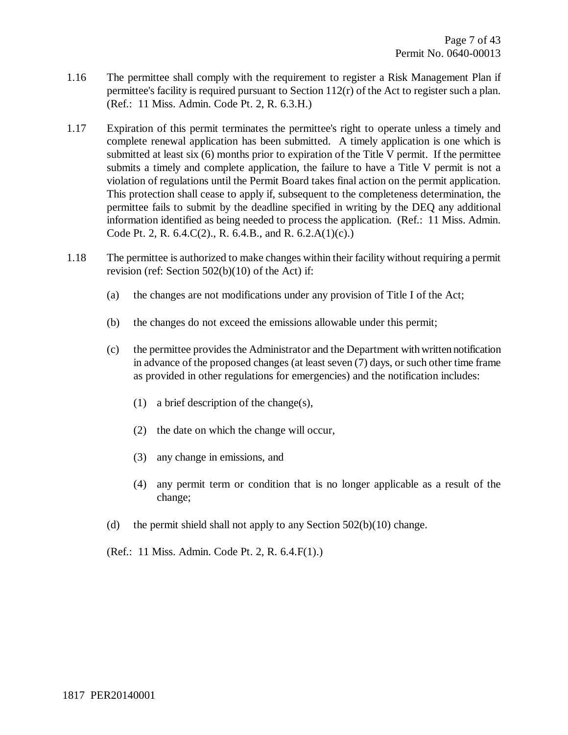1.16 The permittee shall comply with the requirement to register a Risk Management Plan if permittee's facility is required pursuant to Section 112(r) of the Act to register such a plan. (Ref.: 11 Miss. Admin. Code Pt. 2, R. 6.3.H.)

1.17 Expiration of this permit terminates the permittee's right to operate unless a timely and complete renewal application has been submitted. A timely application is one which is submitted at least six (6) months prior to expiration of the Title V permit. If the permittee submits a timely and complete application, the failure to have a Title V permit is not a violation of regulations until the Permit Board takes final action on the permit application. This protection shall cease to apply if, subsequent to the completeness determination, the permittee fails to submit by the deadline specified in writing by the DEQ any additional information identified as being needed to process the application. (Ref.: 11 Miss. Admin. Code Pt. 2, R. 6.4.C(2)., R. 6.4.B., and R. 6.2.A(1)(c).)

1.18 The permittee is authorized to make changes within their facility without requiring a permit revision (ref: Section 502(b)(10) of the Act) if:

(a) the changes are not modifications under any provision of Title I of the Act;

(b) the changes do not exceed the emissions allowable under this permit;

(c) the permittee provides the Administrator and the Department with written notification in advance of the proposed changes (at least seven (7) days, or such other time frame as provided in other regulations for emergencies) and the notification includes:

(1) a brief description of the change(s),

(2) the date on which the change will occur,

(3) any change in emissions, and

(4) any permit term or condition that is no longer applicable as a result of the change;

(d) the permit shield shall not apply to any Section 502(b)(10) change.

(Ref.: 11 Miss. Admin. Code Pt. 2, R. 6.4.F(1).)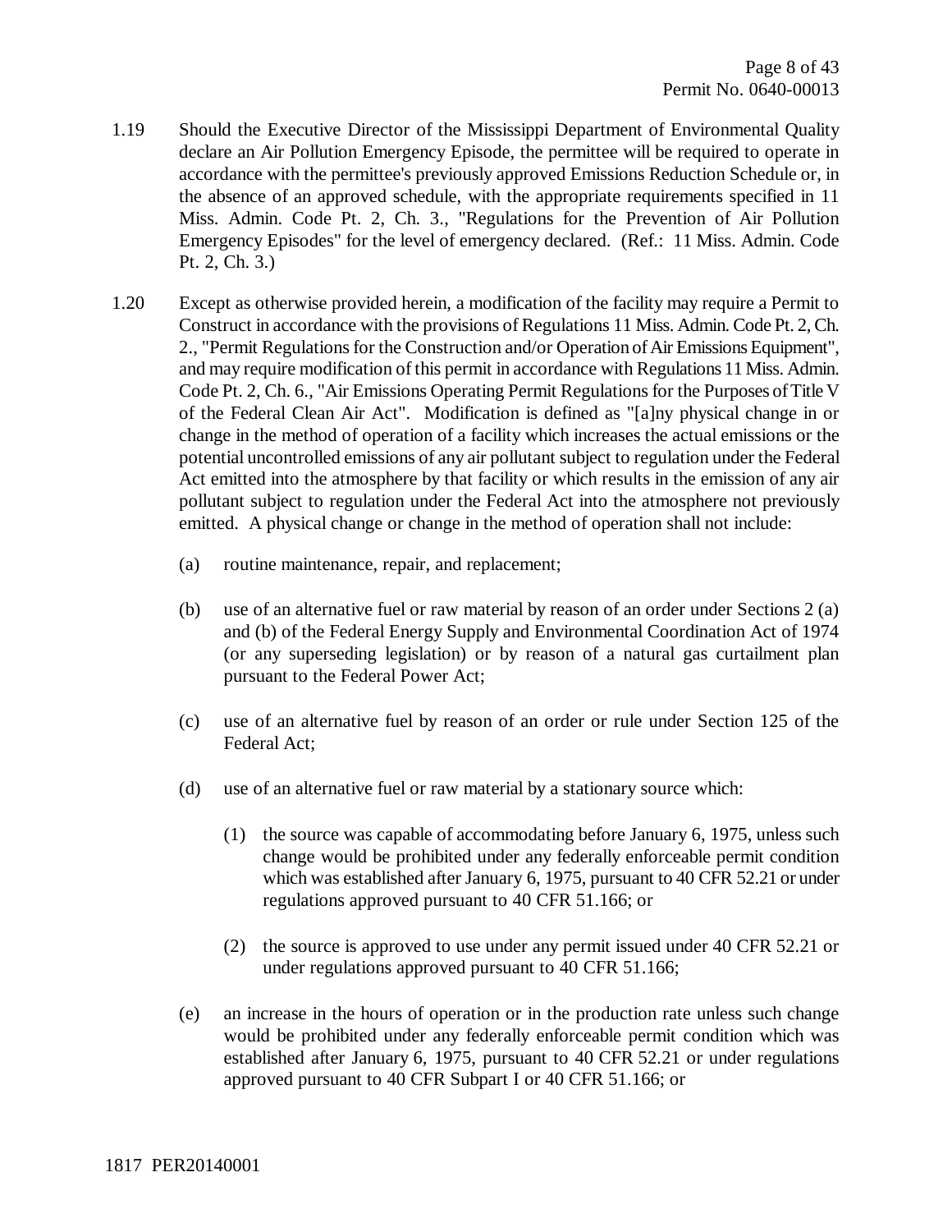1.19 Should the Executive Director of the Mississippi Department of Environmental Quality declare an Air Pollution Emergency Episode, the permittee will be required to operate in accordance with the permittee's previously approved Emissions Reduction Schedule or, in the absence of an approved schedule, with the appropriate requirements specified in 11 Miss. Admin. Code Pt. 2, Ch. 3., "Regulations for the Prevention of Air Pollution Emergency Episodes" for the level of emergency declared. (Ref.: 11 Miss. Admin. Code Pt. 2, Ch. 3.)

1.20 Except as otherwise provided herein, a modification of the facility may require a Permit to Construct in accordance with the provisions of Regulations 11 Miss. Admin. Code Pt. 2, Ch. 2., "Permit Regulations for the Construction and/or Operation of Air Emissions Equipment", and may require modification of this permit in accordance with Regulations 11 Miss. Admin. Code Pt. 2, Ch. 6., "Air Emissions Operating Permit Regulations for the Purposes of Title V of the Federal Clean Air Act". Modification is defined as "[a]ny physical change in or change in the method of operation of a facility which increases the actual emissions or the potential uncontrolled emissions of any air pollutant subject to regulation under the Federal Act emitted into the atmosphere by that facility or which results in the emission of any air pollutant subject to regulation under the Federal Act into the atmosphere not previously emitted. A physical change or change in the method of operation shall not include:

  (a) routine maintenance, repair, and replacement;

  (b) use of an alternative fuel or raw material by reason of an order under Sections 2 (a) and (b) of the Federal Energy Supply and Environmental Coordination Act of 1974 (or any superseding legislation) or by reason of a natural gas curtailment plan pursuant to the Federal Power Act;

  (c) use of an alternative fuel by reason of an order or rule under Section 125 of the Federal Act;

  (d) use of an alternative fuel or raw material by a stationary source which:

    (1) the source was capable of accommodating before January 6, 1975, unless such change would be prohibited under any federally enforceable permit condition which was established after January 6, 1975, pursuant to 40 CFR 52.21 or under regulations approved pursuant to 40 CFR 51.166; or

    (2) the source is approved to use under any permit issued under 40 CFR 52.21 or under regulations approved pursuant to 40 CFR 51.166;

  (e) an increase in the hours of operation or in the production rate unless such change would be prohibited under any federally enforceable permit condition which was established after January 6, 1975, pursuant to 40 CFR 52.21 or under regulations approved pursuant to 40 CFR Subpart I or 40 CFR 51.166; or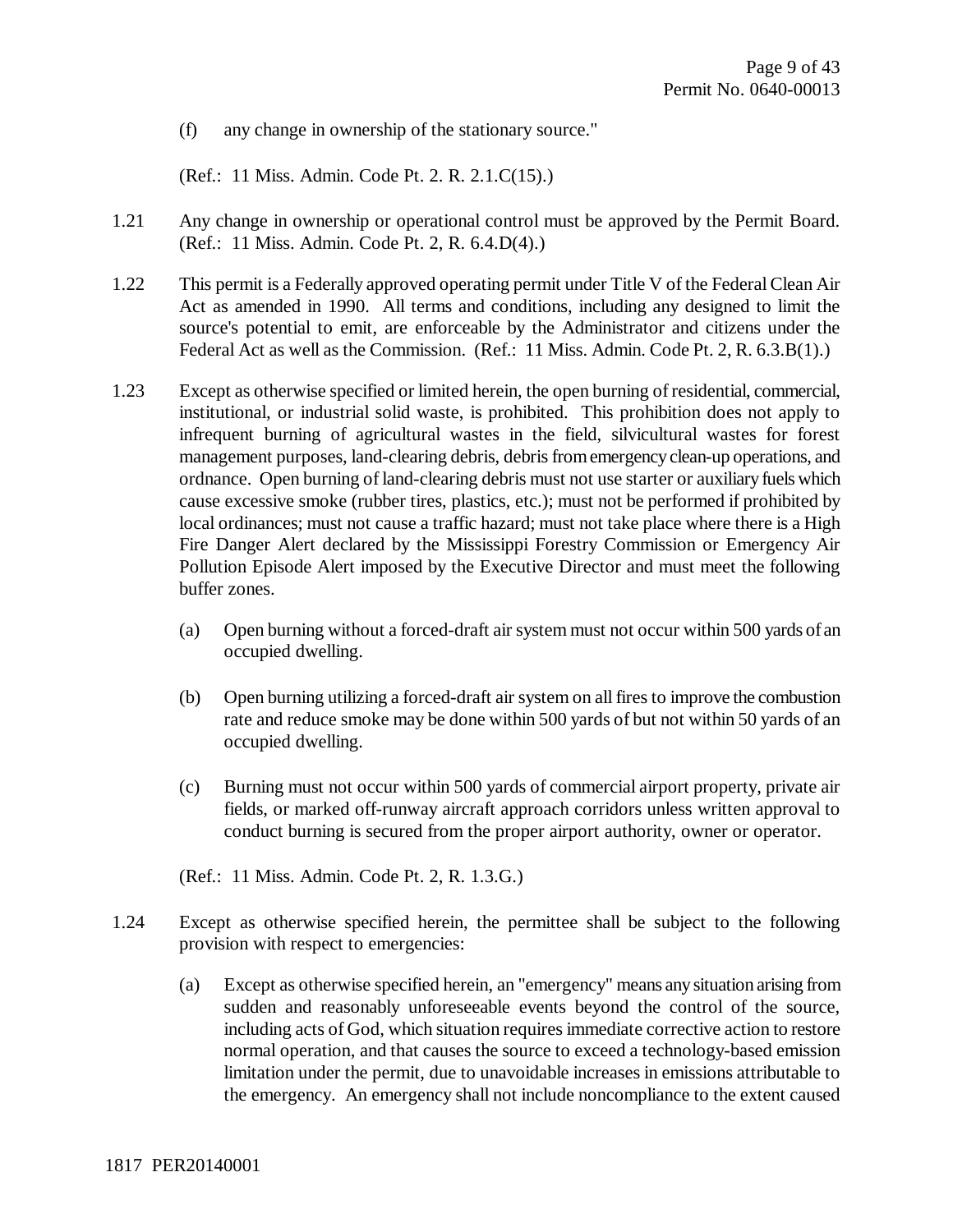(f) any change in ownership of the stationary source."

(Ref.: 11 Miss. Admin. Code Pt. 2. R. 2.1.C(15).)

1.21 Any change in ownership or operational control must be approved by the Permit Board. (Ref.: 11 Miss. Admin. Code Pt. 2, R. 6.4.D(4).)

1.22 This permit is a Federally approved operating permit under Title V of the Federal Clean Air Act as amended in 1990. All terms and conditions, including any designed to limit the source's potential to emit, are enforceable by the Administrator and citizens under the Federal Act as well as the Commission. (Ref.: 11 Miss. Admin. Code Pt. 2, R. 6.3.B(1).)

1.23 Except as otherwise specified or limited herein, the open burning of residential, commercial, institutional, or industrial solid waste, is prohibited. This prohibition does not apply to infrequent burning of agricultural wastes in the field, silvicultural wastes for forest management purposes, land-clearing debris, debris from emergency clean-up operations, and ordnance. Open burning of land-clearing debris must not use starter or auxiliary fuels which cause excessive smoke (rubber tires, plastics, etc.); must not be performed if prohibited by local ordinances; must not cause a traffic hazard; must not take place where there is a High Fire Danger Alert declared by the Mississippi Forestry Commission or Emergency Air Pollution Episode Alert imposed by the Executive Director and must meet the following buffer zones.

(a) Open burning without a forced-draft air system must not occur within 500 yards of an occupied dwelling.

(b) Open burning utilizing a forced-draft air system on all fires to improve the combustion rate and reduce smoke may be done within 500 yards of but not within 50 yards of an occupied dwelling.

(c) Burning must not occur within 500 yards of commercial airport property, private air fields, or marked off-runway aircraft approach corridors unless written approval to conduct burning is secured from the proper airport authority, owner or operator.

(Ref.: 11 Miss. Admin. Code Pt. 2, R. 1.3.G.)

1.24 Except as otherwise specified herein, the permittee shall be subject to the following provision with respect to emergencies:

(a) Except as otherwise specified herein, an "emergency" means any situation arising from sudden and reasonably unforeseeable events beyond the control of the source, including acts of God, which situation requires immediate corrective action to restore normal operation, and that causes the source to exceed a technology-based emission limitation under the permit, due to unavoidable increases in emissions attributable to the emergency. An emergency shall not include noncompliance to the extent caused

1817 PER20140001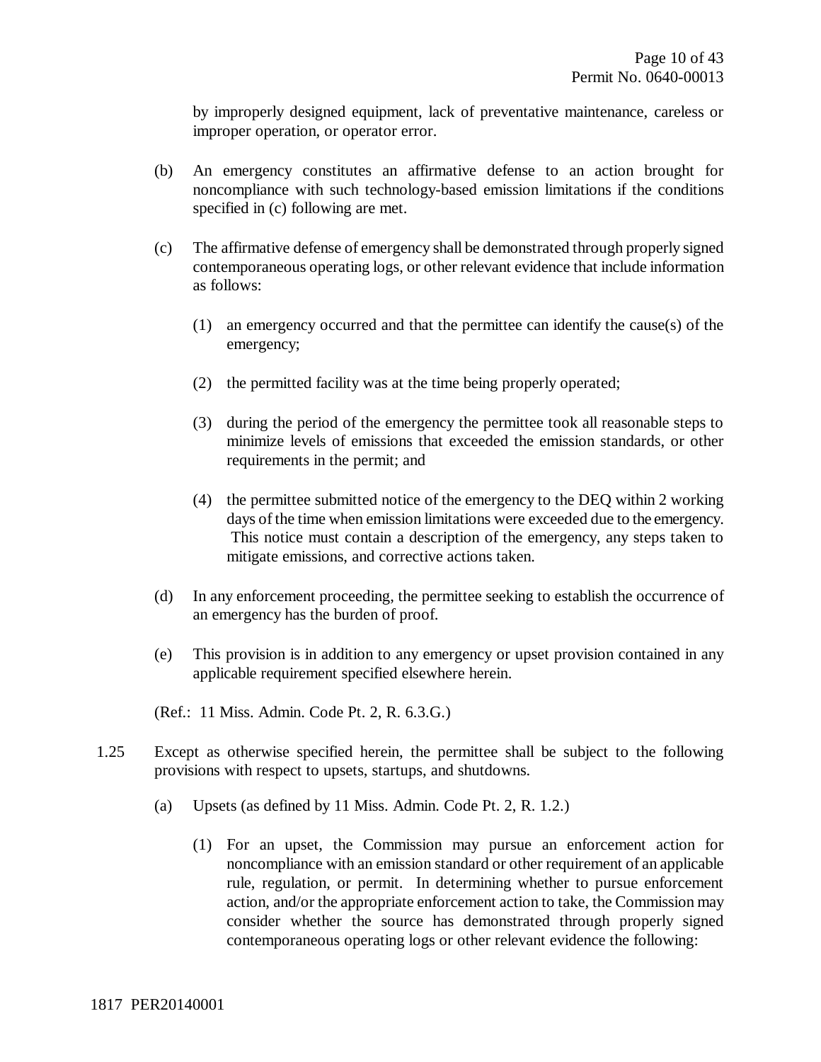by improperly designed equipment, lack of preventative maintenance, careless or improper operation, or operator error.

(b) An emergency constitutes an affirmative defense to an action brought for noncompliance with such technology-based emission limitations if the conditions specified in (c) following are met.

(c) The affirmative defense of emergency shall be demonstrated through properly signed contemporaneous operating logs, or other relevant evidence that include information as follows:

(1) an emergency occurred and that the permittee can identify the cause(s) of the emergency;

(2) the permitted facility was at the time being properly operated;

(3) during the period of the emergency the permittee took all reasonable steps to minimize levels of emissions that exceeded the emission standards, or other requirements in the permit; and

(4) the permittee submitted notice of the emergency to the DEQ within 2 working days of the time when emission limitations were exceeded due to the emergency. This notice must contain a description of the emergency, any steps taken to mitigate emissions, and corrective actions taken.

(d) In any enforcement proceeding, the permittee seeking to establish the occurrence of an emergency has the burden of proof.

(e) This provision is in addition to any emergency or upset provision contained in any applicable requirement specified elsewhere herein.

(Ref.: 11 Miss. Admin. Code Pt. 2, R. 6.3.G.)

1.25 Except as otherwise specified herein, the permittee shall be subject to the following provisions with respect to upsets, startups, and shutdowns.

(a) Upsets (as defined by 11 Miss. Admin. Code Pt. 2, R. 1.2.)

(1) For an upset, the Commission may pursue an enforcement action for noncompliance with an emission standard or other requirement of an applicable rule, regulation, or permit. In determining whether to pursue enforcement action, and/or the appropriate enforcement action to take, the Commission may consider whether the source has demonstrated through properly signed contemporaneous operating logs or other relevant evidence the following:

1817 PER20140001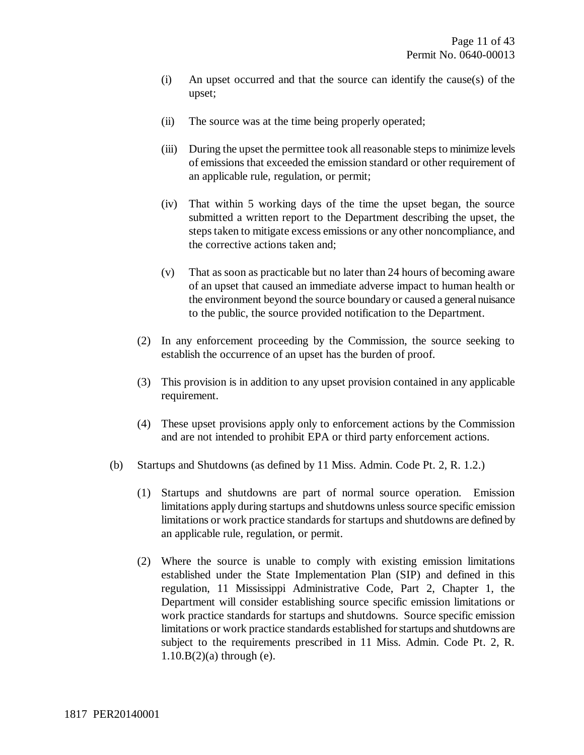(i) An upset occurred and that the source can identify the cause(s) of the upset;

(ii) The source was at the time being properly operated;

(iii) During the upset the permittee took all reasonable steps to minimize levels of emissions that exceeded the emission standard or other requirement of an applicable rule, regulation, or permit;

(iv) That within 5 working days of the time the upset began, the source submitted a written report to the Department describing the upset, the steps taken to mitigate excess emissions or any other noncompliance, and the corrective actions taken and;

(v) That as soon as practicable but no later than 24 hours of becoming aware of an upset that caused an immediate adverse impact to human health or the environment beyond the source boundary or caused a general nuisance to the public, the source provided notification to the Department.

(2) In any enforcement proceeding by the Commission, the source seeking to establish the occurrence of an upset has the burden of proof.

(3) This provision is in addition to any upset provision contained in any applicable requirement.

(4) These upset provisions apply only to enforcement actions by the Commission and are not intended to prohibit EPA or third party enforcement actions.

(b) Startups and Shutdowns (as defined by 11 Miss. Admin. Code Pt. 2, R. 1.2.)

(1) Startups and shutdowns are part of normal source operation. Emission limitations apply during startups and shutdowns unless source specific emission limitations or work practice standards for startups and shutdowns are defined by an applicable rule, regulation, or permit.

(2) Where the source is unable to comply with existing emission limitations established under the State Implementation Plan (SIP) and defined in this regulation, 11 Mississippi Administrative Code, Part 2, Chapter 1, the Department will consider establishing source specific emission limitations or work practice standards for startups and shutdowns. Source specific emission limitations or work practice standards established for startups and shutdowns are subject to the requirements prescribed in 11 Miss. Admin. Code Pt. 2, R. 1.10.B(2)(a) through (e).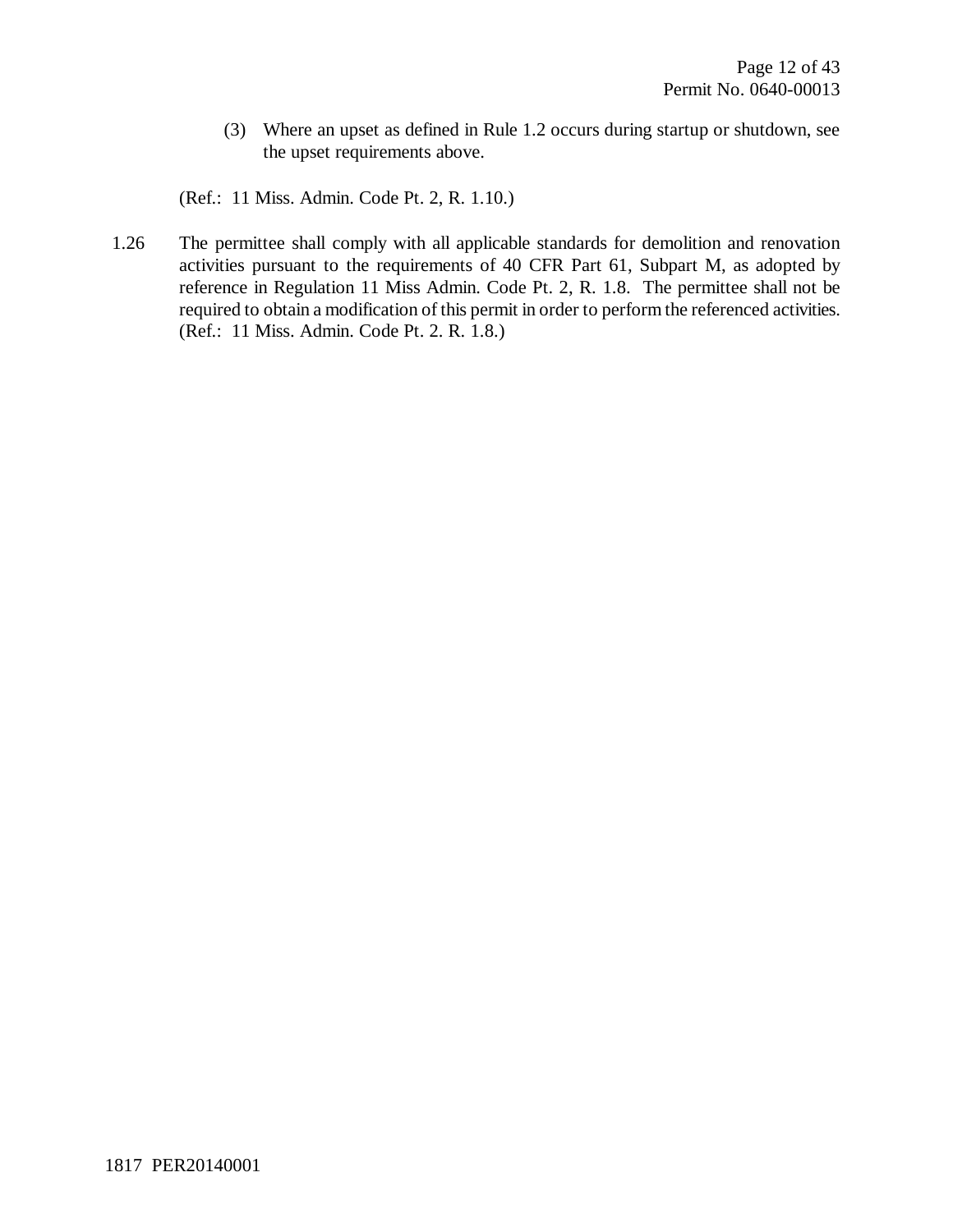(3) Where an upset as defined in Rule 1.2 occurs during startup or shutdown, see the upset requirements above.

(Ref.: 11 Miss. Admin. Code Pt. 2, R. 1.10.)

1.26 The permittee shall comply with all applicable standards for demolition and renovation activities pursuant to the requirements of 40 CFR Part 61, Subpart M, as adopted by reference in Regulation 11 Miss Admin. Code Pt. 2, R. 1.8. The permittee shall not be required to obtain a modification of this permit in order to perform the referenced activities. (Ref.: 11 Miss. Admin. Code Pt. 2. R. 1.8.)

1817 PER20140001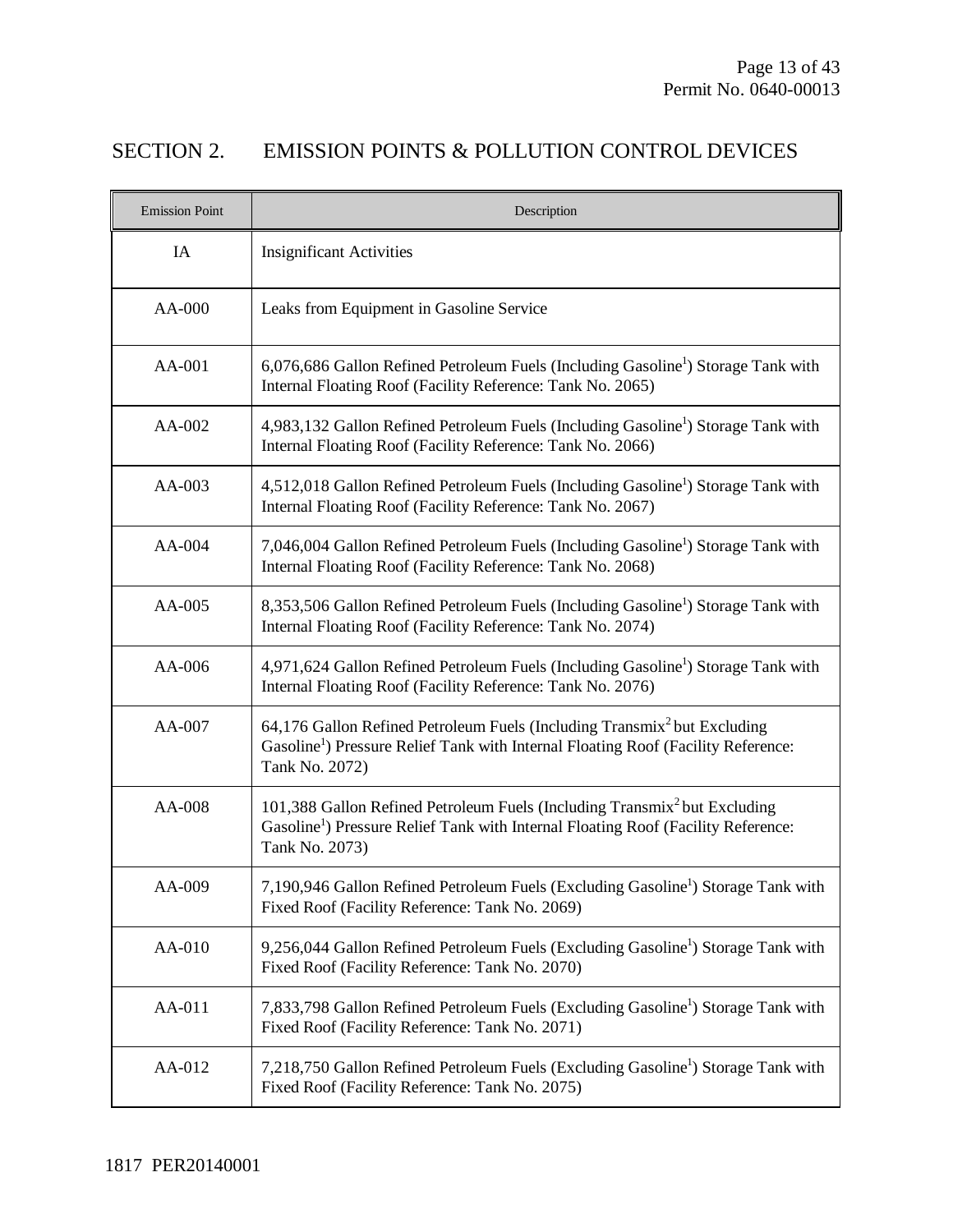## SECTION 2. EMISSION POINTS & POLLUTION CONTROL DEVICES

| Emission Point | Description |
|---|---|
| IA | Insignificant Activities |
| AA-000 | Leaks from Equipment in Gasoline Service |
| AA-001 | 6,076,686 Gallon Refined Petroleum Fuels (Including Gasoline[1]) Storage Tank with Internal Floating Roof (Facility Reference: Tank No. 2065) |
| AA-002 | 4,983,132 Gallon Refined Petroleum Fuels (Including Gasoline[1]) Storage Tank with Internal Floating Roof (Facility Reference: Tank No. 2066) |
| AA-003 | 4,512,018 Gallon Refined Petroleum Fuels (Including Gasoline[1]) Storage Tank with Internal Floating Roof (Facility Reference: Tank No. 2067) |
| AA-004 | 7,046,004 Gallon Refined Petroleum Fuels (Including Gasoline[1]) Storage Tank with Internal Floating Roof (Facility Reference: Tank No. 2068) |
| AA-005 | 8,353,506 Gallon Refined Petroleum Fuels (Including Gasoline[1]) Storage Tank with Internal Floating Roof (Facility Reference: Tank No. 2074) |
| AA-006 | 4,971,624 Gallon Refined Petroleum Fuels (Including Gasoline[1]) Storage Tank with Internal Floating Roof (Facility Reference: Tank No. 2076) |
| AA-007 | 64,176 Gallon Refined Petroleum Fuels (Including Transmix[2] but Excluding Gasoline[1]) Pressure Relief Tank with Internal Floating Roof (Facility Reference: Tank No. 2072) |
| AA-008 | 101,388 Gallon Refined Petroleum Fuels (Including Transmix[2] but Excluding Gasoline[1]) Pressure Relief Tank with Internal Floating Roof (Facility Reference: Tank No. 2073) |
| AA-009 | 7,190,946 Gallon Refined Petroleum Fuels (Excluding Gasoline[1]) Storage Tank with Fixed Roof (Facility Reference: Tank No. 2069) |
| AA-010 | 9,256,044 Gallon Refined Petroleum Fuels (Excluding Gasoline[1]) Storage Tank with Fixed Roof (Facility Reference: Tank No. 2070) |
| AA-011 | 7,833,798 Gallon Refined Petroleum Fuels (Excluding Gasoline[1]) Storage Tank with Fixed Roof (Facility Reference: Tank No. 2071) |
| AA-012 | 7,218,750 Gallon Refined Petroleum Fuels (Excluding Gasoline[1]) Storage Tank with Fixed Roof (Facility Reference: Tank No. 2075) |

1817 PER20140001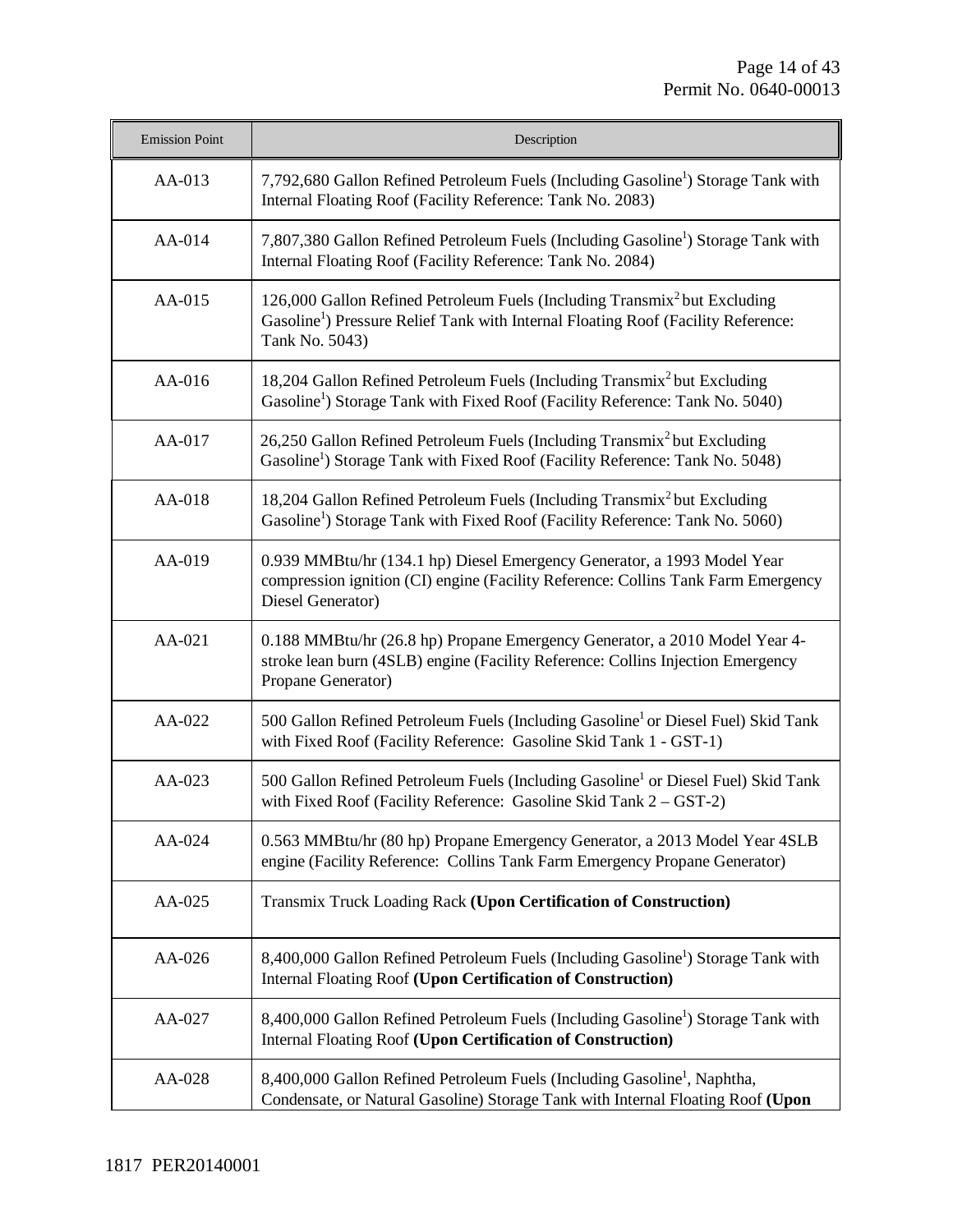| Emission Point | Description |
|---|---|
| AA-013 | 7,792,680 Gallon Refined Petroleum Fuels (Including Gasoline[1]) Storage Tank with Internal Floating Roof (Facility Reference: Tank No. 2083) |
| AA-014 | 7,807,380 Gallon Refined Petroleum Fuels (Including Gasoline[1]) Storage Tank with Internal Floating Roof (Facility Reference: Tank No. 2084) |
| AA-015 | 126,000 Gallon Refined Petroleum Fuels (Including Transmix[2] but Excluding Gasoline[1]) Pressure Relief Tank with Internal Floating Roof (Facility Reference: Tank No. 5043) |
| AA-016 | 18,204 Gallon Refined Petroleum Fuels (Including Transmix[2] but Excluding Gasoline[1]) Storage Tank with Fixed Roof (Facility Reference: Tank No. 5040) |
| AA-017 | 26,250 Gallon Refined Petroleum Fuels (Including Transmix[2] but Excluding Gasoline[1]) Storage Tank with Fixed Roof (Facility Reference: Tank No. 5048) |
| AA-018 | 18,204 Gallon Refined Petroleum Fuels (Including Transmix[2] but Excluding Gasoline[1]) Storage Tank with Fixed Roof (Facility Reference: Tank No. 5060) |
| AA-019 | 0.939 MMBtu/hr (134.1 hp) Diesel Emergency Generator, a 1993 Model Year compression ignition (CI) engine (Facility Reference: Collins Tank Farm Emergency Diesel Generator) |
| AA-021 | 0.188 MMBtu/hr (26.8 hp) Propane Emergency Generator, a 2010 Model Year 4-stroke lean burn (4SLB) engine (Facility Reference: Collins Injection Emergency Propane Generator) |
| AA-022 | 500 Gallon Refined Petroleum Fuels (Including Gasoline[1] or Diesel Fuel) Skid Tank with Fixed Roof (Facility Reference: Gasoline Skid Tank 1 - GST-1) |
| AA-023 | 500 Gallon Refined Petroleum Fuels (Including Gasoline[1] or Diesel Fuel) Skid Tank with Fixed Roof (Facility Reference: Gasoline Skid Tank 2 – GST-2) |
| AA-024 | 0.563 MMBtu/hr (80 hp) Propane Emergency Generator, a 2013 Model Year 4SLB engine (Facility Reference: Collins Tank Farm Emergency Propane Generator) |
| AA-025 | Transmix Truck Loading Rack **(Upon Certification of Construction)** |
| AA-026 | 8,400,000 Gallon Refined Petroleum Fuels (Including Gasoline[1]) Storage Tank with Internal Floating Roof **(Upon Certification of Construction)** |
| AA-027 | 8,400,000 Gallon Refined Petroleum Fuels (Including Gasoline[1]) Storage Tank with Internal Floating Roof **(Upon Certification of Construction)** |
| AA-028 | 8,400,000 Gallon Refined Petroleum Fuels (Including Gasoline[1], Naphtha, Condensate, or Natural Gasoline) Storage Tank with Internal Floating Roof **(Upon** |

1817 PER20140001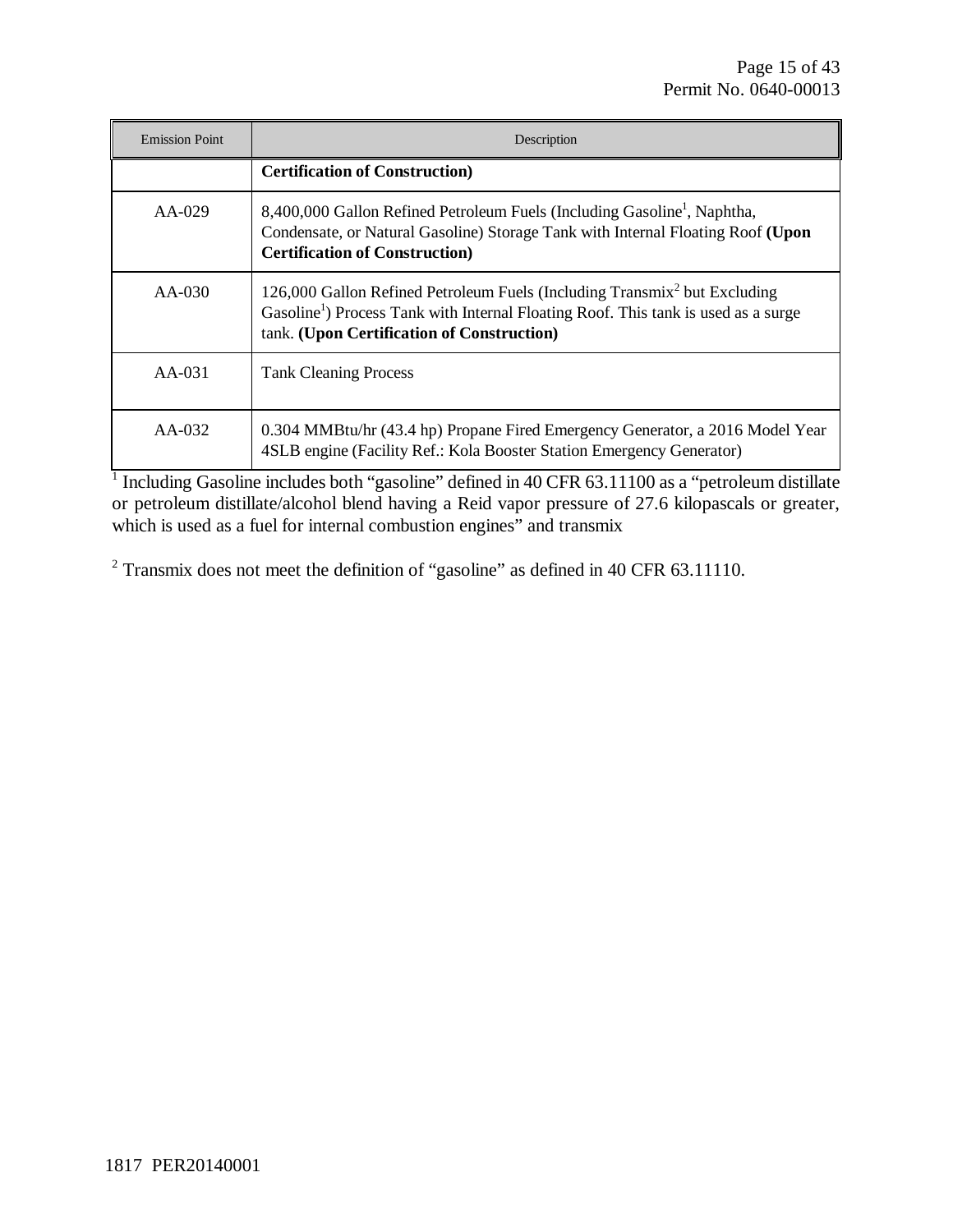| Emission Point | Description |
|---|---|
| | **Certification of Construction)** |
| AA-029 | 8,400,000 Gallon Refined Petroleum Fuels (Including Gasoline[1], Naphtha, Condensate, or Natural Gasoline) Storage Tank with Internal Floating Roof **(Upon Certification of Construction)** |
| AA-030 | 126,000 Gallon Refined Petroleum Fuels (Including Transmix[2] but Excluding Gasoline[1]) Process Tank with Internal Floating Roof. This tank is used as a surge tank. **(Upon Certification of Construction)** |
| AA-031 | Tank Cleaning Process |
| AA-032 | 0.304 MMBtu/hr (43.4 hp) Propane Fired Emergency Generator, a 2016 Model Year 4SLB engine (Facility Ref.: Kola Booster Station Emergency Generator) |

[1] Including Gasoline includes both "gasoline" defined in 40 CFR 63.11100 as a "petroleum distillate or petroleum distillate/alcohol blend having a Reid vapor pressure of 27.6 kilopascals or greater, which is used as a fuel for internal combustion engines" and transmix

[2] Transmix does not meet the definition of "gasoline" as defined in 40 CFR 63.11110.

1817 PER20140001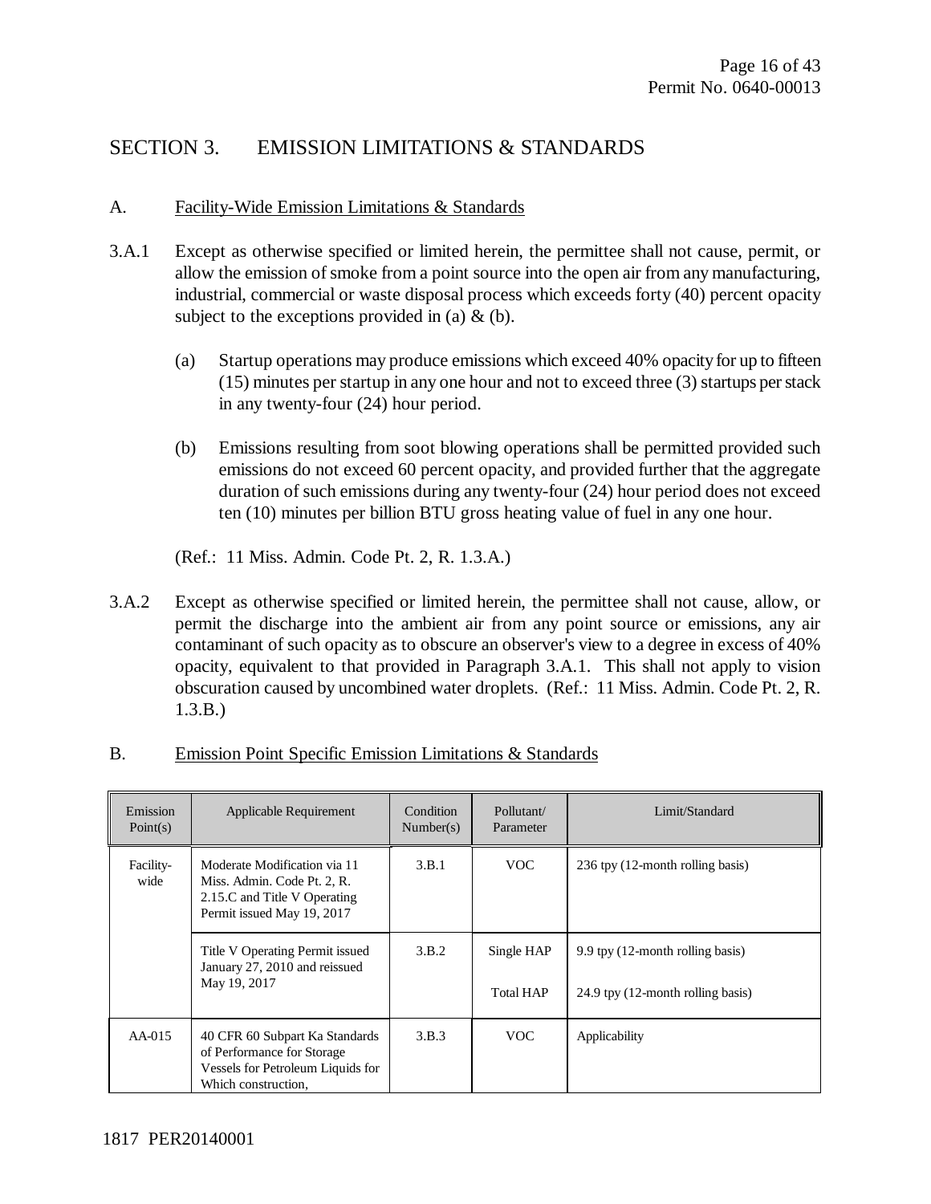## SECTION 3. EMISSION LIMITATIONS & STANDARDS

### A. Facility-Wide Emission Limitations & Standards

3.A.1 Except as otherwise specified or limited herein, the permittee shall not cause, permit, or allow the emission of smoke from a point source into the open air from any manufacturing, industrial, commercial or waste disposal process which exceeds forty (40) percent opacity subject to the exceptions provided in (a) & (b).

(a) Startup operations may produce emissions which exceed 40% opacity for up to fifteen (15) minutes per startup in any one hour and not to exceed three (3) startups per stack in any twenty-four (24) hour period.

(b) Emissions resulting from soot blowing operations shall be permitted provided such emissions do not exceed 60 percent opacity, and provided further that the aggregate duration of such emissions during any twenty-four (24) hour period does not exceed ten (10) minutes per billion BTU gross heating value of fuel in any one hour.

(Ref.: 11 Miss. Admin. Code Pt. 2, R. 1.3.A.)

3.A.2 Except as otherwise specified or limited herein, the permittee shall not cause, allow, or permit the discharge into the ambient air from any point source or emissions, any air contaminant of such opacity as to obscure an observer's view to a degree in excess of 40% opacity, equivalent to that provided in Paragraph 3.A.1. This shall not apply to vision obscuration caused by uncombined water droplets. (Ref.: 11 Miss. Admin. Code Pt. 2, R. 1.3.B.)

### B. Emission Point Specific Emission Limitations & Standards

| Emission Point(s) | Applicable Requirement | Condition Number(s) | Pollutant/ Parameter | Limit/Standard |
|---|---|---|---|---|
| Facility-wide | Moderate Modification via 11 Miss. Admin. Code Pt. 2, R. 2.15.C and Title V Operating Permit issued May 19, 2017 | 3.B.1 | VOC | 236 tpy (12-month rolling basis) |
| | Title V Operating Permit issued January 27, 2010 and reissued May 19, 2017 | 3.B.2 | Single HAP<br>Total HAP | 9.9 tpy (12-month rolling basis)<br>24.9 tpy (12-month rolling basis) |
| AA-015 | 40 CFR 60 Subpart Ka Standards of Performance for Storage Vessels for Petroleum Liquids for Which construction, | 3.B.3 | VOC | Applicability |

1817 PER20140001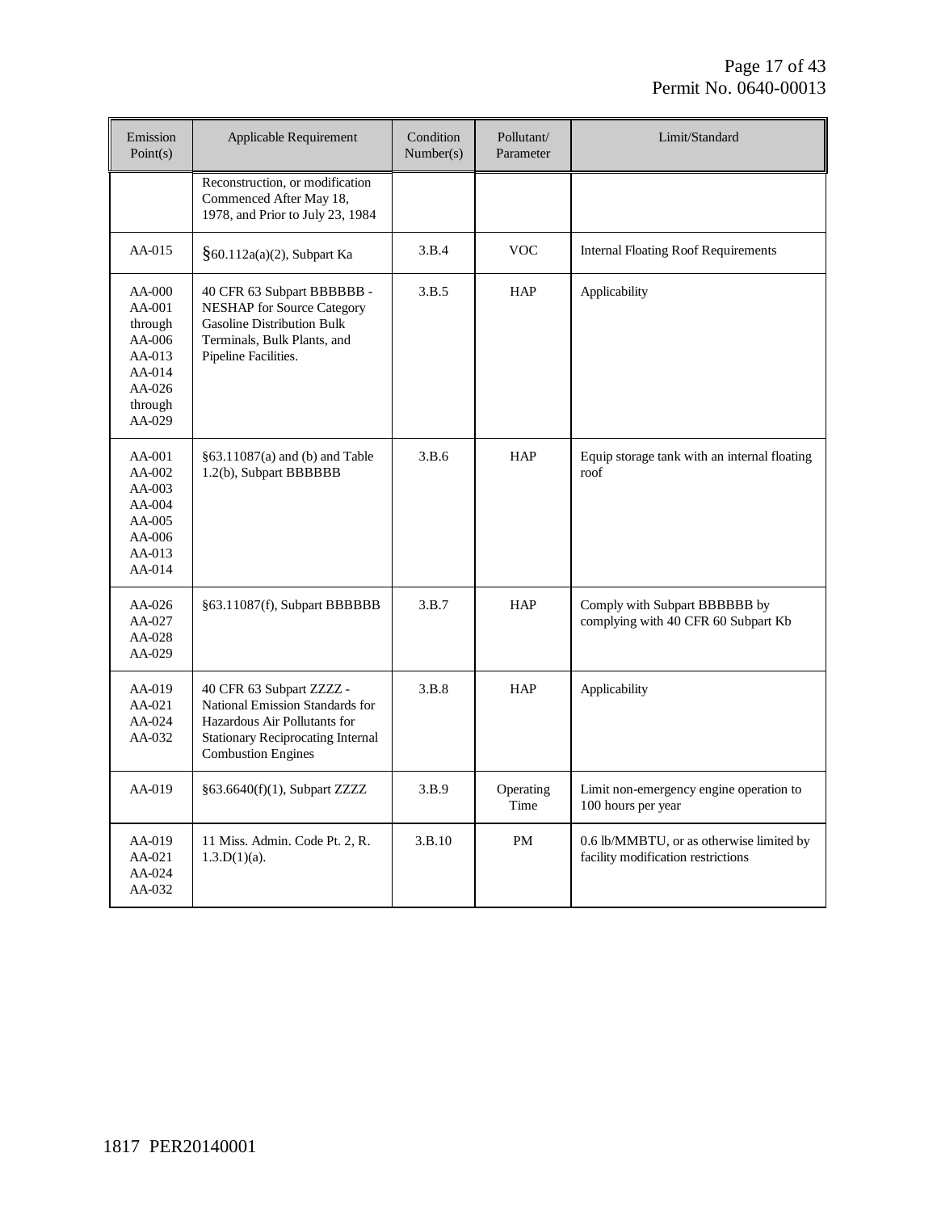| Emission Point(s) | Applicable Requirement | Condition Number(s) | Pollutant/ Parameter | Limit/Standard |
|---|---|---|---|---|
| | Reconstruction, or modification Commenced After May 18, 1978, and Prior to July 23, 1984 | | | |
| AA-015 | §60.112a(a)(2), Subpart Ka | 3.B.4 | VOC | Internal Floating Roof Requirements |
| AA-000 AA-001 through AA-006 AA-013 AA-014 AA-026 through AA-029 | 40 CFR 63 Subpart BBBBBB - NESHAP for Source Category Gasoline Distribution Bulk Terminals, Bulk Plants, and Pipeline Facilities. | 3.B.5 | HAP | Applicability |
| AA-001 AA-002 AA-003 AA-004 AA-005 AA-006 AA-013 AA-014 | §63.11087(a) and (b) and Table 1.2(b), Subpart BBBBBB | 3.B.6 | HAP | Equip storage tank with an internal floating roof |
| AA-026 AA-027 AA-028 AA-029 | §63.11087(f), Subpart BBBBBB | 3.B.7 | HAP | Comply with Subpart BBBBBB by complying with 40 CFR 60 Subpart Kb |
| AA-019 AA-021 AA-024 AA-032 | 40 CFR 63 Subpart ZZZZ - National Emission Standards for Hazardous Air Pollutants for Stationary Reciprocating Internal Combustion Engines | 3.B.8 | HAP | Applicability |
| AA-019 | §63.6640(f)(1), Subpart ZZZZ | 3.B.9 | Operating Time | Limit non-emergency engine operation to 100 hours per year |
| AA-019 AA-021 AA-024 AA-032 | 11 Miss. Admin. Code Pt. 2, R. 1.3.D(1)(a). | 3.B.10 | PM | 0.6 lb/MMBTU, or as otherwise limited by facility modification restrictions |

1817 PER20140001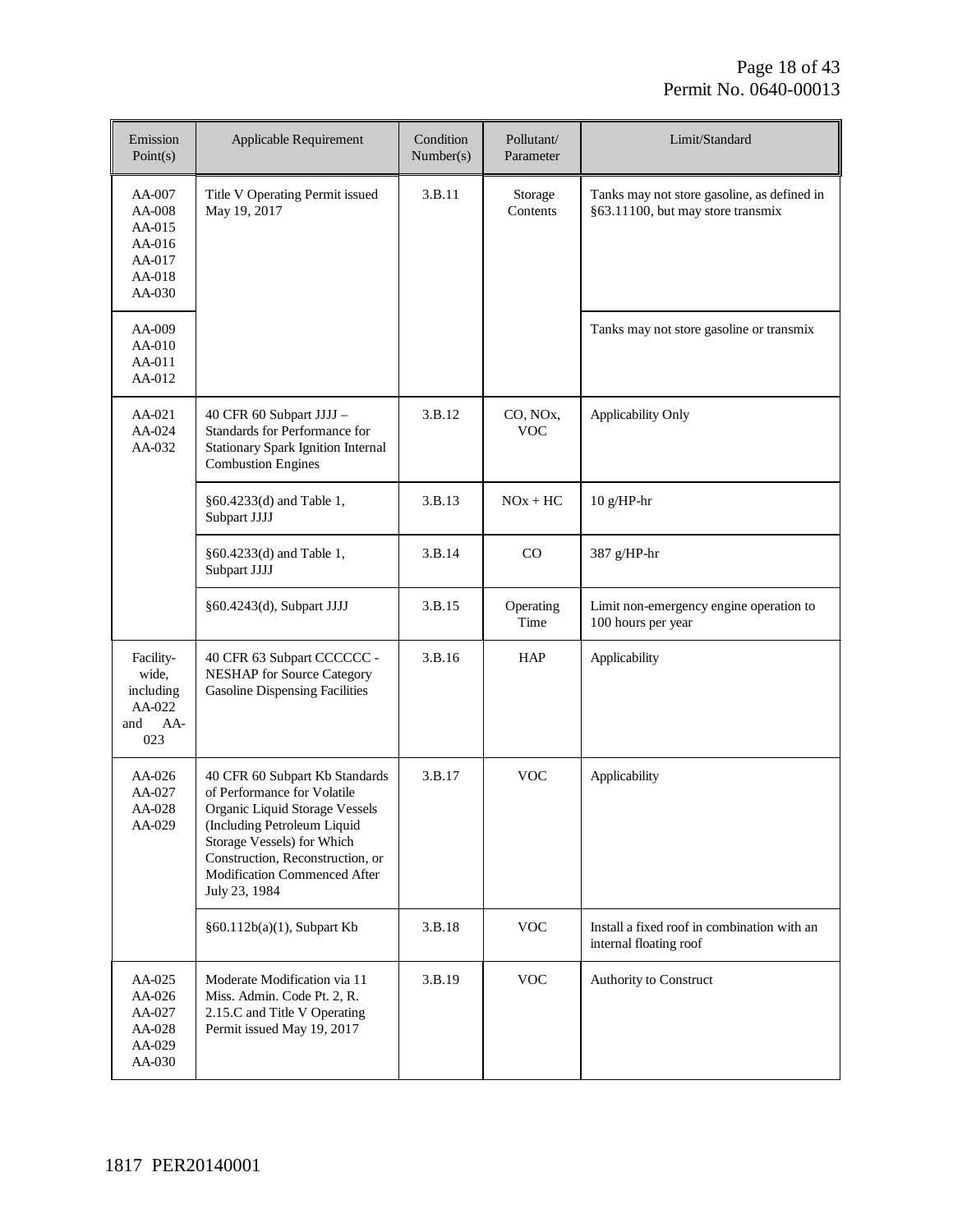| Emission Point(s) | Applicable Requirement | Condition Number(s) | Pollutant/ Parameter | Limit/Standard |
|---|---|---|---|---|
| AA-007 AA-008 AA-015 AA-016 AA-017 AA-018 AA-030 | Title V Operating Permit issued May 19, 2017 | 3.B.11 | Storage Contents | Tanks may not store gasoline, as defined in §63.11100, but may store transmix |
| AA-009 AA-010 AA-011 AA-012 | | | | Tanks may not store gasoline or transmix |
| AA-021 AA-024 AA-032 | 40 CFR 60 Subpart JJJJ – Standards for Performance for Stationary Spark Ignition Internal Combustion Engines | 3.B.12 | CO, NOx, VOC | Applicability Only |
| | §60.4233(d) and Table 1, Subpart JJJJ | 3.B.13 | NOx + HC | 10 g/HP-hr |
| | §60.4233(d) and Table 1, Subpart JJJJ | 3.B.14 | CO | 387 g/HP-hr |
| | §60.4243(d), Subpart JJJJ | 3.B.15 | Operating Time | Limit non-emergency engine operation to 100 hours per year |
| Facility-wide, including AA-022 and AA-023 | 40 CFR 63 Subpart CCCCCC - NESHAP for Source Category Gasoline Dispensing Facilities | 3.B.16 | HAP | Applicability |
| AA-026 AA-027 AA-028 AA-029 | 40 CFR 60 Subpart Kb Standards of Performance for Volatile Organic Liquid Storage Vessels (Including Petroleum Liquid Storage Vessels) for Which Construction, Reconstruction, or Modification Commenced After July 23, 1984 | 3.B.17 | VOC | Applicability |
| | §60.112b(a)(1), Subpart Kb | 3.B.18 | VOC | Install a fixed roof in combination with an internal floating roof |
| AA-025 AA-026 AA-027 AA-028 AA-029 AA-030 | Moderate Modification via 11 Miss. Admin. Code Pt. 2, R. 2.15.C and Title V Operating Permit issued May 19, 2017 | 3.B.19 | VOC | Authority to Construct |

1817 PER20140001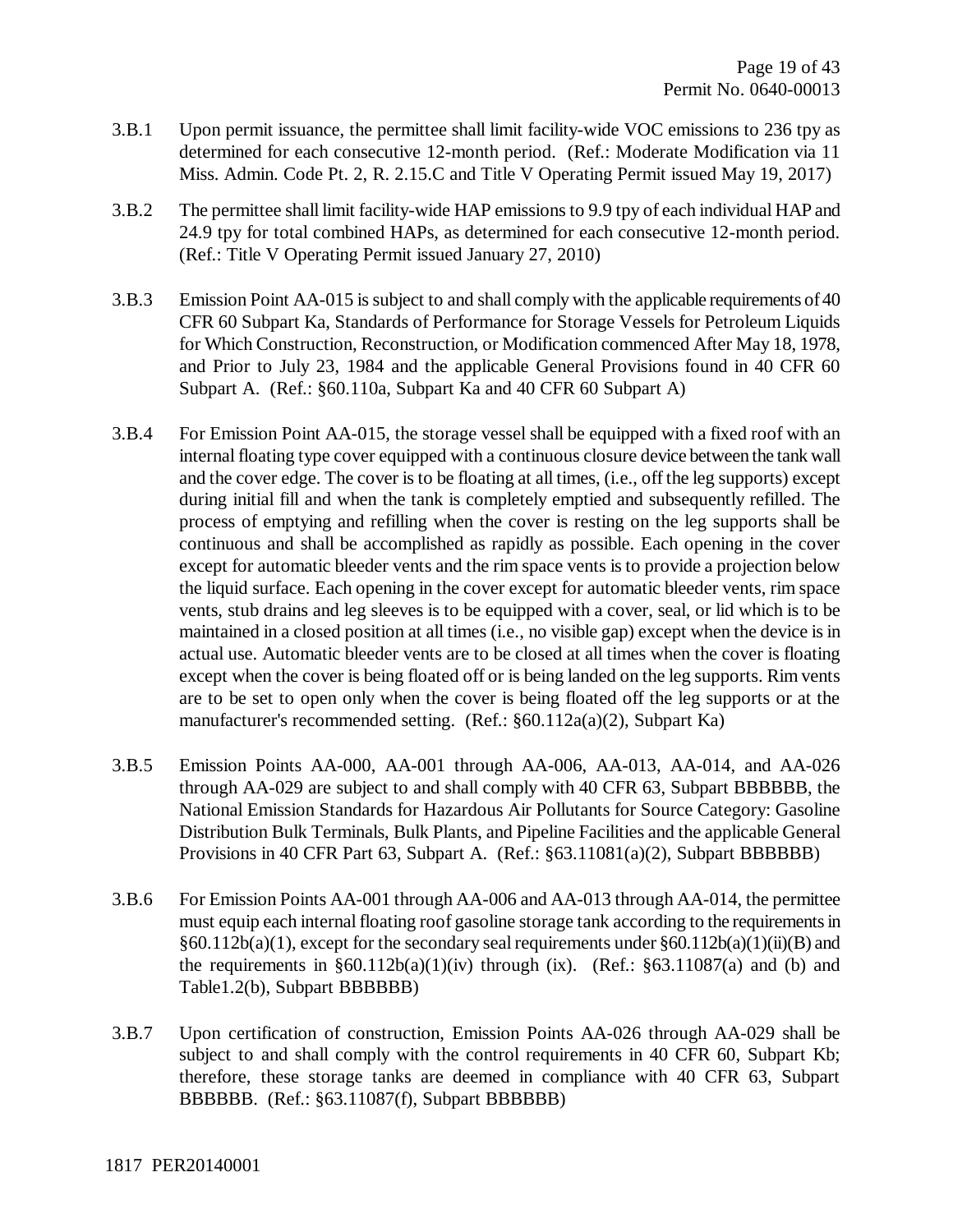3.B.1 Upon permit issuance, the permittee shall limit facility-wide VOC emissions to 236 tpy as determined for each consecutive 12-month period. (Ref.: Moderate Modification via 11 Miss. Admin. Code Pt. 2, R. 2.15.C and Title V Operating Permit issued May 19, 2017)

3.B.2 The permittee shall limit facility-wide HAP emissions to 9.9 tpy of each individual HAP and 24.9 tpy for total combined HAPs, as determined for each consecutive 12-month period. (Ref.: Title V Operating Permit issued January 27, 2010)

3.B.3 Emission Point AA-015 is subject to and shall comply with the applicable requirements of 40 CFR 60 Subpart Ka, Standards of Performance for Storage Vessels for Petroleum Liquids for Which Construction, Reconstruction, or Modification commenced After May 18, 1978, and Prior to July 23, 1984 and the applicable General Provisions found in 40 CFR 60 Subpart A. (Ref.: §60.110a, Subpart Ka and 40 CFR 60 Subpart A)

3.B.4 For Emission Point AA-015, the storage vessel shall be equipped with a fixed roof with an internal floating type cover equipped with a continuous closure device between the tank wall and the cover edge. The cover is to be floating at all times, (i.e., off the leg supports) except during initial fill and when the tank is completely emptied and subsequently refilled. The process of emptying and refilling when the cover is resting on the leg supports shall be continuous and shall be accomplished as rapidly as possible. Each opening in the cover except for automatic bleeder vents and the rim space vents is to provide a projection below the liquid surface. Each opening in the cover except for automatic bleeder vents, rim space vents, stub drains and leg sleeves is to be equipped with a cover, seal, or lid which is to be maintained in a closed position at all times (i.e., no visible gap) except when the device is in actual use. Automatic bleeder vents are to be closed at all times when the cover is floating except when the cover is being floated off or is being landed on the leg supports. Rim vents are to be set to open only when the cover is being floated off the leg supports or at the manufacturer's recommended setting. (Ref.: §60.112a(a)(2), Subpart Ka)

3.B.5 Emission Points AA-000, AA-001 through AA-006, AA-013, AA-014, and AA-026 through AA-029 are subject to and shall comply with 40 CFR 63, Subpart BBBBBB, the National Emission Standards for Hazardous Air Pollutants for Source Category: Gasoline Distribution Bulk Terminals, Bulk Plants, and Pipeline Facilities and the applicable General Provisions in 40 CFR Part 63, Subpart A. (Ref.: §63.11081(a)(2), Subpart BBBBBB)

3.B.6 For Emission Points AA-001 through AA-006 and AA-013 through AA-014, the permittee must equip each internal floating roof gasoline storage tank according to the requirements in §60.112b(a)(1), except for the secondary seal requirements under §60.112b(a)(1)(ii)(B) and the requirements in §60.112b(a)(1)(iv) through (ix). (Ref.: §63.11087(a) and (b) and Table1.2(b), Subpart BBBBBB)

3.B.7 Upon certification of construction, Emission Points AA-026 through AA-029 shall be subject to and shall comply with the control requirements in 40 CFR 60, Subpart Kb; therefore, these storage tanks are deemed in compliance with 40 CFR 63, Subpart BBBBBB. (Ref.: §63.11087(f), Subpart BBBBBB)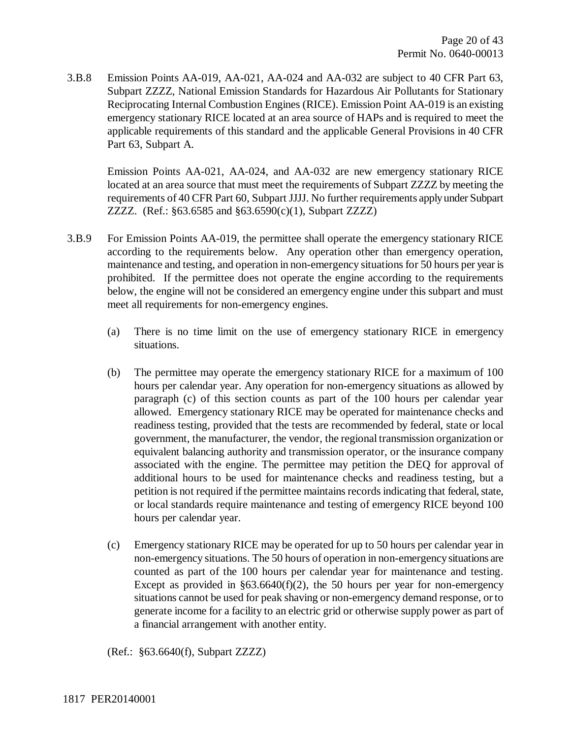3.B.8 Emission Points AA-019, AA-021, AA-024 and AA-032 are subject to 40 CFR Part 63, Subpart ZZZZ, National Emission Standards for Hazardous Air Pollutants for Stationary Reciprocating Internal Combustion Engines (RICE). Emission Point AA-019 is an existing emergency stationary RICE located at an area source of HAPs and is required to meet the applicable requirements of this standard and the applicable General Provisions in 40 CFR Part 63, Subpart A.

Emission Points AA-021, AA-024, and AA-032 are new emergency stationary RICE located at an area source that must meet the requirements of Subpart ZZZZ by meeting the requirements of 40 CFR Part 60, Subpart JJJJ. No further requirements apply under Subpart ZZZZ. (Ref.: §63.6585 and §63.6590(c)(1), Subpart ZZZZ)

3.B.9 For Emission Points AA-019, the permittee shall operate the emergency stationary RICE according to the requirements below. Any operation other than emergency operation, maintenance and testing, and operation in non-emergency situations for 50 hours per year is prohibited. If the permittee does not operate the engine according to the requirements below, the engine will not be considered an emergency engine under this subpart and must meet all requirements for non-emergency engines.

(a) There is no time limit on the use of emergency stationary RICE in emergency situations.

(b) The permittee may operate the emergency stationary RICE for a maximum of 100 hours per calendar year. Any operation for non-emergency situations as allowed by paragraph (c) of this section counts as part of the 100 hours per calendar year allowed. Emergency stationary RICE may be operated for maintenance checks and readiness testing, provided that the tests are recommended by federal, state or local government, the manufacturer, the vendor, the regional transmission organization or equivalent balancing authority and transmission operator, or the insurance company associated with the engine. The permittee may petition the DEQ for approval of additional hours to be used for maintenance checks and readiness testing, but a petition is not required if the permittee maintains records indicating that federal, state, or local standards require maintenance and testing of emergency RICE beyond 100 hours per calendar year.

(c) Emergency stationary RICE may be operated for up to 50 hours per calendar year in non-emergency situations. The 50 hours of operation in non-emergency situations are counted as part of the 100 hours per calendar year for maintenance and testing. Except as provided in §63.6640(f)(2), the 50 hours per year for non-emergency situations cannot be used for peak shaving or non-emergency demand response, or to generate income for a facility to an electric grid or otherwise supply power as part of a financial arrangement with another entity.

(Ref.: §63.6640(f), Subpart ZZZZ)

1817 PER20140001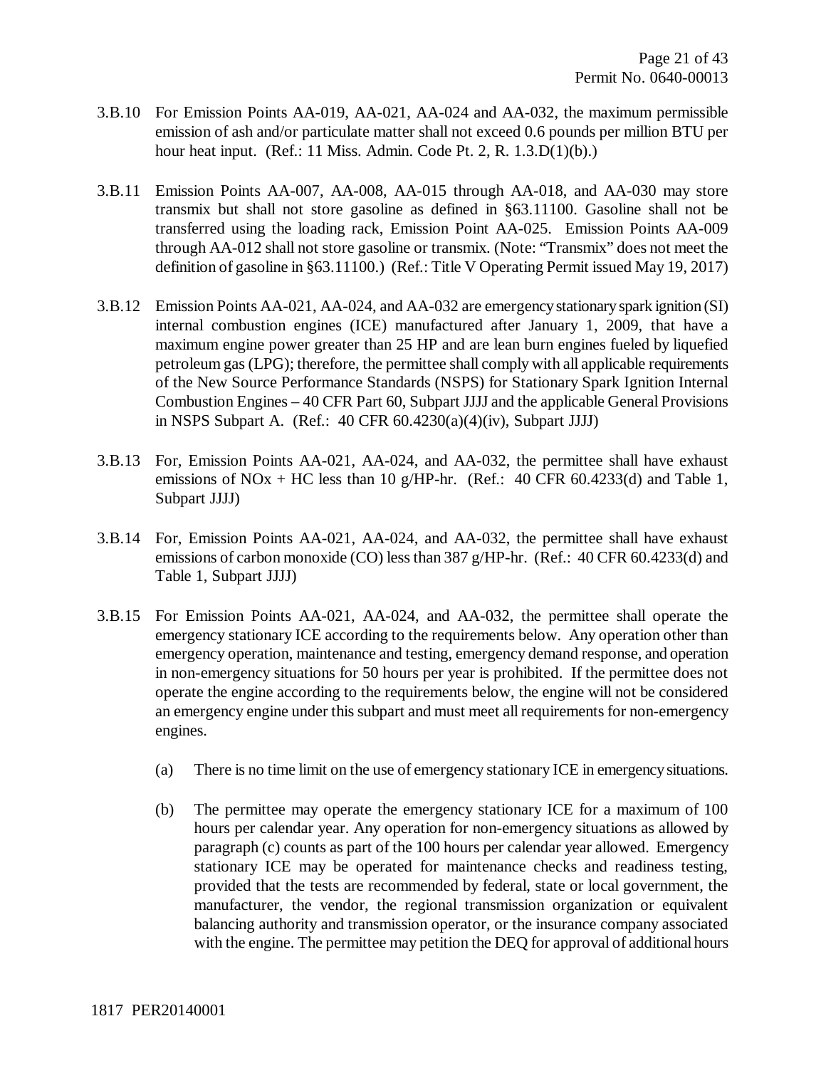3.B.10 For Emission Points AA-019, AA-021, AA-024 and AA-032, the maximum permissible emission of ash and/or particulate matter shall not exceed 0.6 pounds per million BTU per hour heat input. (Ref.: 11 Miss. Admin. Code Pt. 2, R. 1.3.D(1)(b).)

3.B.11 Emission Points AA-007, AA-008, AA-015 through AA-018, and AA-030 may store transmix but shall not store gasoline as defined in §63.11100. Gasoline shall not be transferred using the loading rack, Emission Point AA-025. Emission Points AA-009 through AA-012 shall not store gasoline or transmix. (Note: "Transmix" does not meet the definition of gasoline in §63.11100.) (Ref.: Title V Operating Permit issued May 19, 2017)

3.B.12 Emission Points AA-021, AA-024, and AA-032 are emergency stationary spark ignition (SI) internal combustion engines (ICE) manufactured after January 1, 2009, that have a maximum engine power greater than 25 HP and are lean burn engines fueled by liquefied petroleum gas (LPG); therefore, the permittee shall comply with all applicable requirements of the New Source Performance Standards (NSPS) for Stationary Spark Ignition Internal Combustion Engines – 40 CFR Part 60, Subpart JJJJ and the applicable General Provisions in NSPS Subpart A. (Ref.: 40 CFR 60.4230(a)(4)(iv), Subpart JJJJ)

3.B.13 For, Emission Points AA-021, AA-024, and AA-032, the permittee shall have exhaust emissions of $NO_x$ + HC less than 10 g/HP-hr. (Ref.: 40 CFR 60.4233(d) and Table 1, Subpart JJJJ)

3.B.14 For, Emission Points AA-021, AA-024, and AA-032, the permittee shall have exhaust emissions of carbon monoxide (CO) less than 387 g/HP-hr. (Ref.: 40 CFR 60.4233(d) and Table 1, Subpart JJJJ)

3.B.15 For Emission Points AA-021, AA-024, and AA-032, the permittee shall operate the emergency stationary ICE according to the requirements below. Any operation other than emergency operation, maintenance and testing, emergency demand response, and operation in non-emergency situations for 50 hours per year is prohibited. If the permittee does not operate the engine according to the requirements below, the engine will not be considered an emergency engine under this subpart and must meet all requirements for non-emergency engines.

(a) There is no time limit on the use of emergency stationary ICE in emergency situations.

(b) The permittee may operate the emergency stationary ICE for a maximum of 100 hours per calendar year. Any operation for non-emergency situations as allowed by paragraph (c) counts as part of the 100 hours per calendar year allowed. Emergency stationary ICE may be operated for maintenance checks and readiness testing, provided that the tests are recommended by federal, state or local government, the manufacturer, the vendor, the regional transmission organization or equivalent balancing authority and transmission operator, or the insurance company associated with the engine. The permittee may petition the DEQ for approval of additional hours

1817 PER20140001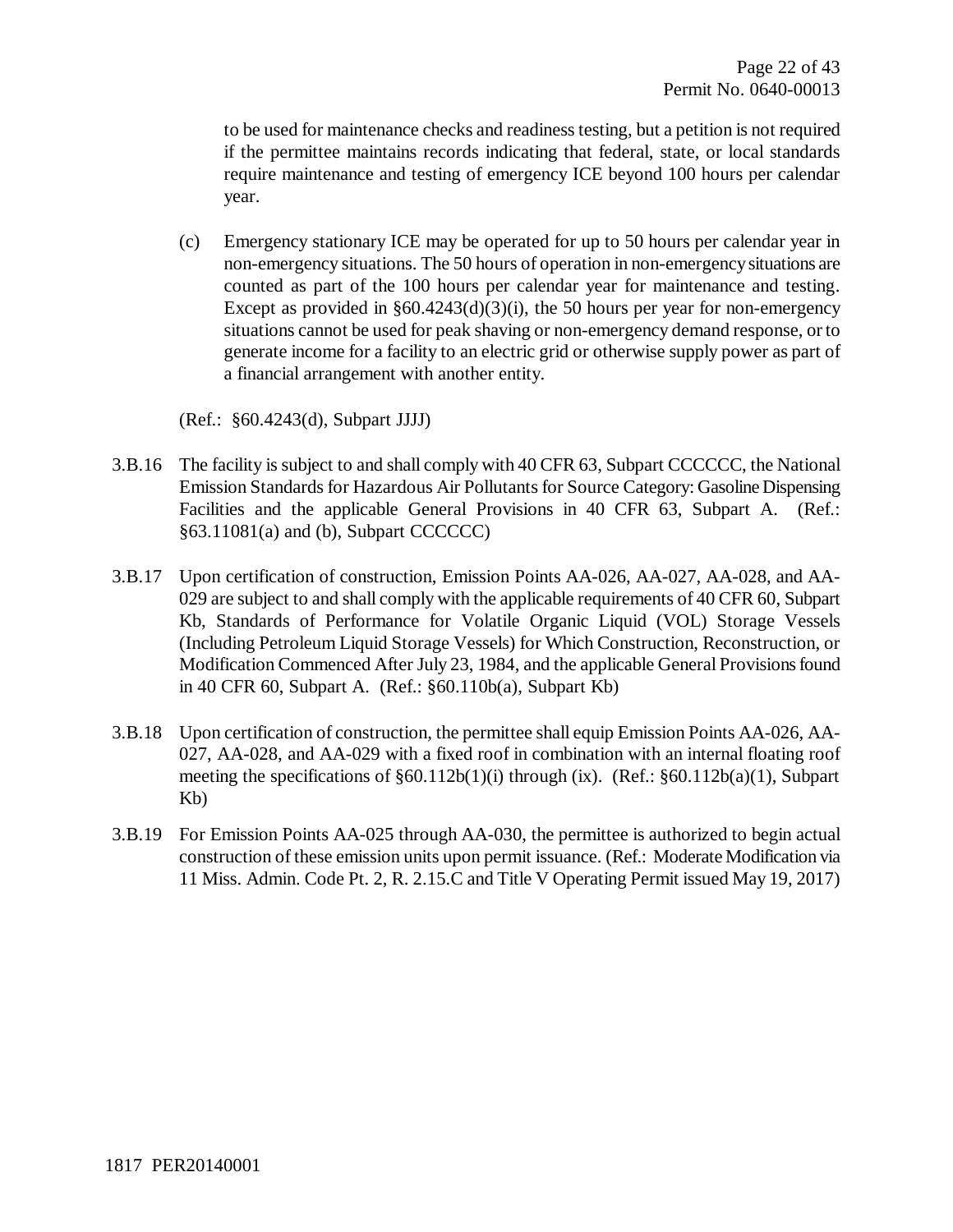to be used for maintenance checks and readiness testing, but a petition is not required if the permittee maintains records indicating that federal, state, or local standards require maintenance and testing of emergency ICE beyond 100 hours per calendar year.

(c) Emergency stationary ICE may be operated for up to 50 hours per calendar year in non-emergency situations. The 50 hours of operation in non-emergency situations are counted as part of the 100 hours per calendar year for maintenance and testing. Except as provided in §60.4243(d)(3)(i), the 50 hours per year for non-emergency situations cannot be used for peak shaving or non-emergency demand response, or to generate income for a facility to an electric grid or otherwise supply power as part of a financial arrangement with another entity.

(Ref.: §60.4243(d), Subpart JJJJ)

3.B.16 The facility is subject to and shall comply with 40 CFR 63, Subpart CCCCCC, the National Emission Standards for Hazardous Air Pollutants for Source Category: Gasoline Dispensing Facilities and the applicable General Provisions in 40 CFR 63, Subpart A. (Ref.: §63.11081(a) and (b), Subpart CCCCCC)

3.B.17 Upon certification of construction, Emission Points AA-026, AA-027, AA-028, and AA-029 are subject to and shall comply with the applicable requirements of 40 CFR 60, Subpart Kb, Standards of Performance for Volatile Organic Liquid (VOL) Storage Vessels (Including Petroleum Liquid Storage Vessels) for Which Construction, Reconstruction, or Modification Commenced After July 23, 1984, and the applicable General Provisions found in 40 CFR 60, Subpart A. (Ref.: §60.110b(a), Subpart Kb)

3.B.18 Upon certification of construction, the permittee shall equip Emission Points AA-026, AA-027, AA-028, and AA-029 with a fixed roof in combination with an internal floating roof meeting the specifications of §60.112b(1)(i) through (ix). (Ref.: §60.112b(a)(1), Subpart Kb)

3.B.19 For Emission Points AA-025 through AA-030, the permittee is authorized to begin actual construction of these emission units upon permit issuance. (Ref.: Moderate Modification via 11 Miss. Admin. Code Pt. 2, R. 2.15.C and Title V Operating Permit issued May 19, 2017)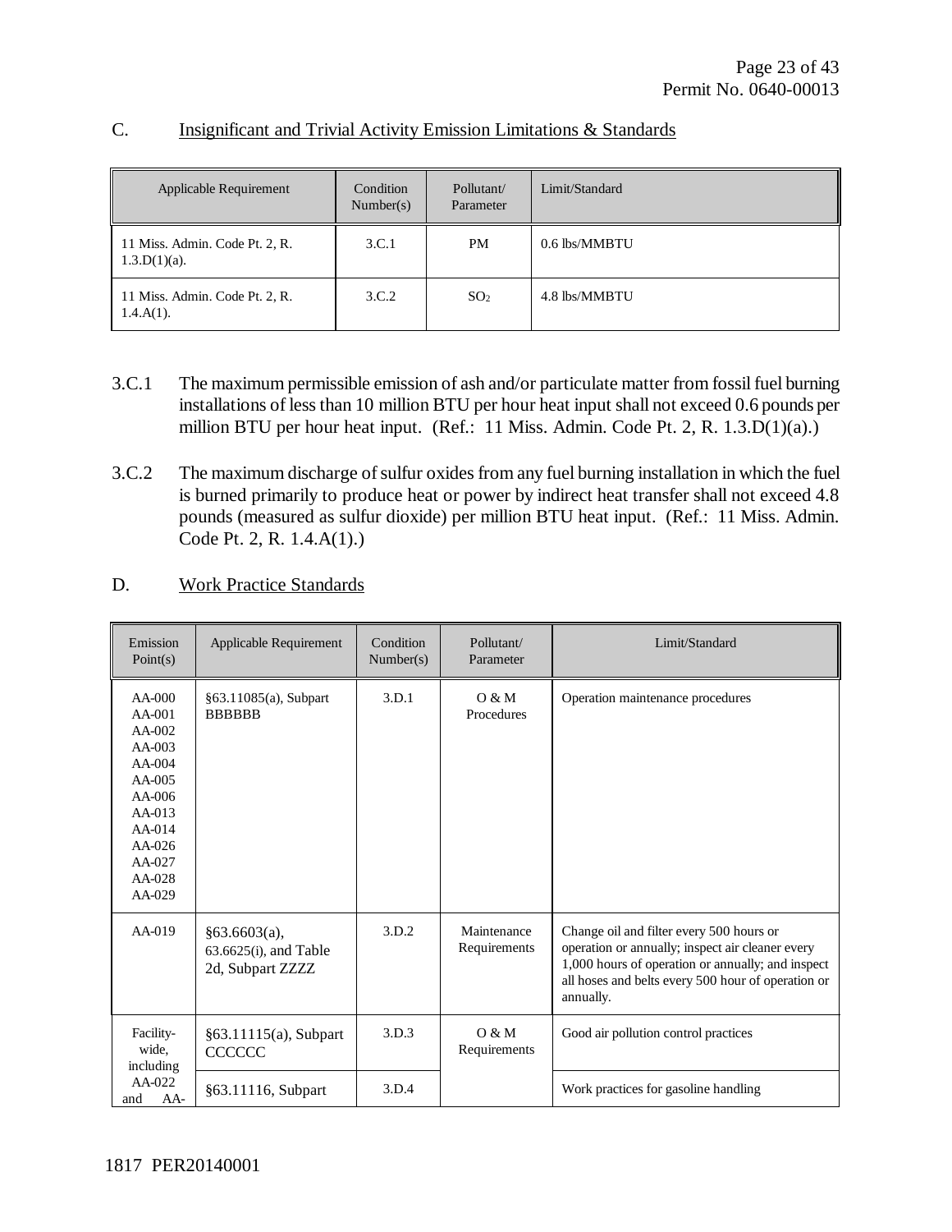## C. Insignificant and Trivial Activity Emission Limitations & Standards

| Applicable Requirement | Condition Number(s) | Pollutant/ Parameter | Limit/Standard |
|---|---|---|---|
| 11 Miss. Admin. Code Pt. 2, R. 1.3.D(1)(a). | 3.C.1 | PM | 0.6 lbs/MMBTU |
| 11 Miss. Admin. Code Pt. 2, R. 1.4.A(1). | 3.C.2 | $SO_2$ | 4.8 lbs/MMBTU |

3.C.1 The maximum permissible emission of ash and/or particulate matter from fossil fuel burning installations of less than 10 million BTU per hour heat input shall not exceed 0.6 pounds per million BTU per hour heat input. (Ref.: 11 Miss. Admin. Code Pt. 2, R. 1.3.D(1)(a).)

3.C.2 The maximum discharge of sulfur oxides from any fuel burning installation in which the fuel is burned primarily to produce heat or power by indirect heat transfer shall not exceed 4.8 pounds (measured as sulfur dioxide) per million BTU heat input. (Ref.: 11 Miss. Admin. Code Pt. 2, R. 1.4.A(1).)

## D. Work Practice Standards

| Emission Point(s) | Applicable Requirement | Condition Number(s) | Pollutant/ Parameter | Limit/Standard |
|---|---|---|---|---|
| AA-000<br>AA-001<br>AA-002<br>AA-003<br>AA-004<br>AA-005<br>AA-006<br>AA-013<br>AA-014<br>AA-026<br>AA-027<br>AA-028<br>AA-029 | §63.11085(a), Subpart BBBBBB | 3.D.1 | O & M Procedures | Operation maintenance procedures |
| AA-019 | §63.6603(a), 63.6625(i), and Table 2d, Subpart ZZZZ | 3.D.2 | Maintenance Requirements | Change oil and filter every 500 hours or operation or annually; inspect air cleaner every 1,000 hours of operation or annually; and inspect all hoses and belts every 500 hour of operation or annually. |
| Facility-wide, including AA-022 and AA- | §63.11115(a), Subpart CCCCCC | 3.D.3 | O & M Requirements | Good air pollution control practices |
| | §63.11116, Subpart | 3.D.4 | | Work practices for gasoline handling |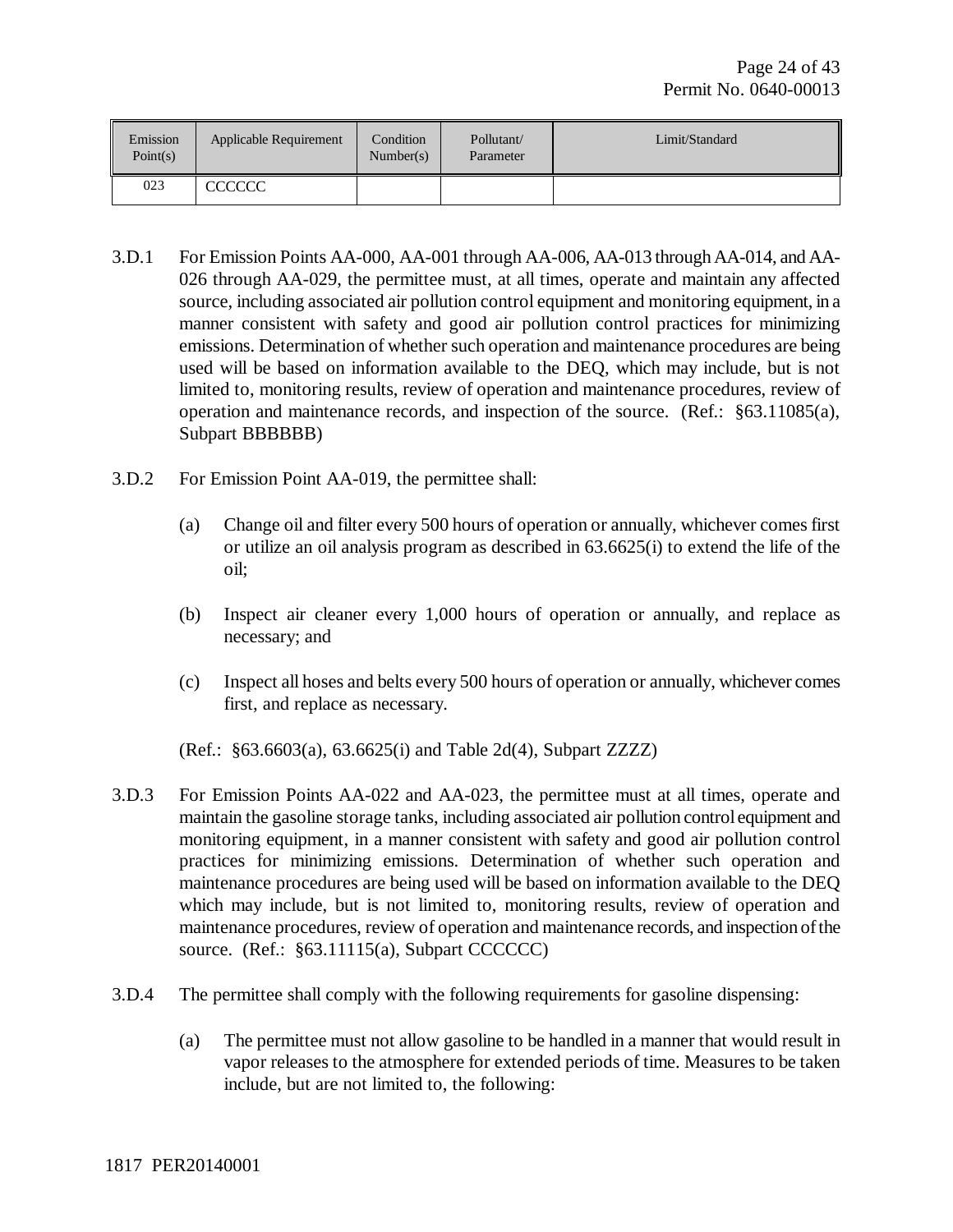| Emission Point(s) | Applicable Requirement | Condition Number(s) | Pollutant/ Parameter | Limit/Standard |
|---|---|---|---|---|
| 023 | CCCCCC | | | |

3.D.1 For Emission Points AA-000, AA-001 through AA-006, AA-013 through AA-014, and AA-026 through AA-029, the permittee must, at all times, operate and maintain any affected source, including associated air pollution control equipment and monitoring equipment, in a manner consistent with safety and good air pollution control practices for minimizing emissions. Determination of whether such operation and maintenance procedures are being used will be based on information available to the DEQ, which may include, but is not limited to, monitoring results, review of operation and maintenance procedures, review of operation and maintenance records, and inspection of the source. (Ref.: §63.11085(a), Subpart BBBBBB)

3.D.2 For Emission Point AA-019, the permittee shall:

(a) Change oil and filter every 500 hours of operation or annually, whichever comes first or utilize an oil analysis program as described in 63.6625(i) to extend the life of the oil;

(b) Inspect air cleaner every 1,000 hours of operation or annually, and replace as necessary; and

(c) Inspect all hoses and belts every 500 hours of operation or annually, whichever comes first, and replace as necessary.

(Ref.: §63.6603(a), 63.6625(i) and Table 2d(4), Subpart ZZZZ)

3.D.3 For Emission Points AA-022 and AA-023, the permittee must at all times, operate and maintain the gasoline storage tanks, including associated air pollution control equipment and monitoring equipment, in a manner consistent with safety and good air pollution control practices for minimizing emissions. Determination of whether such operation and maintenance procedures are being used will be based on information available to the DEQ which may include, but is not limited to, monitoring results, review of operation and maintenance procedures, review of operation and maintenance records, and inspection of the source. (Ref.: §63.11115(a), Subpart CCCCCC)

3.D.4 The permittee shall comply with the following requirements for gasoline dispensing:

(a) The permittee must not allow gasoline to be handled in a manner that would result in vapor releases to the atmosphere for extended periods of time. Measures to be taken include, but are not limited to, the following: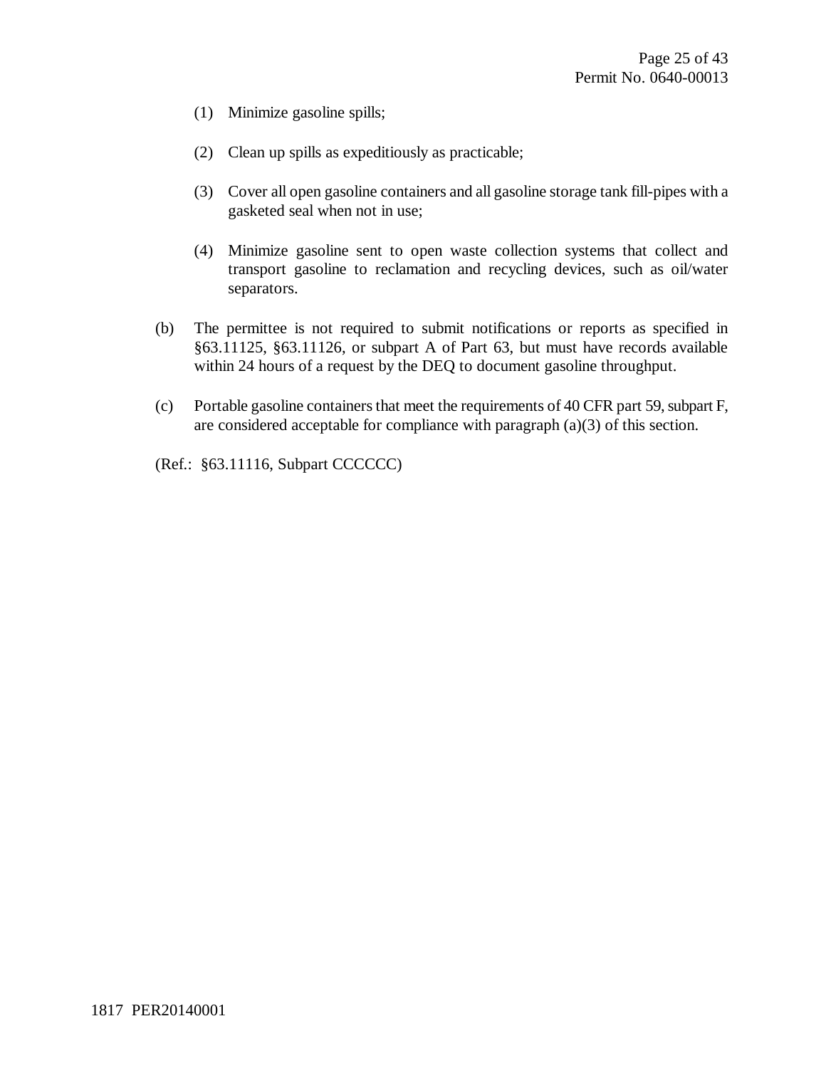(1) Minimize gasoline spills;

(2) Clean up spills as expeditiously as practicable;

(3) Cover all open gasoline containers and all gasoline storage tank fill-pipes with a gasketed seal when not in use;

(4) Minimize gasoline sent to open waste collection systems that collect and transport gasoline to reclamation and recycling devices, such as oil/water separators.

(b) The permittee is not required to submit notifications or reports as specified in §63.11125, §63.11126, or subpart A of Part 63, but must have records available within 24 hours of a request by the DEQ to document gasoline throughput.

(c) Portable gasoline containers that meet the requirements of 40 CFR part 59, subpart F, are considered acceptable for compliance with paragraph (a)(3) of this section.

(Ref.: §63.11116, Subpart CCCCCC)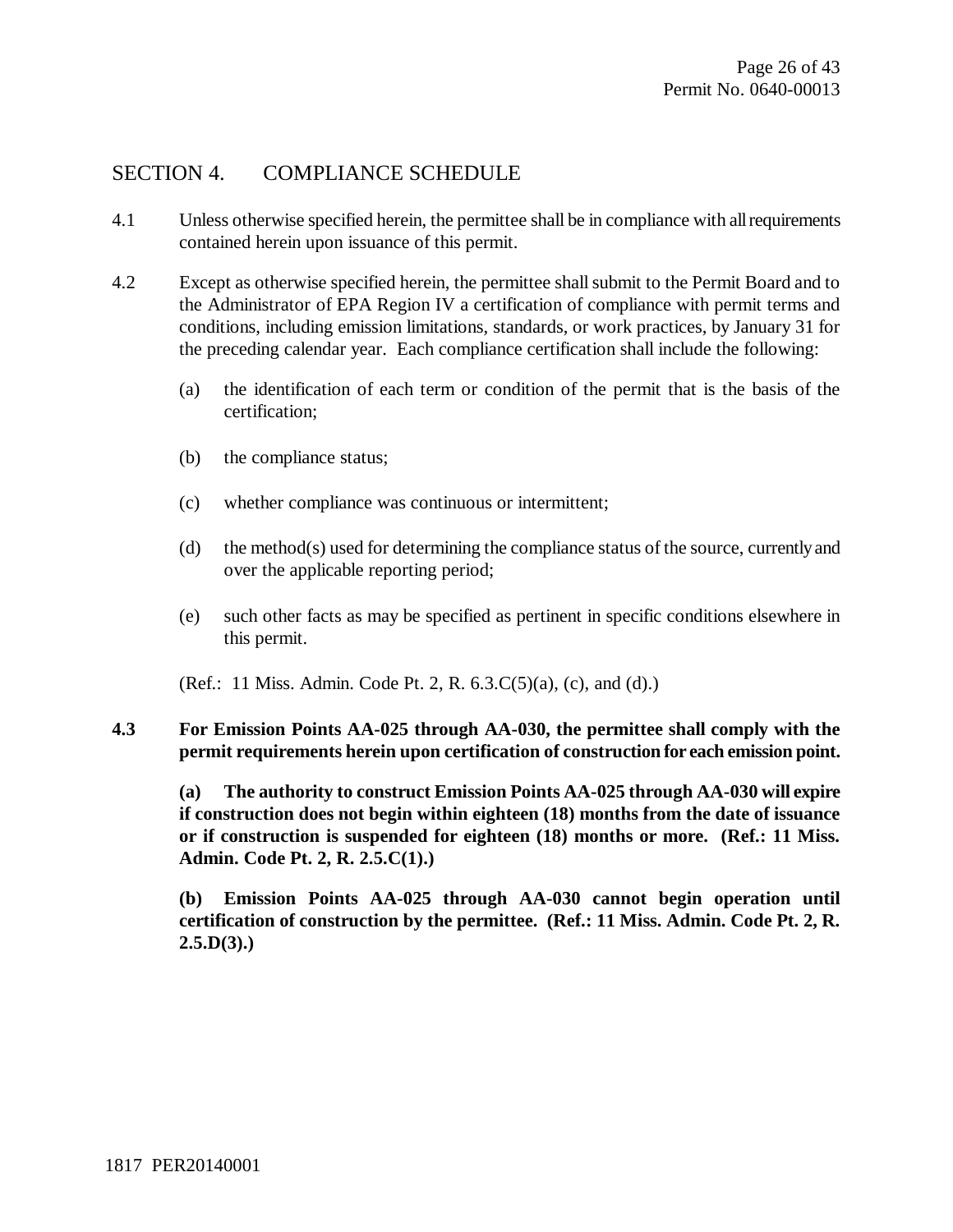## SECTION 4. COMPLIANCE SCHEDULE

4.1 Unless otherwise specified herein, the permittee shall be in compliance with all requirements contained herein upon issuance of this permit.

4.2 Except as otherwise specified herein, the permittee shall submit to the Permit Board and to the Administrator of EPA Region IV a certification of compliance with permit terms and conditions, including emission limitations, standards, or work practices, by January 31 for the preceding calendar year. Each compliance certification shall include the following:

(a) the identification of each term or condition of the permit that is the basis of the certification;

(b) the compliance status;

(c) whether compliance was continuous or intermittent;

(d) the method(s) used for determining the compliance status of the source, currently and over the applicable reporting period;

(e) such other facts as may be specified as pertinent in specific conditions elsewhere in this permit.

(Ref.: 11 Miss. Admin. Code Pt. 2, R. 6.3.C(5)(a), (c), and (d).)

**4.3 For Emission Points AA-025 through AA-030, the permittee shall comply with the permit requirements herein upon certification of construction for each emission point.**

**(a) The authority to construct Emission Points AA-025 through AA-030 will expire if construction does not begin within eighteen (18) months from the date of issuance or if construction is suspended for eighteen (18) months or more. (Ref.: 11 Miss. Admin. Code Pt. 2, R. 2.5.C(1).)**

**(b) Emission Points AA-025 through AA-030 cannot begin operation until certification of construction by the permittee. (Ref.: 11 Miss. Admin. Code Pt. 2, R. 2.5.D(3).)**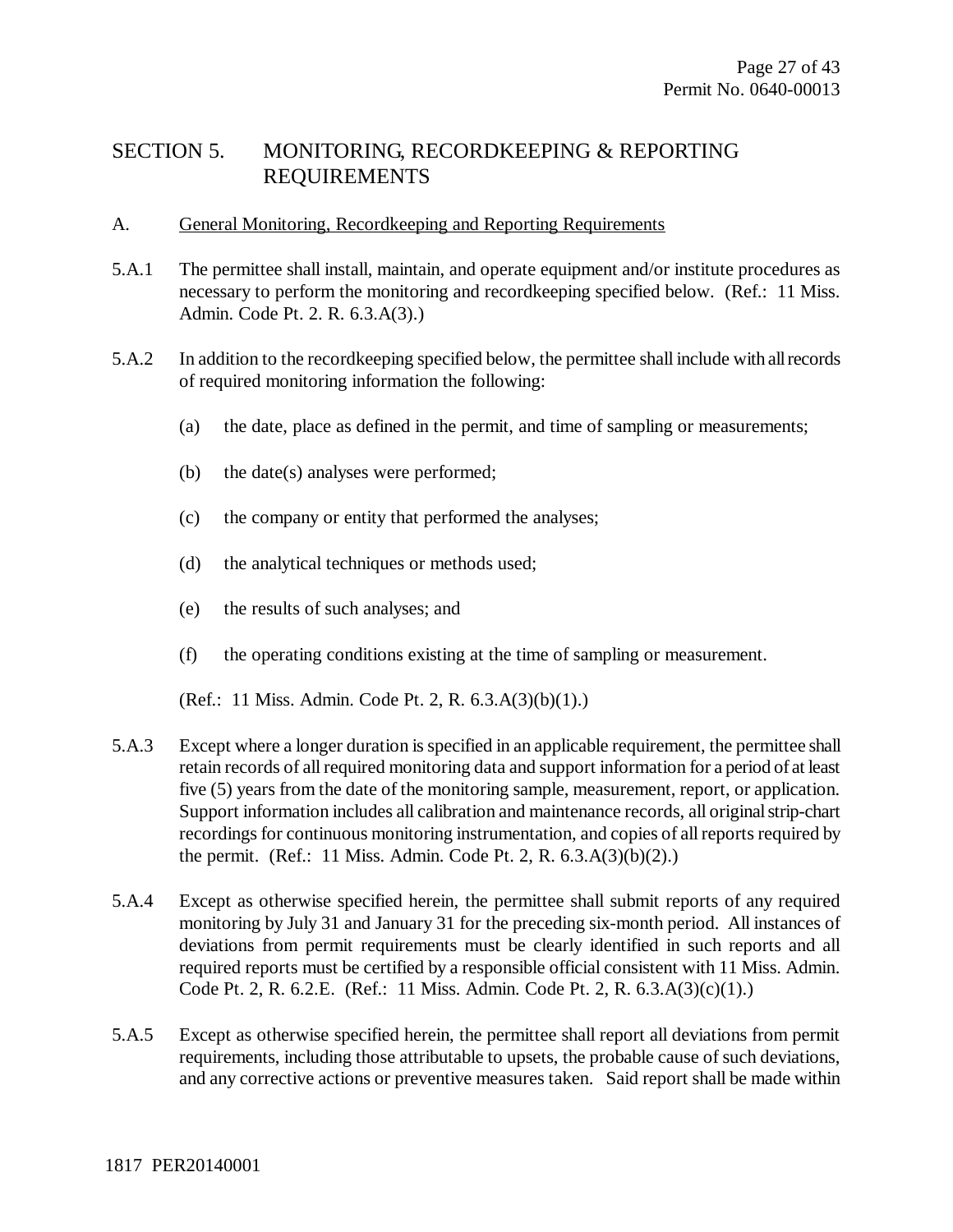# SECTION 5. MONITORING, RECORDKEEPING & REPORTING REQUIREMENTS

A. <u>General Monitoring, Recordkeeping and Reporting Requirements</u>

5.A.1 The permittee shall install, maintain, and operate equipment and/or institute procedures as necessary to perform the monitoring and recordkeeping specified below. (Ref.: 11 Miss. Admin. Code Pt. 2. R. 6.3.A(3).)

5.A.2 In addition to the recordkeeping specified below, the permittee shall include with all records of required monitoring information the following:

- (a) the date, place as defined in the permit, and time of sampling or measurements;
- (b) the date(s) analyses were performed;
- (c) the company or entity that performed the analyses;
- (d) the analytical techniques or methods used;
- (e) the results of such analyses; and
- (f) the operating conditions existing at the time of sampling or measurement.

(Ref.: 11 Miss. Admin. Code Pt. 2, R. 6.3.A(3)(b)(1).)

5.A.3 Except where a longer duration is specified in an applicable requirement, the permittee shall retain records of all required monitoring data and support information for a period of at least five (5) years from the date of the monitoring sample, measurement, report, or application. Support information includes all calibration and maintenance records, all original strip-chart recordings for continuous monitoring instrumentation, and copies of all reports required by the permit. (Ref.: 11 Miss. Admin. Code Pt. 2, R. 6.3.A(3)(b)(2).)

5.A.4 Except as otherwise specified herein, the permittee shall submit reports of any required monitoring by July 31 and January 31 for the preceding six-month period. All instances of deviations from permit requirements must be clearly identified in such reports and all required reports must be certified by a responsible official consistent with 11 Miss. Admin. Code Pt. 2, R. 6.2.E. (Ref.: 11 Miss. Admin. Code Pt. 2, R. 6.3.A(3)(c)(1).)

5.A.5 Except as otherwise specified herein, the permittee shall report all deviations from permit requirements, including those attributable to upsets, the probable cause of such deviations, and any corrective actions or preventive measures taken. Said report shall be made within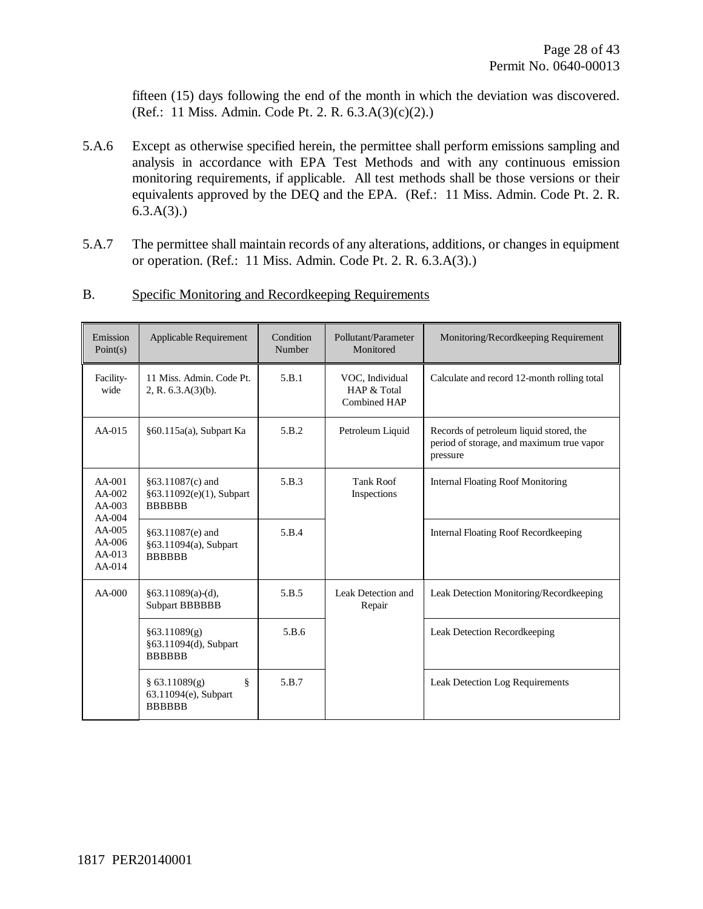fifteen (15) days following the end of the month in which the deviation was discovered. (Ref.: 11 Miss. Admin. Code Pt. 2. R. 6.3.A(3)(c)(2).)

5.A.6 Except as otherwise specified herein, the permittee shall perform emissions sampling and analysis in accordance with EPA Test Methods and with any continuous emission monitoring requirements, if applicable. All test methods shall be those versions or their equivalents approved by the DEQ and the EPA. (Ref.: 11 Miss. Admin. Code Pt. 2. R. 6.3.A(3).)

5.A.7 The permittee shall maintain records of any alterations, additions, or changes in equipment or operation. (Ref.: 11 Miss. Admin. Code Pt. 2. R. 6.3.A(3).)

B. Specific Monitoring and Recordkeeping Requirements

| Emission Point(s) | Applicable Requirement | Condition Number | Pollutant/Parameter Monitored | Monitoring/Recordkeeping Requirement |
|---|---|---|---|---|
| Facility-wide | 11 Miss. Admin. Code Pt. 2, R. 6.3.A(3)(b). | 5.B.1 | VOC, Individual HAP & Total Combined HAP | Calculate and record 12-month rolling total |
| AA-015 | §60.115a(a), Subpart Ka | 5.B.2 | Petroleum Liquid | Records of petroleum liquid stored, the period of storage, and maximum true vapor pressure |
| AA-001 AA-002 AA-003 AA-004 AA-005 AA-006 AA-013 AA-014 | §63.11087(c) and §63.11092(e)(1), Subpart BBBBBB | 5.B.3 | Tank Roof Inspections | Internal Floating Roof Monitoring |
| | §63.11087(e) and §63.11094(a), Subpart BBBBBB | 5.B.4 | | Internal Floating Roof Recordkeeping |
| AA-000 | §63.11089(a)-(d), Subpart BBBBBB | 5.B.5 | Leak Detection and Repair | Leak Detection Monitoring/Recordkeeping |
| | §63.11089(g) §63.11094(d), Subpart BBBBBB | 5.B.6 | | Leak Detection Recordkeeping |
| | § 63.11089(g) § 63.11094(e), Subpart BBBBBB | 5.B.7 | | Leak Detection Log Requirements |

1817 PER20140001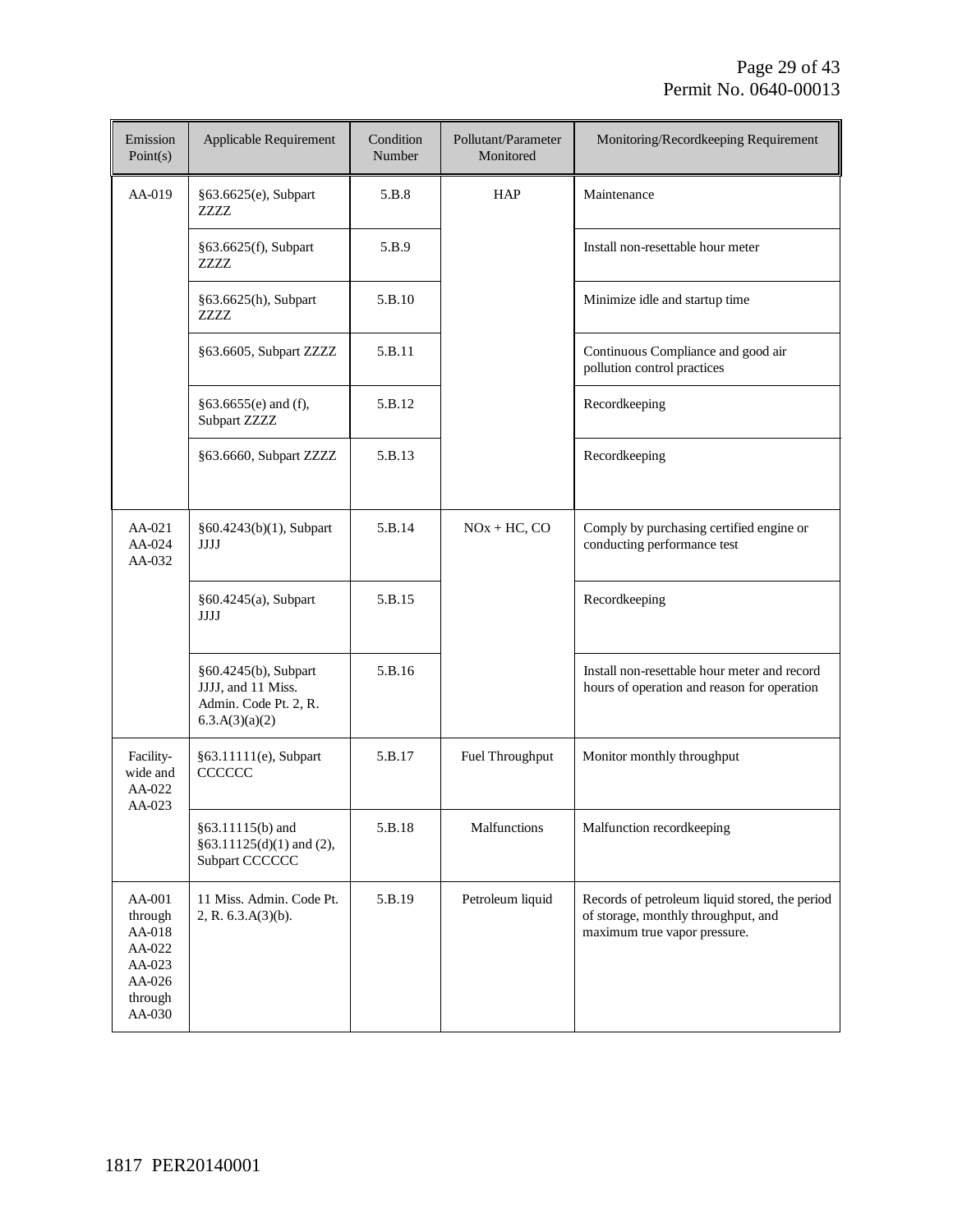| Emission Point(s) | Applicable Requirement | Condition Number | Pollutant/Parameter Monitored | Monitoring/Recordkeeping Requirement |
|---|---|---|---|---|
| AA-019 | §63.6625(e), Subpart ZZZZ | 5.B.8 | HAP | Maintenance |
| | §63.6625(f), Subpart ZZZZ | 5.B.9 | | Install non-resettable hour meter |
| | §63.6625(h), Subpart ZZZZ | 5.B.10 | | Minimize idle and startup time |
| | §63.6605, Subpart ZZZZ | 5.B.11 | | Continuous Compliance and good air pollution control practices |
| | §63.6655(e) and (f), Subpart ZZZZ | 5.B.12 | | Recordkeeping |
| | §63.6660, Subpart ZZZZ | 5.B.13 | | Recordkeeping |
| AA-021 AA-024 AA-032 | §60.4243(b)(1), Subpart JJJJ | 5.B.14 | NOx + HC, CO | Comply by purchasing certified engine or conducting performance test |
| | §60.4245(a), Subpart JJJJ | 5.B.15 | | Recordkeeping |
| | §60.4245(b), Subpart JJJJ, and 11 Miss. Admin. Code Pt. 2, R. 6.3.A(3)(a)(2) | 5.B.16 | | Install non-resettable hour meter and record hours of operation and reason for operation |
| Facility-wide and AA-022 AA-023 | §63.11111(e), Subpart CCCCCC | 5.B.17 | Fuel Throughput | Monitor monthly throughput |
| | §63.11115(b) and §63.11125(d)(1) and (2), Subpart CCCCCC | 5.B.18 | Malfunctions | Malfunction recordkeeping |
| AA-001 through AA-018 AA-022 AA-023 AA-026 through AA-030 | 11 Miss. Admin. Code Pt. 2, R. 6.3.A(3)(b). | 5.B.19 | Petroleum liquid | Records of petroleum liquid stored, the period of storage, monthly throughput, and maximum true vapor pressure. |

1817 PER20140001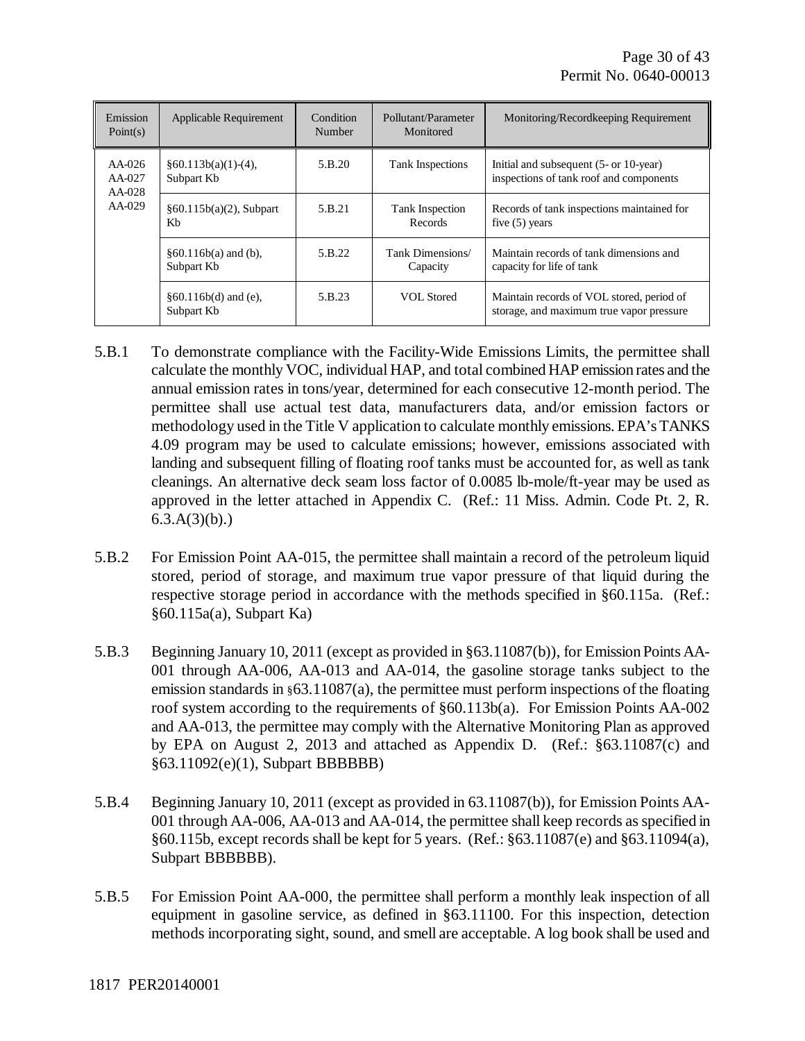| Emission Point(s) | Applicable Requirement | Condition Number | Pollutant/Parameter Monitored | Monitoring/Recordkeeping Requirement |
|---|---|---|---|---|
| AA-026<br>AA-027<br>AA-028<br>AA-029 | §60.113b(a)(1)-(4), Subpart Kb | 5.B.20 | Tank Inspections | Initial and subsequent (5- or 10-year) inspections of tank roof and components |
| | §60.115b(a)(2), Subpart Kb | 5.B.21 | Tank Inspection Records | Records of tank inspections maintained for five (5) years |
| | §60.116b(a) and (b), Subpart Kb | 5.B.22 | Tank Dimensions/ Capacity | Maintain records of tank dimensions and capacity for life of tank |
| | §60.116b(d) and (e), Subpart Kb | 5.B.23 | VOL Stored | Maintain records of VOL stored, period of storage, and maximum true vapor pressure |

5.B.1 To demonstrate compliance with the Facility-Wide Emissions Limits, the permittee shall calculate the monthly VOC, individual HAP, and total combined HAP emission rates and the annual emission rates in tons/year, determined for each consecutive 12-month period. The permittee shall use actual test data, manufacturers data, and/or emission factors or methodology used in the Title V application to calculate monthly emissions. EPA's TANKS 4.09 program may be used to calculate emissions; however, emissions associated with landing and subsequent filling of floating roof tanks must be accounted for, as well as tank cleanings. An alternative deck seam loss factor of 0.0085 lb-mole/ft-year may be used as approved in the letter attached in Appendix C. (Ref.: 11 Miss. Admin. Code Pt. 2, R. 6.3.A(3)(b).)

5.B.2 For Emission Point AA-015, the permittee shall maintain a record of the petroleum liquid stored, period of storage, and maximum true vapor pressure of that liquid during the respective storage period in accordance with the methods specified in §60.115a. (Ref.: §60.115a(a), Subpart Ka)

5.B.3 Beginning January 10, 2011 (except as provided in §63.11087(b)), for Emission Points AA-001 through AA-006, AA-013 and AA-014, the gasoline storage tanks subject to the emission standards in §63.11087(a), the permittee must perform inspections of the floating roof system according to the requirements of §60.113b(a). For Emission Points AA-002 and AA-013, the permittee may comply with the Alternative Monitoring Plan as approved by EPA on August 2, 2013 and attached as Appendix D. (Ref.: §63.11087(c) and §63.11092(e)(1), Subpart BBBBBB)

5.B.4 Beginning January 10, 2011 (except as provided in 63.11087(b)), for Emission Points AA-001 through AA-006, AA-013 and AA-014, the permittee shall keep records as specified in §60.115b, except records shall be kept for 5 years. (Ref.: §63.11087(e) and §63.11094(a), Subpart BBBBBB).

5.B.5 For Emission Point AA-000, the permittee shall perform a monthly leak inspection of all equipment in gasoline service, as defined in §63.11100. For this inspection, detection methods incorporating sight, sound, and smell are acceptable. A log book shall be used and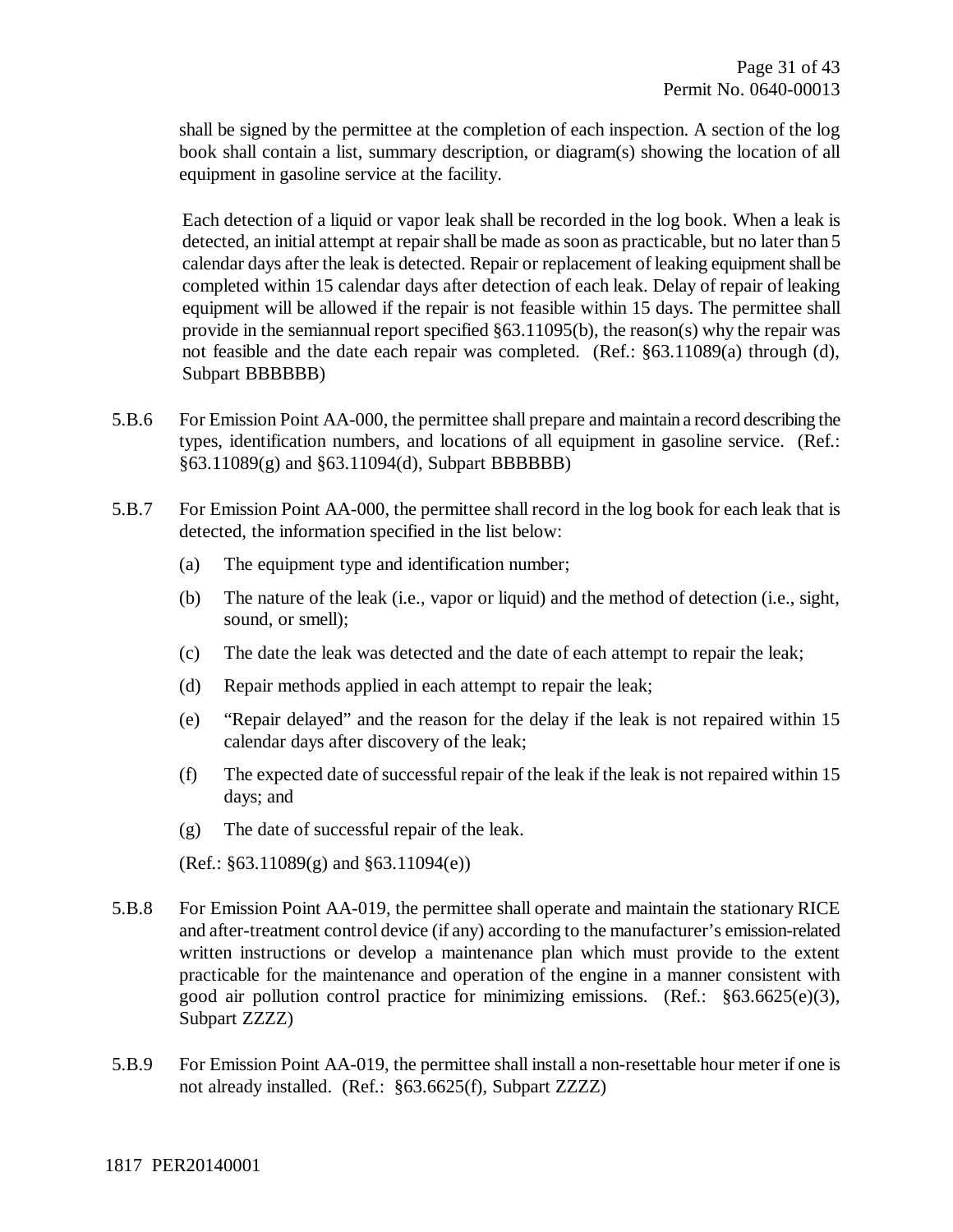shall be signed by the permittee at the completion of each inspection. A section of the log book shall contain a list, summary description, or diagram(s) showing the location of all equipment in gasoline service at the facility.

Each detection of a liquid or vapor leak shall be recorded in the log book. When a leak is detected, an initial attempt at repair shall be made as soon as practicable, but no later than 5 calendar days after the leak is detected. Repair or replacement of leaking equipment shall be completed within 15 calendar days after detection of each leak. Delay of repair of leaking equipment will be allowed if the repair is not feasible within 15 days. The permittee shall provide in the semiannual report specified §63.11095(b), the reason(s) why the repair was not feasible and the date each repair was completed. (Ref.: §63.11089(a) through (d), Subpart BBBBBB)

5.B.6 For Emission Point AA-000, the permittee shall prepare and maintain a record describing the types, identification numbers, and locations of all equipment in gasoline service. (Ref.: §63.11089(g) and §63.11094(d), Subpart BBBBBB)

5.B.7 For Emission Point AA-000, the permittee shall record in the log book for each leak that is detected, the information specified in the list below:

(a) The equipment type and identification number;

(b) The nature of the leak (i.e., vapor or liquid) and the method of detection (i.e., sight, sound, or smell);

(c) The date the leak was detected and the date of each attempt to repair the leak;

(d) Repair methods applied in each attempt to repair the leak;

(e) "Repair delayed" and the reason for the delay if the leak is not repaired within 15 calendar days after discovery of the leak;

(f) The expected date of successful repair of the leak if the leak is not repaired within 15 days; and

(g) The date of successful repair of the leak.

(Ref.: §63.11089(g) and §63.11094(e))

5.B.8 For Emission Point AA-019, the permittee shall operate and maintain the stationary RICE and after-treatment control device (if any) according to the manufacturer's emission-related written instructions or develop a maintenance plan which must provide to the extent practicable for the maintenance and operation of the engine in a manner consistent with good air pollution control practice for minimizing emissions. (Ref.: §63.6625(e)(3), Subpart ZZZZ)

5.B.9 For Emission Point AA-019, the permittee shall install a non-resettable hour meter if one is not already installed. (Ref.: §63.6625(f), Subpart ZZZZ)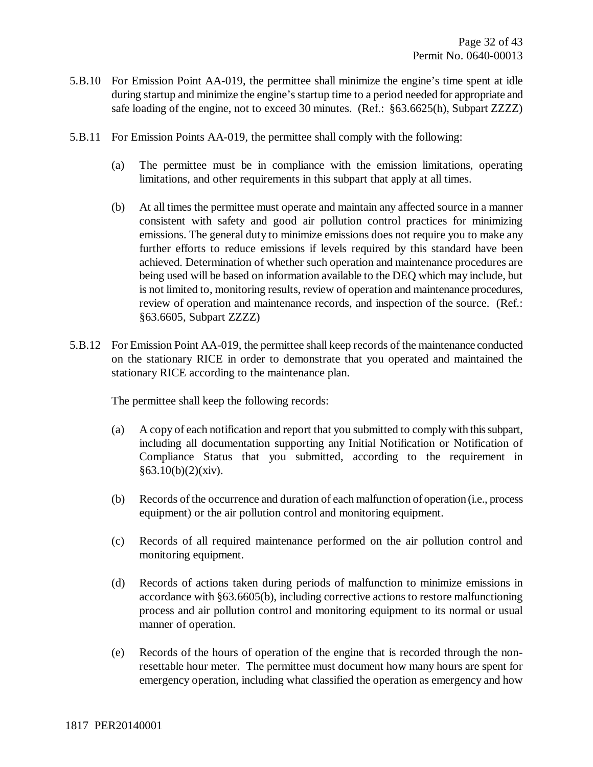5.B.10 For Emission Point AA-019, the permittee shall minimize the engine's time spent at idle during startup and minimize the engine's startup time to a period needed for appropriate and safe loading of the engine, not to exceed 30 minutes. (Ref.: §63.6625(h), Subpart ZZZZ)

5.B.11 For Emission Points AA-019, the permittee shall comply with the following:

(a) The permittee must be in compliance with the emission limitations, operating limitations, and other requirements in this subpart that apply at all times.

(b) At all times the permittee must operate and maintain any affected source in a manner consistent with safety and good air pollution control practices for minimizing emissions. The general duty to minimize emissions does not require you to make any further efforts to reduce emissions if levels required by this standard have been achieved. Determination of whether such operation and maintenance procedures are being used will be based on information available to the DEQ which may include, but is not limited to, monitoring results, review of operation and maintenance procedures, review of operation and maintenance records, and inspection of the source. (Ref.: §63.6605, Subpart ZZZZ)

5.B.12 For Emission Point AA-019, the permittee shall keep records of the maintenance conducted on the stationary RICE in order to demonstrate that you operated and maintained the stationary RICE according to the maintenance plan.

The permittee shall keep the following records:

(a) A copy of each notification and report that you submitted to comply with this subpart, including all documentation supporting any Initial Notification or Notification of Compliance Status that you submitted, according to the requirement in §63.10(b)(2)(xiv).

(b) Records of the occurrence and duration of each malfunction of operation (i.e., process equipment) or the air pollution control and monitoring equipment.

(c) Records of all required maintenance performed on the air pollution control and monitoring equipment.

(d) Records of actions taken during periods of malfunction to minimize emissions in accordance with §63.6605(b), including corrective actions to restore malfunctioning process and air pollution control and monitoring equipment to its normal or usual manner of operation.

(e) Records of the hours of operation of the engine that is recorded through the non-resettable hour meter. The permittee must document how many hours are spent for emergency operation, including what classified the operation as emergency and how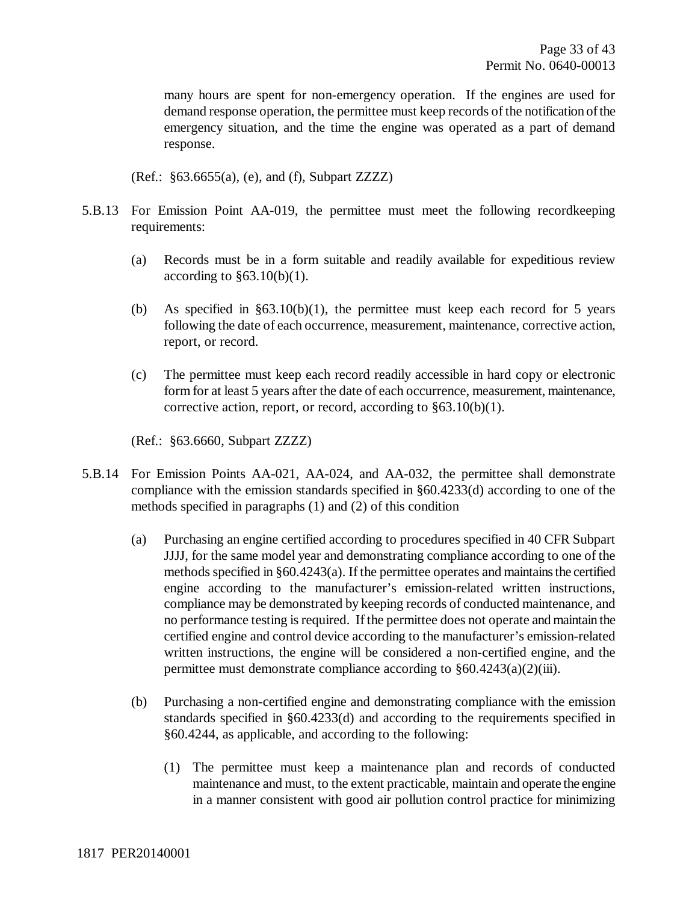many hours are spent for non-emergency operation. If the engines are used for demand response operation, the permittee must keep records of the notification of the emergency situation, and the time the engine was operated as a part of demand response.

(Ref.: §63.6655(a), (e), and (f), Subpart ZZZZ)

5.B.13 For Emission Point AA-019, the permittee must meet the following recordkeeping requirements:

(a) Records must be in a form suitable and readily available for expeditious review according to §63.10(b)(1).

(b) As specified in §63.10(b)(1), the permittee must keep each record for 5 years following the date of each occurrence, measurement, maintenance, corrective action, report, or record.

(c) The permittee must keep each record readily accessible in hard copy or electronic form for at least 5 years after the date of each occurrence, measurement, maintenance, corrective action, report, or record, according to §63.10(b)(1).

(Ref.: §63.6660, Subpart ZZZZ)

5.B.14 For Emission Points AA-021, AA-024, and AA-032, the permittee shall demonstrate compliance with the emission standards specified in §60.4233(d) according to one of the methods specified in paragraphs (1) and (2) of this condition

(a) Purchasing an engine certified according to procedures specified in 40 CFR Subpart JJJJ, for the same model year and demonstrating compliance according to one of the methods specified in §60.4243(a). If the permittee operates and maintains the certified engine according to the manufacturer's emission-related written instructions, compliance may be demonstrated by keeping records of conducted maintenance, and no performance testing is required. If the permittee does not operate and maintain the certified engine and control device according to the manufacturer's emission-related written instructions, the engine will be considered a non-certified engine, and the permittee must demonstrate compliance according to §60.4243(a)(2)(iii).

(b) Purchasing a non-certified engine and demonstrating compliance with the emission standards specified in §60.4233(d) and according to the requirements specified in §60.4244, as applicable, and according to the following:

(1) The permittee must keep a maintenance plan and records of conducted maintenance and must, to the extent practicable, maintain and operate the engine in a manner consistent with good air pollution control practice for minimizing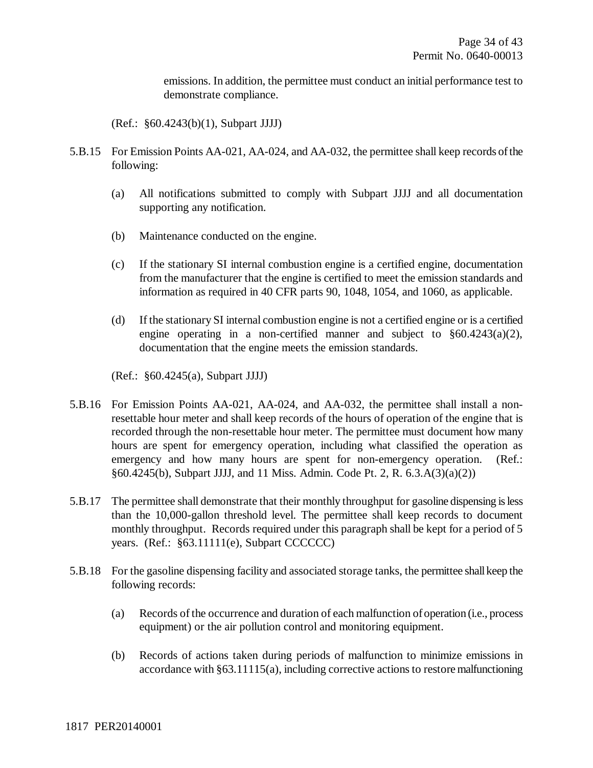emissions. In addition, the permittee must conduct an initial performance test to demonstrate compliance.

(Ref.: §60.4243(b)(1), Subpart JJJJ)

5.B.15 For Emission Points AA-021, AA-024, and AA-032, the permittee shall keep records of the following:

(a) All notifications submitted to comply with Subpart JJJJ and all documentation supporting any notification.

(b) Maintenance conducted on the engine.

(c) If the stationary SI internal combustion engine is a certified engine, documentation from the manufacturer that the engine is certified to meet the emission standards and information as required in 40 CFR parts 90, 1048, 1054, and 1060, as applicable.

(d) If the stationary SI internal combustion engine is not a certified engine or is a certified engine operating in a non-certified manner and subject to §60.4243(a)(2), documentation that the engine meets the emission standards.

(Ref.: §60.4245(a), Subpart JJJJ)

5.B.16 For Emission Points AA-021, AA-024, and AA-032, the permittee shall install a non-resettable hour meter and shall keep records of the hours of operation of the engine that is recorded through the non-resettable hour meter. The permittee must document how many hours are spent for emergency operation, including what classified the operation as emergency and how many hours are spent for non-emergency operation. (Ref.: §60.4245(b), Subpart JJJJ, and 11 Miss. Admin. Code Pt. 2, R. 6.3.A(3)(a)(2))

5.B.17 The permittee shall demonstrate that their monthly throughput for gasoline dispensing is less than the 10,000-gallon threshold level. The permittee shall keep records to document monthly throughput. Records required under this paragraph shall be kept for a period of 5 years. (Ref.: §63.11111(e), Subpart CCCCCC)

5.B.18 For the gasoline dispensing facility and associated storage tanks, the permittee shall keep the following records:

(a) Records of the occurrence and duration of each malfunction of operation (i.e., process equipment) or the air pollution control and monitoring equipment.

(b) Records of actions taken during periods of malfunction to minimize emissions in accordance with §63.11115(a), including corrective actions to restore malfunctioning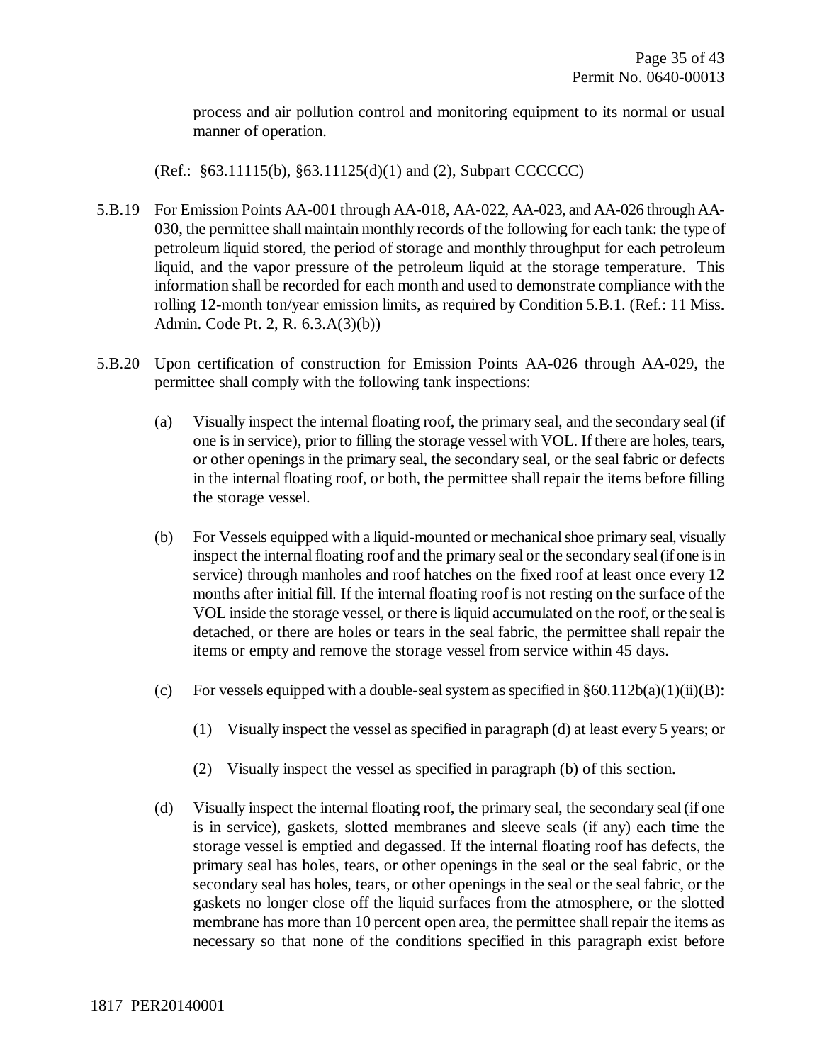process and air pollution control and monitoring equipment to its normal or usual manner of operation.

(Ref.: §63.11115(b), §63.11125(d)(1) and (2), Subpart CCCCCC)

5.B.19 For Emission Points AA-001 through AA-018, AA-022, AA-023, and AA-026 through AA-030, the permittee shall maintain monthly records of the following for each tank: the type of petroleum liquid stored, the period of storage and monthly throughput for each petroleum liquid, and the vapor pressure of the petroleum liquid at the storage temperature. This information shall be recorded for each month and used to demonstrate compliance with the rolling 12-month ton/year emission limits, as required by Condition 5.B.1. (Ref.: 11 Miss. Admin. Code Pt. 2, R. 6.3.A(3)(b))

5.B.20 Upon certification of construction for Emission Points AA-026 through AA-029, the permittee shall comply with the following tank inspections:

(a) Visually inspect the internal floating roof, the primary seal, and the secondary seal (if one is in service), prior to filling the storage vessel with VOL. If there are holes, tears, or other openings in the primary seal, the secondary seal, or the seal fabric or defects in the internal floating roof, or both, the permittee shall repair the items before filling the storage vessel.

(b) For Vessels equipped with a liquid-mounted or mechanical shoe primary seal, visually inspect the internal floating roof and the primary seal or the secondary seal (if one is in service) through manholes and roof hatches on the fixed roof at least once every 12 months after initial fill. If the internal floating roof is not resting on the surface of the VOL inside the storage vessel, or there is liquid accumulated on the roof, or the seal is detached, or there are holes or tears in the seal fabric, the permittee shall repair the items or empty and remove the storage vessel from service within 45 days.

(c) For vessels equipped with a double-seal system as specified in §60.112b(a)(1)(ii)(B):

(1) Visually inspect the vessel as specified in paragraph (d) at least every 5 years; or

(2) Visually inspect the vessel as specified in paragraph (b) of this section.

(d) Visually inspect the internal floating roof, the primary seal, the secondary seal (if one is in service), gaskets, slotted membranes and sleeve seals (if any) each time the storage vessel is emptied and degassed. If the internal floating roof has defects, the primary seal has holes, tears, or other openings in the seal or the seal fabric, or the secondary seal has holes, tears, or other openings in the seal or the seal fabric, or the gaskets no longer close off the liquid surfaces from the atmosphere, or the slotted membrane has more than 10 percent open area, the permittee shall repair the items as necessary so that none of the conditions specified in this paragraph exist before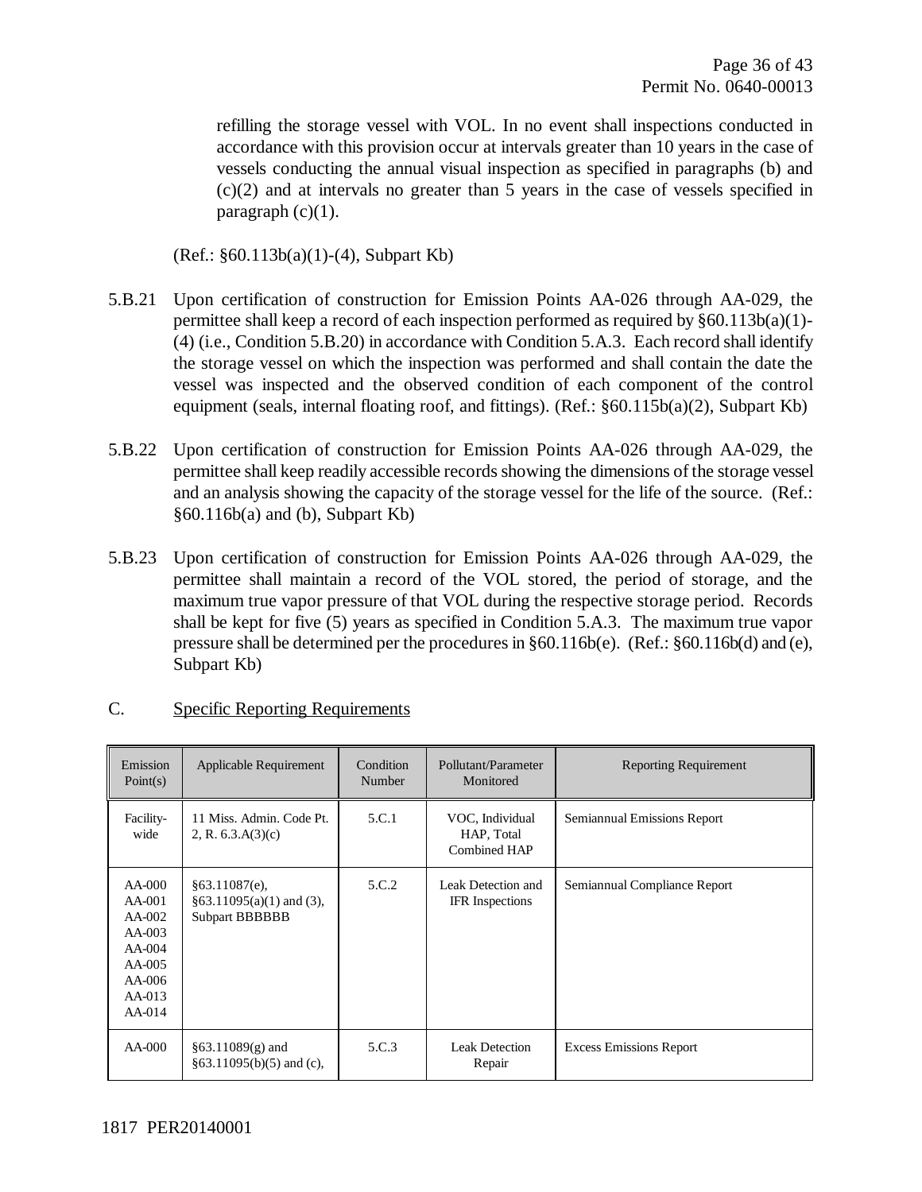refilling the storage vessel with VOL. In no event shall inspections conducted in accordance with this provision occur at intervals greater than 10 years in the case of vessels conducting the annual visual inspection as specified in paragraphs (b) and (c)(2) and at intervals no greater than 5 years in the case of vessels specified in paragraph (c)(1).

(Ref.: §60.113b(a)(1)-(4), Subpart Kb)

5.B.21 Upon certification of construction for Emission Points AA-026 through AA-029, the permittee shall keep a record of each inspection performed as required by §60.113b(a)(1)-(4) (i.e., Condition 5.B.20) in accordance with Condition 5.A.3. Each record shall identify the storage vessel on which the inspection was performed and shall contain the date the vessel was inspected and the observed condition of each component of the control equipment (seals, internal floating roof, and fittings). (Ref.: §60.115b(a)(2), Subpart Kb)

5.B.22 Upon certification of construction for Emission Points AA-026 through AA-029, the permittee shall keep readily accessible records showing the dimensions of the storage vessel and an analysis showing the capacity of the storage vessel for the life of the source. (Ref.: §60.116b(a) and (b), Subpart Kb)

5.B.23 Upon certification of construction for Emission Points AA-026 through AA-029, the permittee shall maintain a record of the VOL stored, the period of storage, and the maximum true vapor pressure of that VOL during the respective storage period. Records shall be kept for five (5) years as specified in Condition 5.A.3. The maximum true vapor pressure shall be determined per the procedures in §60.116b(e). (Ref.: §60.116b(d) and (e), Subpart Kb)

C. Specific Reporting Requirements

| Emission Point(s) | Applicable Requirement | Condition Number | Pollutant/Parameter Monitored | Reporting Requirement |
|---|---|---|---|---|
| Facility-wide | 11 Miss. Admin. Code Pt. 2, R. 6.3.A(3)(c) | 5.C.1 | VOC, Individual HAP, Total Combined HAP | Semiannual Emissions Report |
| AA-000 AA-001 AA-002 AA-003 AA-004 AA-005 AA-006 AA-013 AA-014 | §63.11087(e), §63.11095(a)(1) and (3), Subpart BBBBBB | 5.C.2 | Leak Detection and IFR Inspections | Semiannual Compliance Report |
| AA-000 | §63.11089(g) and §63.11095(b)(5) and (c), | 5.C.3 | Leak Detection Repair | Excess Emissions Report |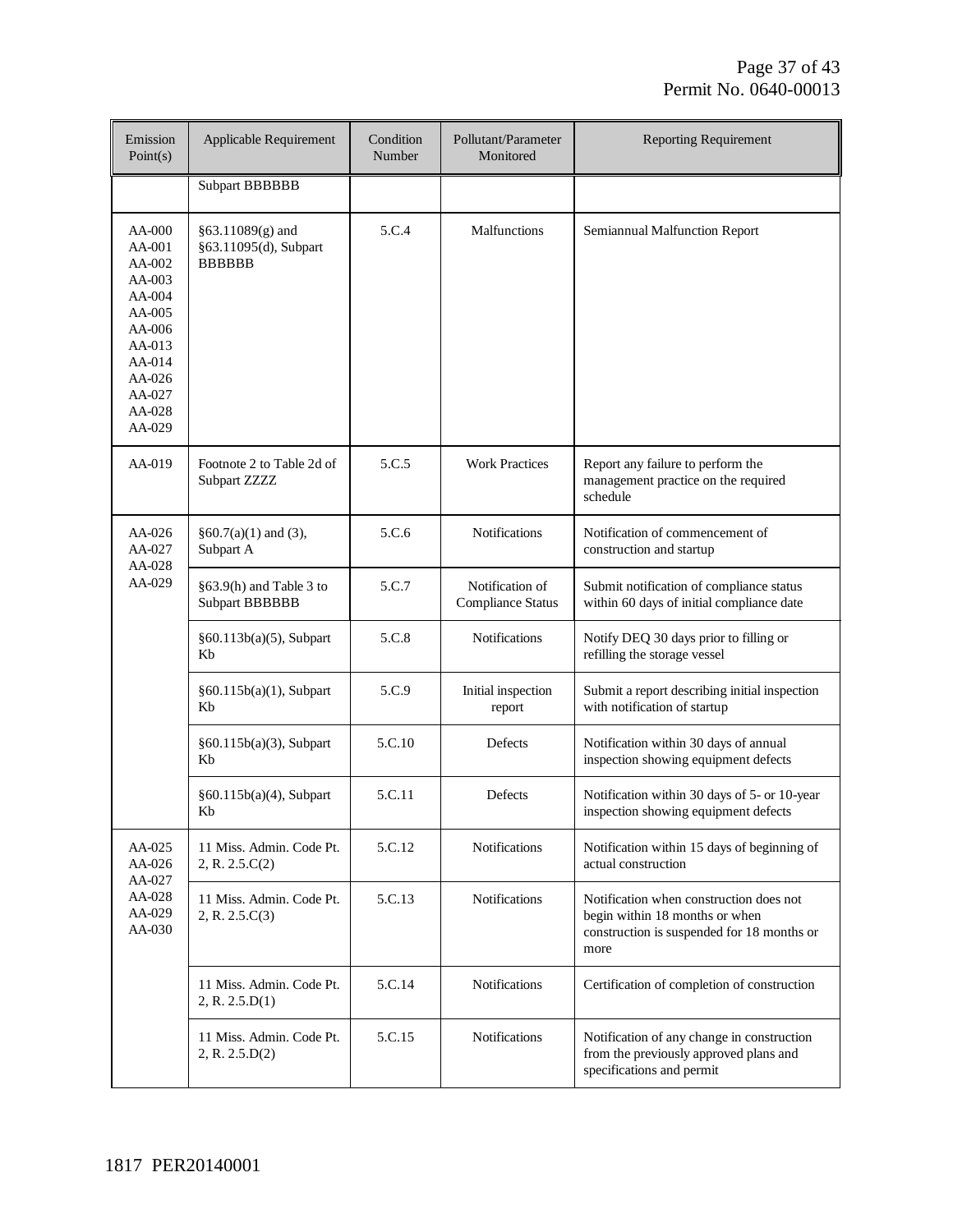| Emission Point(s) | Applicable Requirement | Condition Number | Pollutant/Parameter Monitored | Reporting Requirement |
|---|---|---|---|---|
| | Subpart BBBBBB | | | |
| AA-000 AA-001 AA-002 AA-003 AA-004 AA-005 AA-006 AA-013 AA-014 AA-026 AA-027 AA-028 AA-029 | §63.11089(g) and §63.11095(d), Subpart BBBBBB | 5.C.4 | Malfunctions | Semiannual Malfunction Report |
| AA-019 | Footnote 2 to Table 2d of Subpart ZZZZ | 5.C.5 | Work Practices | Report any failure to perform the management practice on the required schedule |
| AA-026 AA-027 AA-028 AA-029 | §60.7(a)(1) and (3), Subpart A | 5.C.6 | Notifications | Notification of commencement of construction and startup |
| | §63.9(h) and Table 3 to Subpart BBBBBB | 5.C.7 | Notification of Compliance Status | Submit notification of compliance status within 60 days of initial compliance date |
| | §60.113b(a)(5), Subpart Kb | 5.C.8 | Notifications | Notify DEQ 30 days prior to filling or refilling the storage vessel |
| | §60.115b(a)(1), Subpart Kb | 5.C.9 | Initial inspection report | Submit a report describing initial inspection with notification of startup |
| | §60.115b(a)(3), Subpart Kb | 5.C.10 | Defects | Notification within 30 days of annual inspection showing equipment defects |
| | §60.115b(a)(4), Subpart Kb | 5.C.11 | Defects | Notification within 30 days of 5- or 10-year inspection showing equipment defects |
| AA-025 AA-026 AA-027 AA-028 AA-029 AA-030 | 11 Miss. Admin. Code Pt. 2, R. 2.5.C(2) | 5.C.12 | Notifications | Notification within 15 days of beginning of actual construction |
| | 11 Miss. Admin. Code Pt. 2, R. 2.5.C(3) | 5.C.13 | Notifications | Notification when construction does not begin within 18 months or when construction is suspended for 18 months or more |
| | 11 Miss. Admin. Code Pt. 2, R. 2.5.D(1) | 5.C.14 | Notifications | Certification of completion of construction |
| | 11 Miss. Admin. Code Pt. 2, R. 2.5.D(2) | 5.C.15 | Notifications | Notification of any change in construction from the previously approved plans and specifications and permit |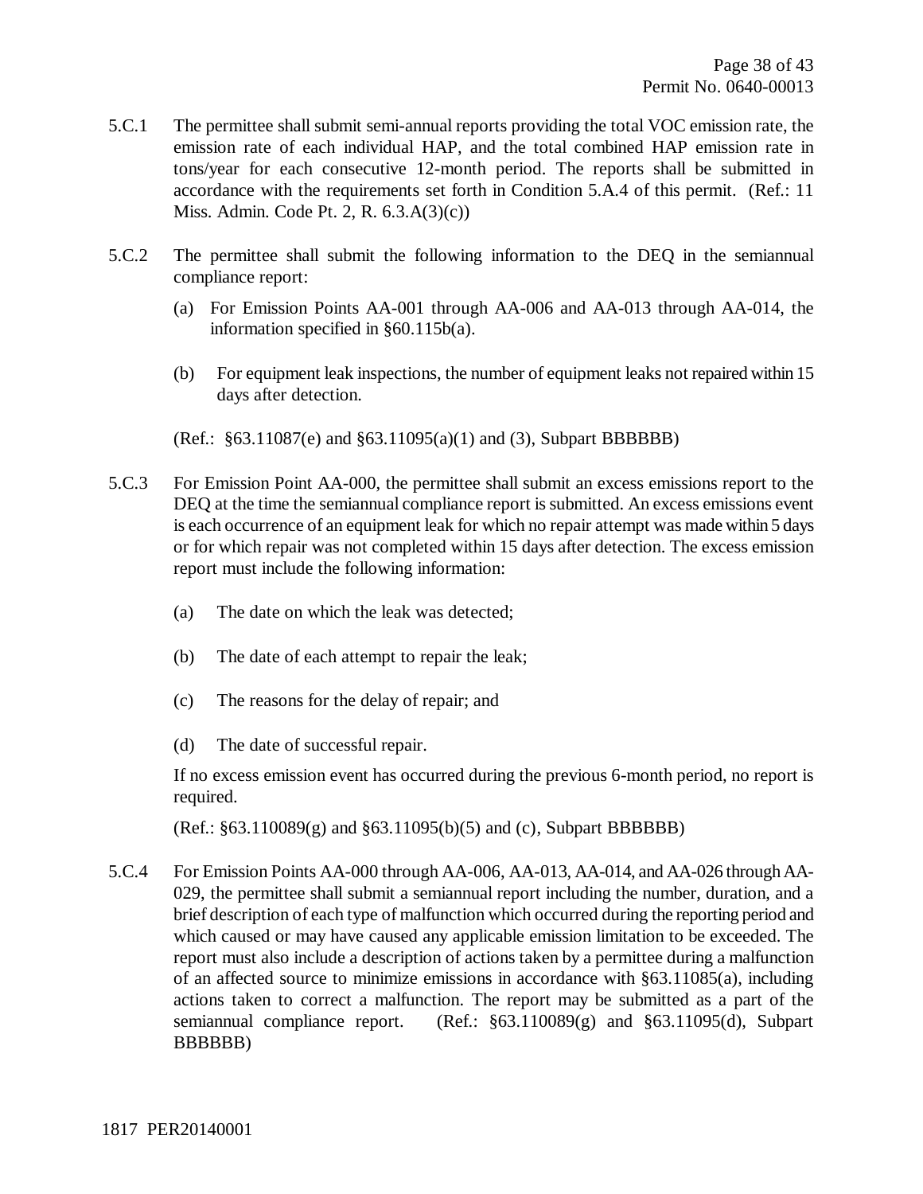5.C.1 The permittee shall submit semi-annual reports providing the total VOC emission rate, the emission rate of each individual HAP, and the total combined HAP emission rate in tons/year for each consecutive 12-month period. The reports shall be submitted in accordance with the requirements set forth in Condition 5.A.4 of this permit. (Ref.: 11 Miss. Admin. Code Pt. 2, R. 6.3.A(3)(c))

5.C.2 The permittee shall submit the following information to the DEQ in the semiannual compliance report:

(a) For Emission Points AA-001 through AA-006 and AA-013 through AA-014, the information specified in §60.115b(a).

(b) For equipment leak inspections, the number of equipment leaks not repaired within 15 days after detection.

(Ref.: §63.11087(e) and §63.11095(a)(1) and (3), Subpart BBBBBB)

5.C.3 For Emission Point AA-000, the permittee shall submit an excess emissions report to the DEQ at the time the semiannual compliance report is submitted. An excess emissions event is each occurrence of an equipment leak for which no repair attempt was made within 5 days or for which repair was not completed within 15 days after detection. The excess emission report must include the following information:

(a) The date on which the leak was detected;

(b) The date of each attempt to repair the leak;

(c) The reasons for the delay of repair; and

(d) The date of successful repair.

If no excess emission event has occurred during the previous 6-month period, no report is required.

(Ref.: §63.110089(g) and §63.11095(b)(5) and (c), Subpart BBBBBB)

5.C.4 For Emission Points AA-000 through AA-006, AA-013, AA-014, and AA-026 through AA-029, the permittee shall submit a semiannual report including the number, duration, and a brief description of each type of malfunction which occurred during the reporting period and which caused or may have caused any applicable emission limitation to be exceeded. The report must also include a description of actions taken by a permittee during a malfunction of an affected source to minimize emissions in accordance with §63.11085(a), including actions taken to correct a malfunction. The report may be submitted as a part of the semiannual compliance report. (Ref.: §63.110089(g) and §63.11095(d), Subpart BBBBBB)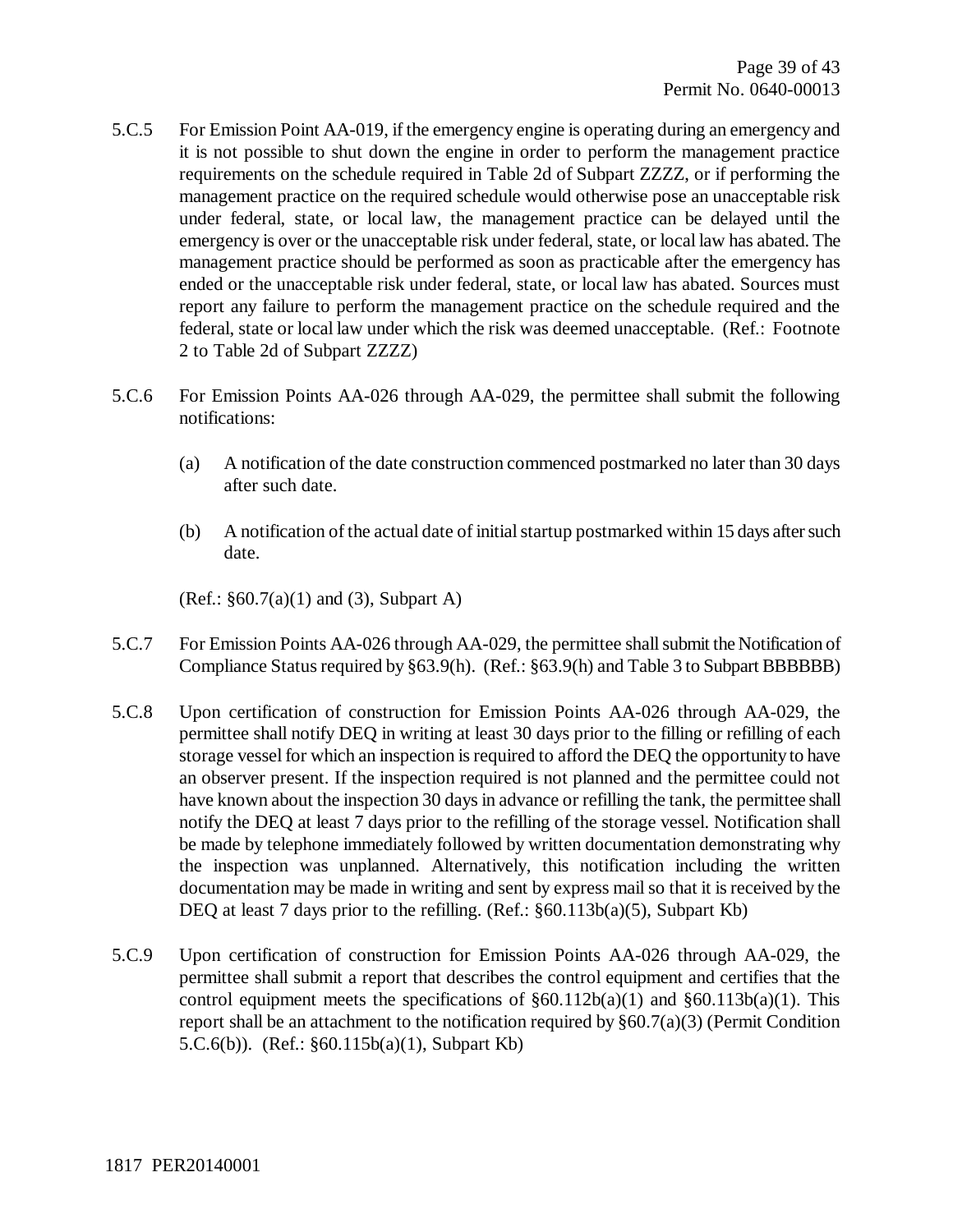5.C.5 For Emission Point AA-019, if the emergency engine is operating during an emergency and it is not possible to shut down the engine in order to perform the management practice requirements on the schedule required in Table 2d of Subpart ZZZZ, or if performing the management practice on the required schedule would otherwise pose an unacceptable risk under federal, state, or local law, the management practice can be delayed until the emergency is over or the unacceptable risk under federal, state, or local law has abated. The management practice should be performed as soon as practicable after the emergency has ended or the unacceptable risk under federal, state, or local law has abated. Sources must report any failure to perform the management practice on the schedule required and the federal, state or local law under which the risk was deemed unacceptable. (Ref.: Footnote 2 to Table 2d of Subpart ZZZZ)

5.C.6 For Emission Points AA-026 through AA-029, the permittee shall submit the following notifications:

(a) A notification of the date construction commenced postmarked no later than 30 days after such date.

(b) A notification of the actual date of initial startup postmarked within 15 days after such date.

(Ref.: §60.7(a)(1) and (3), Subpart A)

5.C.7 For Emission Points AA-026 through AA-029, the permittee shall submit the Notification of Compliance Status required by §63.9(h). (Ref.: §63.9(h) and Table 3 to Subpart BBBBBB)

5.C.8 Upon certification of construction for Emission Points AA-026 through AA-029, the permittee shall notify DEQ in writing at least 30 days prior to the filling or refilling of each storage vessel for which an inspection is required to afford the DEQ the opportunity to have an observer present. If the inspection required is not planned and the permittee could not have known about the inspection 30 days in advance or refilling the tank, the permittee shall notify the DEQ at least 7 days prior to the refilling of the storage vessel. Notification shall be made by telephone immediately followed by written documentation demonstrating why the inspection was unplanned. Alternatively, this notification including the written documentation may be made in writing and sent by express mail so that it is received by the DEQ at least 7 days prior to the refilling. (Ref.: §60.113b(a)(5), Subpart Kb)

5.C.9 Upon certification of construction for Emission Points AA-026 through AA-029, the permittee shall submit a report that describes the control equipment and certifies that the control equipment meets the specifications of §60.112b(a)(1) and §60.113b(a)(1). This report shall be an attachment to the notification required by §60.7(a)(3) (Permit Condition 5.C.6(b)). (Ref.: §60.115b(a)(1), Subpart Kb)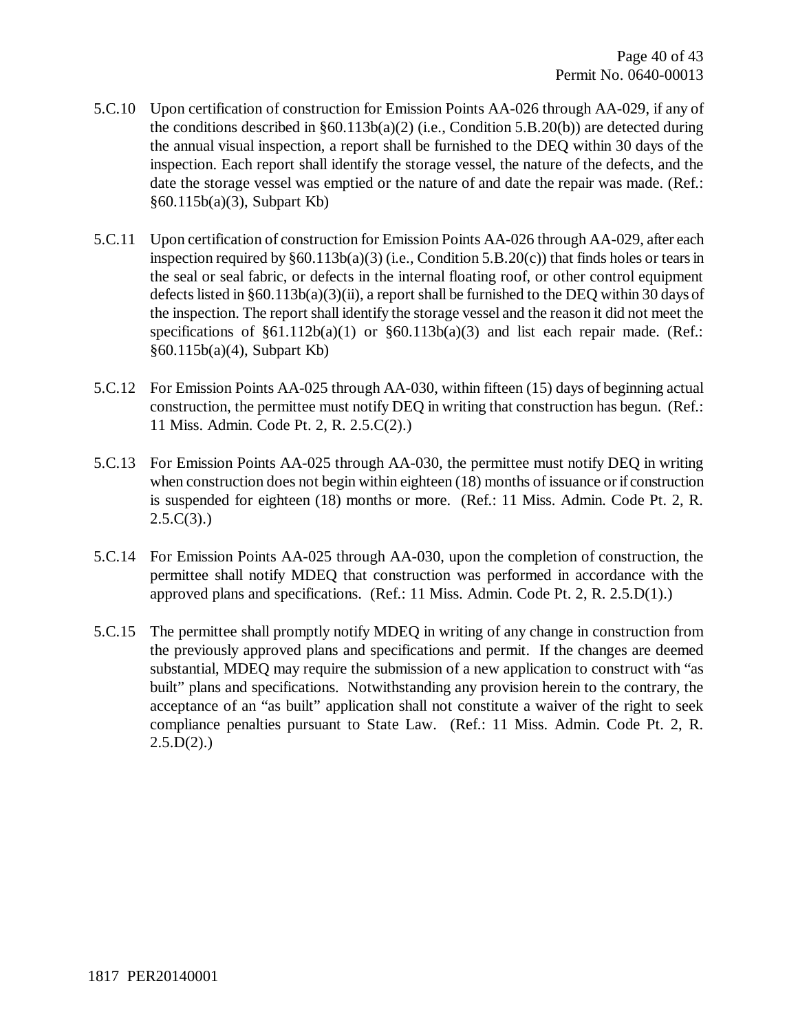5.C.10 Upon certification of construction for Emission Points AA-026 through AA-029, if any of the conditions described in §60.113b(a)(2) (i.e., Condition 5.B.20(b)) are detected during the annual visual inspection, a report shall be furnished to the DEQ within 30 days of the inspection. Each report shall identify the storage vessel, the nature of the defects, and the date the storage vessel was emptied or the nature of and date the repair was made. (Ref.: §60.115b(a)(3), Subpart Kb)

5.C.11 Upon certification of construction for Emission Points AA-026 through AA-029, after each inspection required by §60.113b(a)(3) (i.e., Condition 5.B.20(c)) that finds holes or tears in the seal or seal fabric, or defects in the internal floating roof, or other control equipment defects listed in §60.113b(a)(3)(ii), a report shall be furnished to the DEQ within 30 days of the inspection. The report shall identify the storage vessel and the reason it did not meet the specifications of §61.112b(a)(1) or §60.113b(a)(3) and list each repair made. (Ref.: §60.115b(a)(4), Subpart Kb)

5.C.12 For Emission Points AA-025 through AA-030, within fifteen (15) days of beginning actual construction, the permittee must notify DEQ in writing that construction has begun. (Ref.: 11 Miss. Admin. Code Pt. 2, R. 2.5.C(2).)

5.C.13 For Emission Points AA-025 through AA-030, the permittee must notify DEQ in writing when construction does not begin within eighteen (18) months of issuance or if construction is suspended for eighteen (18) months or more. (Ref.: 11 Miss. Admin. Code Pt. 2, R. 2.5.C(3).)

5.C.14 For Emission Points AA-025 through AA-030, upon the completion of construction, the permittee shall notify MDEQ that construction was performed in accordance with the approved plans and specifications. (Ref.: 11 Miss. Admin. Code Pt. 2, R. 2.5.D(1).)

5.C.15 The permittee shall promptly notify MDEQ in writing of any change in construction from the previously approved plans and specifications and permit. If the changes are deemed substantial, MDEQ may require the submission of a new application to construct with "as built" plans and specifications. Notwithstanding any provision herein to the contrary, the acceptance of an "as built" application shall not constitute a waiver of the right to seek compliance penalties pursuant to State Law. (Ref.: 11 Miss. Admin. Code Pt. 2, R. 2.5.D(2).)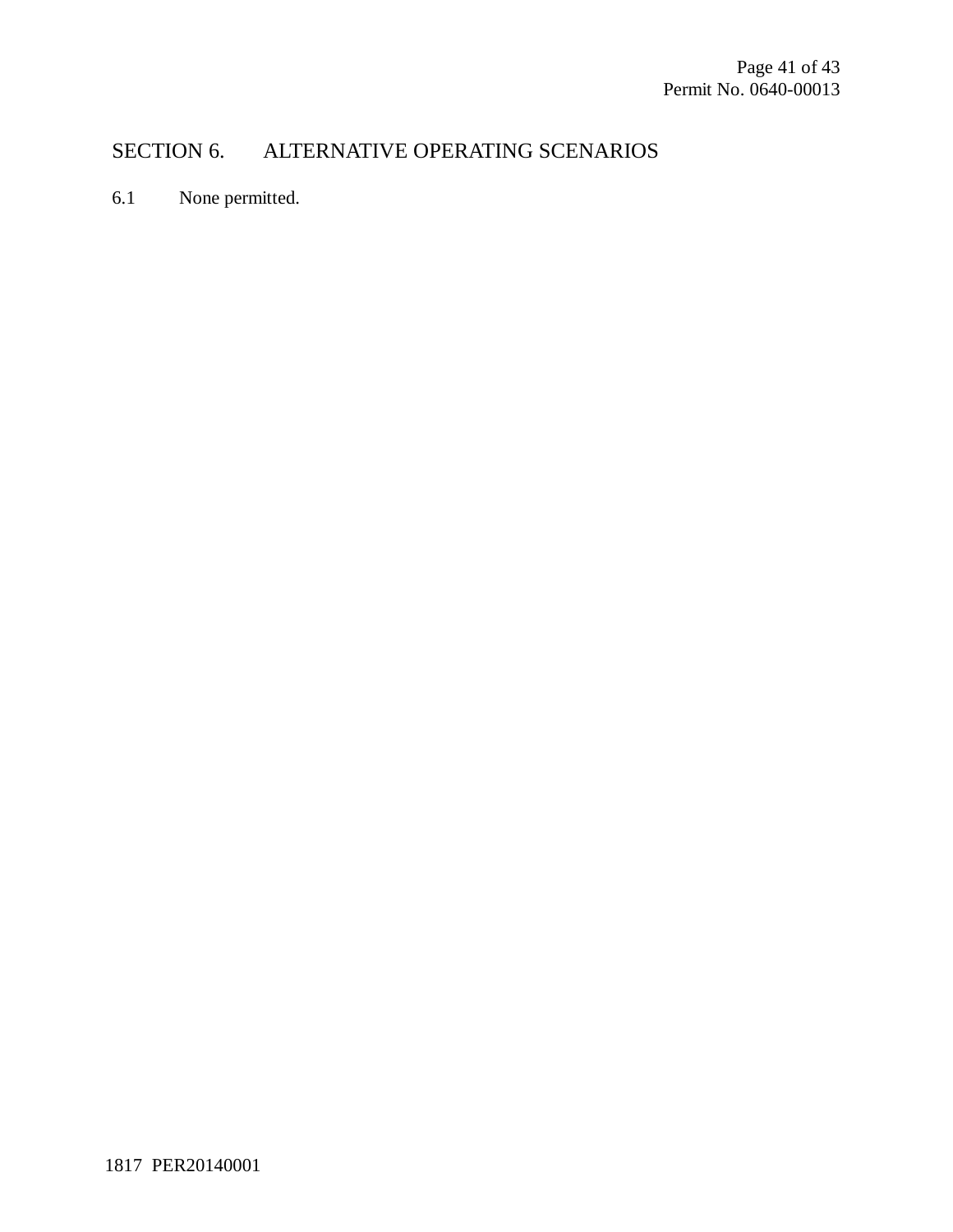## SECTION 6. ALTERNATIVE OPERATING SCENARIOS

6.1 None permitted.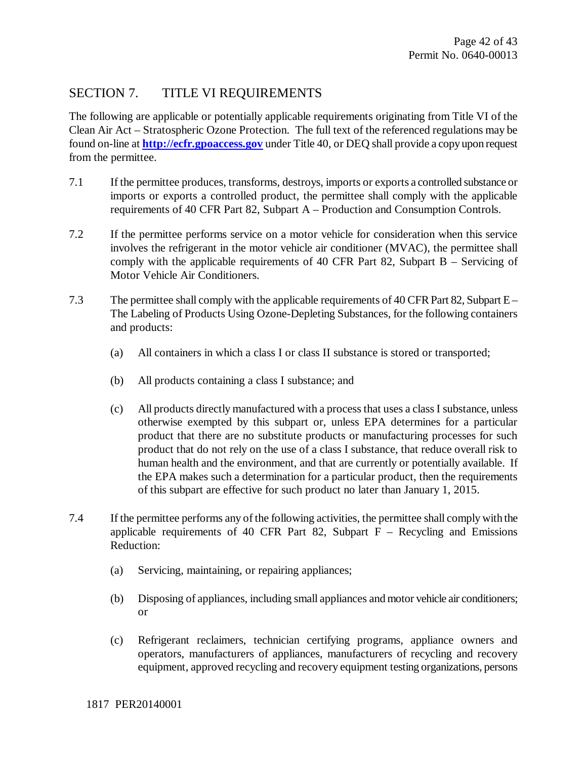## SECTION 7. TITLE VI REQUIREMENTS

The following are applicable or potentially applicable requirements originating from Title VI of the Clean Air Act – Stratospheric Ozone Protection. The full text of the referenced regulations may be found on-line at **http://ecfr.gpoaccess.gov** under Title 40, or DEQ shall provide a copy upon request from the permittee.

7.1 If the permittee produces, transforms, destroys, imports or exports a controlled substance or imports or exports a controlled product, the permittee shall comply with the applicable requirements of 40 CFR Part 82, Subpart A – Production and Consumption Controls.

7.2 If the permittee performs service on a motor vehicle for consideration when this service involves the refrigerant in the motor vehicle air conditioner (MVAC), the permittee shall comply with the applicable requirements of 40 CFR Part 82, Subpart B – Servicing of Motor Vehicle Air Conditioners.

7.3 The permittee shall comply with the applicable requirements of 40 CFR Part 82, Subpart E – The Labeling of Products Using Ozone-Depleting Substances, for the following containers and products:

- (a) All containers in which a class I or class II substance is stored or transported;
- (b) All products containing a class I substance; and
- (c) All products directly manufactured with a process that uses a class I substance, unless otherwise exempted by this subpart or, unless EPA determines for a particular product that there are no substitute products or manufacturing processes for such product that do not rely on the use of a class I substance, that reduce overall risk to human health and the environment, and that are currently or potentially available. If the EPA makes such a determination for a particular product, then the requirements of this subpart are effective for such product no later than January 1, 2015.

7.4 If the permittee performs any of the following activities, the permittee shall comply with the applicable requirements of 40 CFR Part 82, Subpart F – Recycling and Emissions Reduction:

- (a) Servicing, maintaining, or repairing appliances;
- (b) Disposing of appliances, including small appliances and motor vehicle air conditioners; or
- (c) Refrigerant reclaimers, technician certifying programs, appliance owners and operators, manufacturers of appliances, manufacturers of recycling and recovery equipment, approved recycling and recovery equipment testing organizations, persons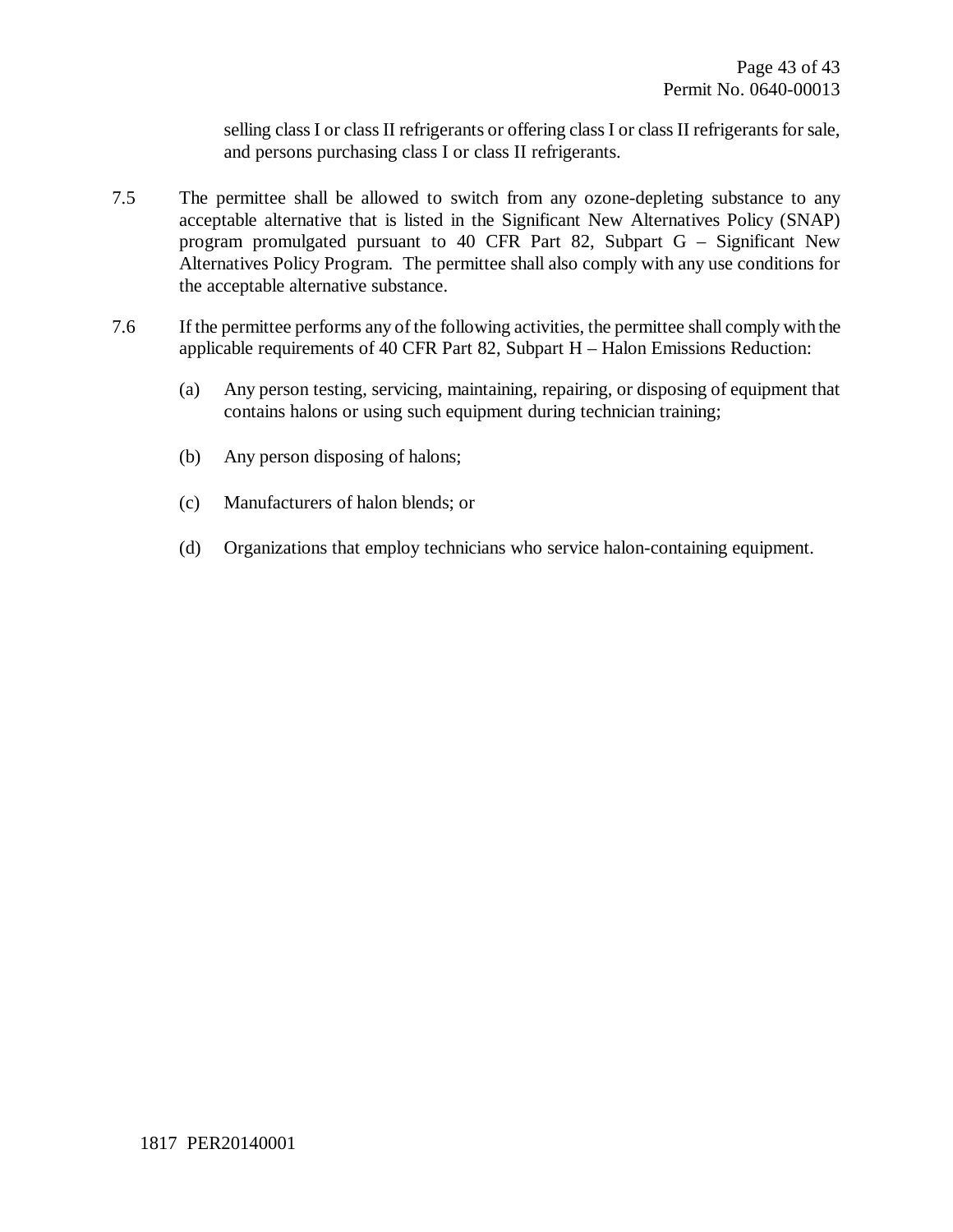selling class I or class II refrigerants or offering class I or class II refrigerants for sale, and persons purchasing class I or class II refrigerants.

7.5 The permittee shall be allowed to switch from any ozone-depleting substance to any acceptable alternative that is listed in the Significant New Alternatives Policy (SNAP) program promulgated pursuant to 40 CFR Part 82, Subpart G – Significant New Alternatives Policy Program. The permittee shall also comply with any use conditions for the acceptable alternative substance.

7.6 If the permittee performs any of the following activities, the permittee shall comply with the applicable requirements of 40 CFR Part 82, Subpart H – Halon Emissions Reduction:

(a) Any person testing, servicing, maintaining, repairing, or disposing of equipment that contains halons or using such equipment during technician training;

(b) Any person disposing of halons;

(c) Manufacturers of halon blends; or

(d) Organizations that employ technicians who service halon-containing equipment.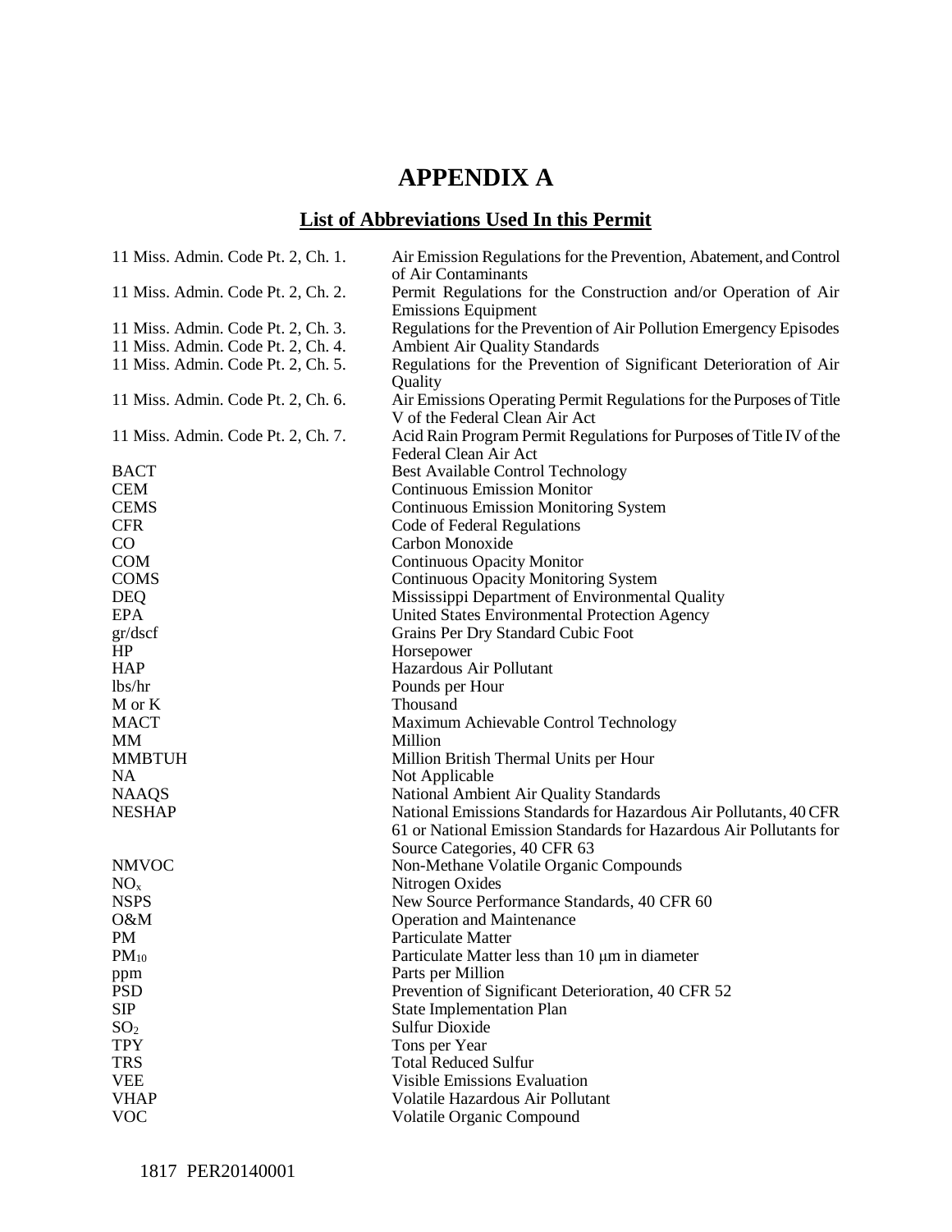# APPENDIX A

## List of Abbreviations Used In this Permit

| | |
|---|---|
| 11 Miss. Admin. Code Pt. 2, Ch. 1. | Air Emission Regulations for the Prevention, Abatement, and Control of Air Contaminants |
| 11 Miss. Admin. Code Pt. 2, Ch. 2. | Permit Regulations for the Construction and/or Operation of Air Emissions Equipment |
| 11 Miss. Admin. Code Pt. 2, Ch. 3. | Regulations for the Prevention of Air Pollution Emergency Episodes |
| 11 Miss. Admin. Code Pt. 2, Ch. 4. | Ambient Air Quality Standards |
| 11 Miss. Admin. Code Pt. 2, Ch. 5. | Regulations for the Prevention of Significant Deterioration of Air Quality |
| 11 Miss. Admin. Code Pt. 2, Ch. 6. | Air Emissions Operating Permit Regulations for the Purposes of Title V of the Federal Clean Air Act |
| 11 Miss. Admin. Code Pt. 2, Ch. 7. | Acid Rain Program Permit Regulations for Purposes of Title IV of the Federal Clean Air Act |
| BACT | Best Available Control Technology |
| CEM | Continuous Emission Monitor |
| CEMS | Continuous Emission Monitoring System |
| CFR | Code of Federal Regulations |
| CO | Carbon Monoxide |
| COM | Continuous Opacity Monitor |
| COMS | Continuous Opacity Monitoring System |
| DEQ | Mississippi Department of Environmental Quality |
| EPA | United States Environmental Protection Agency |
| gr/dscf | Grains Per Dry Standard Cubic Foot |
| HP | Horsepower |
| HAP | Hazardous Air Pollutant |
| lbs/hr | Pounds per Hour |
| M or K | Thousand |
| MACT | Maximum Achievable Control Technology |
| MM | Million |
| MMBTUH | Million British Thermal Units per Hour |
| NA | Not Applicable |
| NAAQS | National Ambient Air Quality Standards |
| NESHAP | National Emissions Standards for Hazardous Air Pollutants, 40 CFR 61 or National Emission Standards for Hazardous Air Pollutants for Source Categories, 40 CFR 63 |
| NMVOC | Non-Methane Volatile Organic Compounds |
| $NO_x$ | Nitrogen Oxides |
| NSPS | New Source Performance Standards, 40 CFR 60 |
| O&M | Operation and Maintenance |
| PM | Particulate Matter |
| $PM_{10}$ | Particulate Matter less than 10 μm in diameter |
| ppm | Parts per Million |
| PSD | Prevention of Significant Deterioration, 40 CFR 52 |
| SIP | State Implementation Plan |
| $SO_2$ | Sulfur Dioxide |
| TPY | Tons per Year |
| TRS | Total Reduced Sulfur |
| VEE | Visible Emissions Evaluation |
| VHAP | Volatile Hazardous Air Pollutant |
| VOC | Volatile Organic Compound |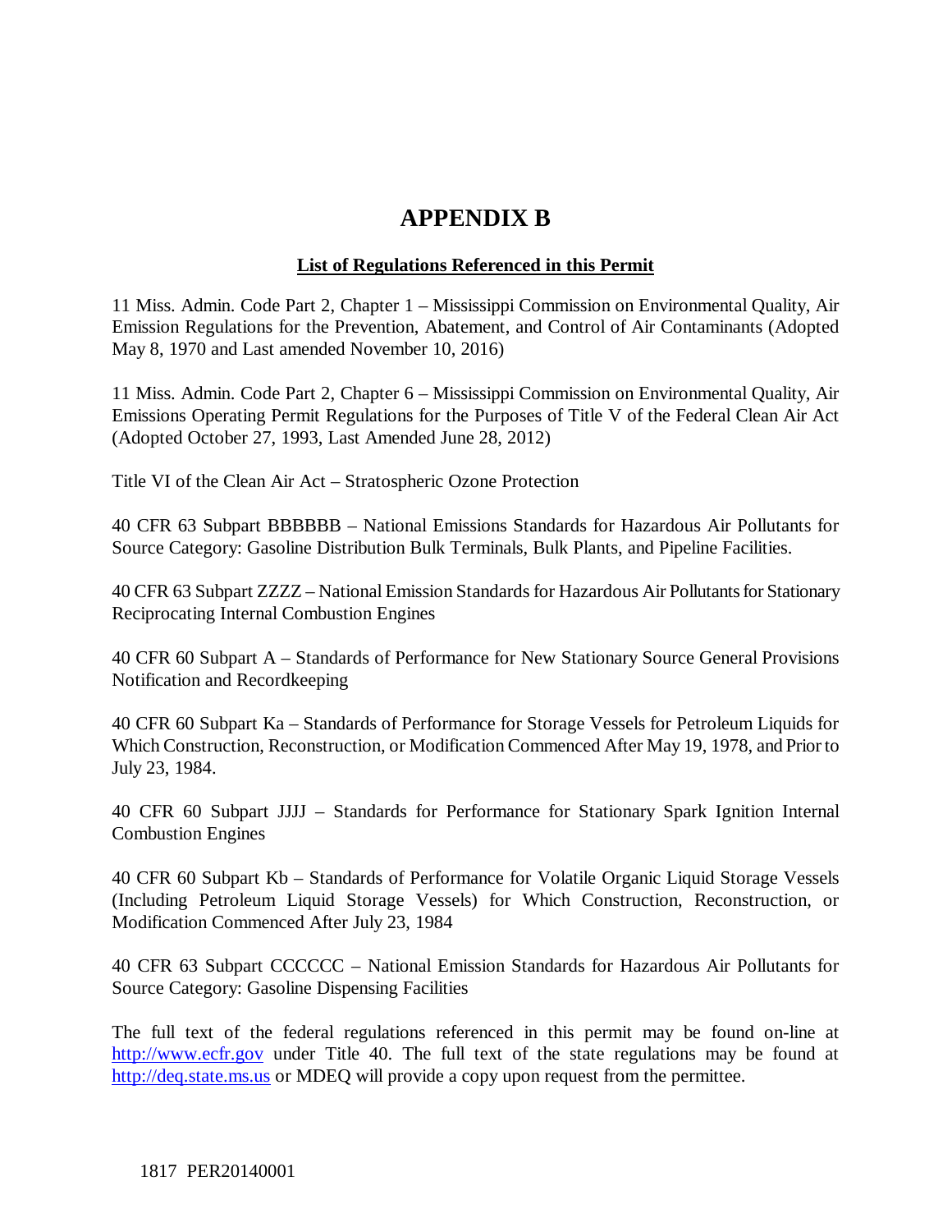# APPENDIX B

**List of Regulations Referenced in this Permit**

11 Miss. Admin. Code Part 2, Chapter 1 – Mississippi Commission on Environmental Quality, Air Emission Regulations for the Prevention, Abatement, and Control of Air Contaminants (Adopted May 8, 1970 and Last amended November 10, 2016)

11 Miss. Admin. Code Part 2, Chapter 6 – Mississippi Commission on Environmental Quality, Air Emissions Operating Permit Regulations for the Purposes of Title V of the Federal Clean Air Act (Adopted October 27, 1993, Last Amended June 28, 2012)

Title VI of the Clean Air Act – Stratospheric Ozone Protection

40 CFR 63 Subpart BBBBBB – National Emissions Standards for Hazardous Air Pollutants for Source Category: Gasoline Distribution Bulk Terminals, Bulk Plants, and Pipeline Facilities.

40 CFR 63 Subpart ZZZZ – National Emission Standards for Hazardous Air Pollutants for Stationary Reciprocating Internal Combustion Engines

40 CFR 60 Subpart A – Standards of Performance for New Stationary Source General Provisions Notification and Recordkeeping

40 CFR 60 Subpart Ka – Standards of Performance for Storage Vessels for Petroleum Liquids for Which Construction, Reconstruction, or Modification Commenced After May 19, 1978, and Prior to July 23, 1984.

40 CFR 60 Subpart JJJJ – Standards for Performance for Stationary Spark Ignition Internal Combustion Engines

40 CFR 60 Subpart Kb – Standards of Performance for Volatile Organic Liquid Storage Vessels (Including Petroleum Liquid Storage Vessels) for Which Construction, Reconstruction, or Modification Commenced After July 23, 1984

40 CFR 63 Subpart CCCCCC – National Emission Standards for Hazardous Air Pollutants for Source Category: Gasoline Dispensing Facilities

The full text of the federal regulations referenced in this permit may be found on-line at http://www.ecfr.gov under Title 40. The full text of the state regulations may be found at http://deq.state.ms.us or MDEQ will provide a copy upon request from the permittee.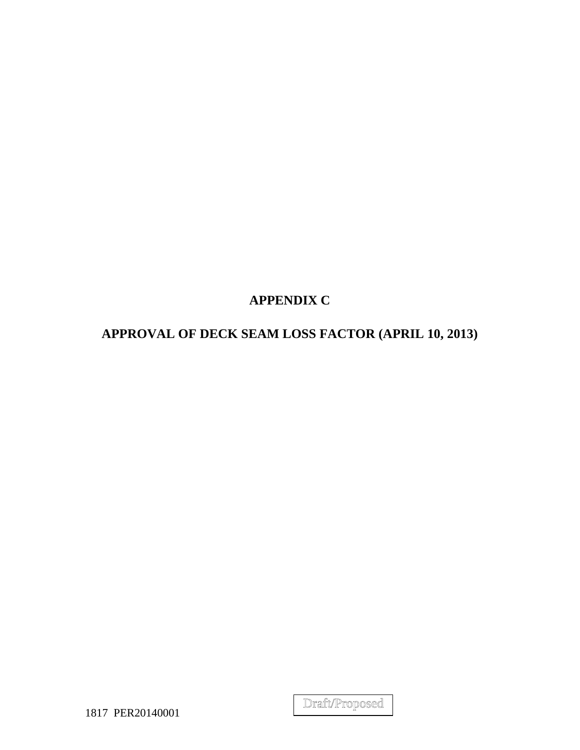# APPENDIX C

# APPROVAL OF DECK SEAM LOSS FACTOR (APRIL 10, 2013)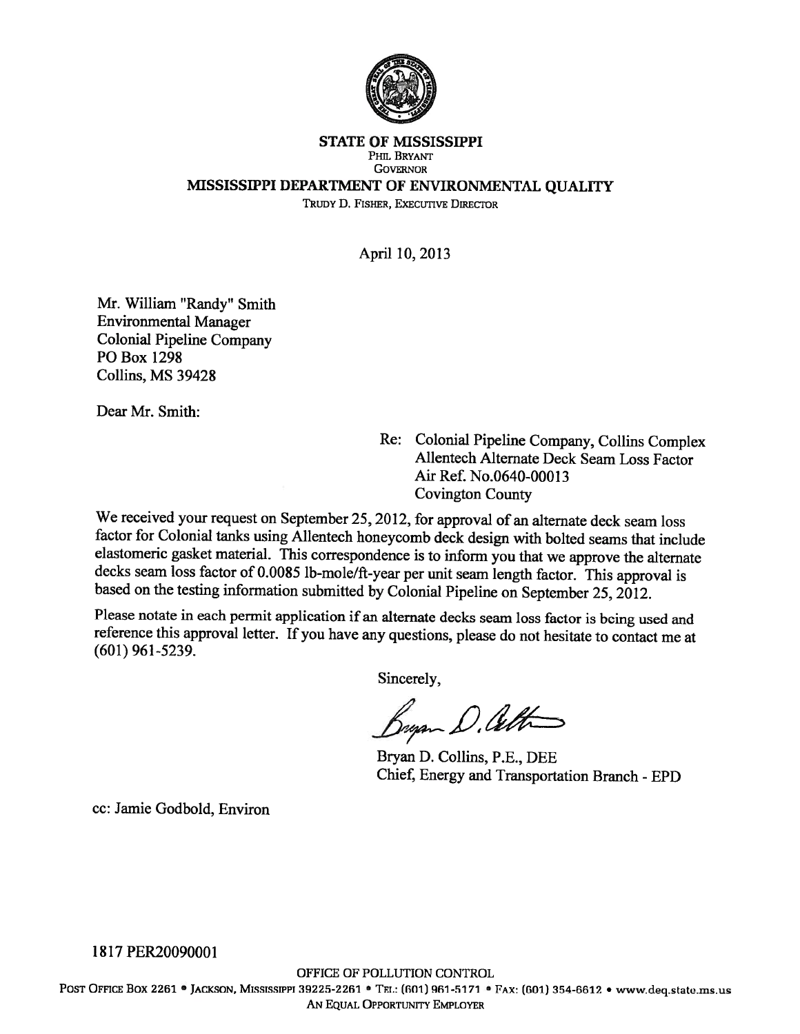**STATE OF MISSISSIPPI**
PHIL BRYANT
GOVERNOR
**MISSISSIPPI DEPARTMENT OF ENVIRONMENTAL QUALITY**
TRUDY D. FISHER, EXECUTIVE DIRECTOR

April 10, 2013

Mr. William "Randy" Smith
Environmental Manager
Colonial Pipeline Company
PO Box 1298
Collins, MS 39428

Dear Mr. Smith:

Re: Colonial Pipeline Company, Collins Complex
Allentech Alternate Deck Seam Loss Factor
Air Ref. No.0640-00013
Covington County

We received your request on September 25, 2012, for approval of an alternate deck seam loss factor for Colonial tanks using Allentech honeycomb deck design with bolted seams that include elastomeric gasket material. This correspondence is to inform you that we approve the alternate decks seam loss factor of 0.0085 lb-mole/ft-year per unit seam length factor. This approval is based on the testing information submitted by Colonial Pipeline on September 25, 2012.

Please notate in each permit application if an alternate decks seam loss factor is being used and reference this approval letter. If you have any questions, please do not hesitate to contact me at (601) 961-5239.

Sincerely,

Bryan D. Collins, P.E., DEE
Chief, Energy and Transportation Branch - EPD

cc: Jamie Godbold, Environ

1817 PER20090001

OFFICE OF POLLUTION CONTROL
POST OFFICE BOX 2261 • JACKSON, MISSISSIPPI 39225-2261 • TEL.: (601) 961-5171 • FAX: (601) 354-6612 • www.deq.state.ms.us
AN EQUAL OPPORTUNITY EMPLOYER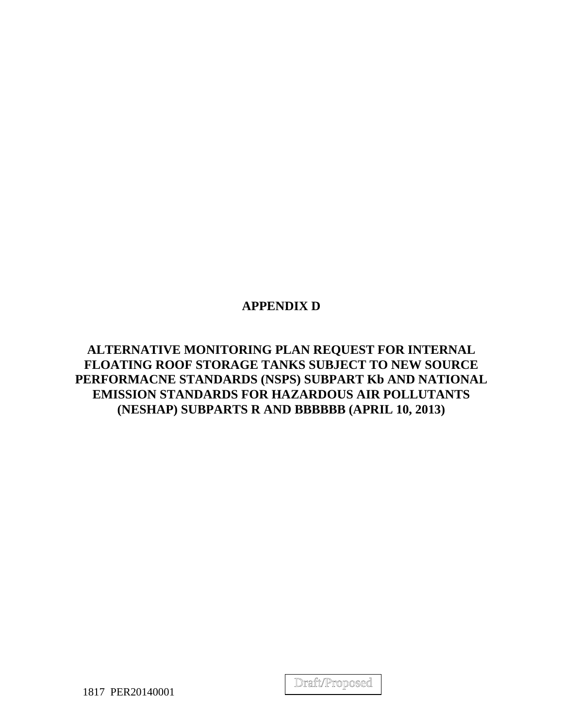# APPENDIX D

# ALTERNATIVE MONITORING PLAN REQUEST FOR INTERNAL FLOATING ROOF STORAGE TANKS SUBJECT TO NEW SOURCE PERFORMACNE STANDARDS (NSPS) SUBPART Kb AND NATIONAL EMISSION STANDARDS FOR HAZARDOUS AIR POLLUTANTS (NESHAP) SUBPARTS R AND BBBBBB (APRIL 10, 2013)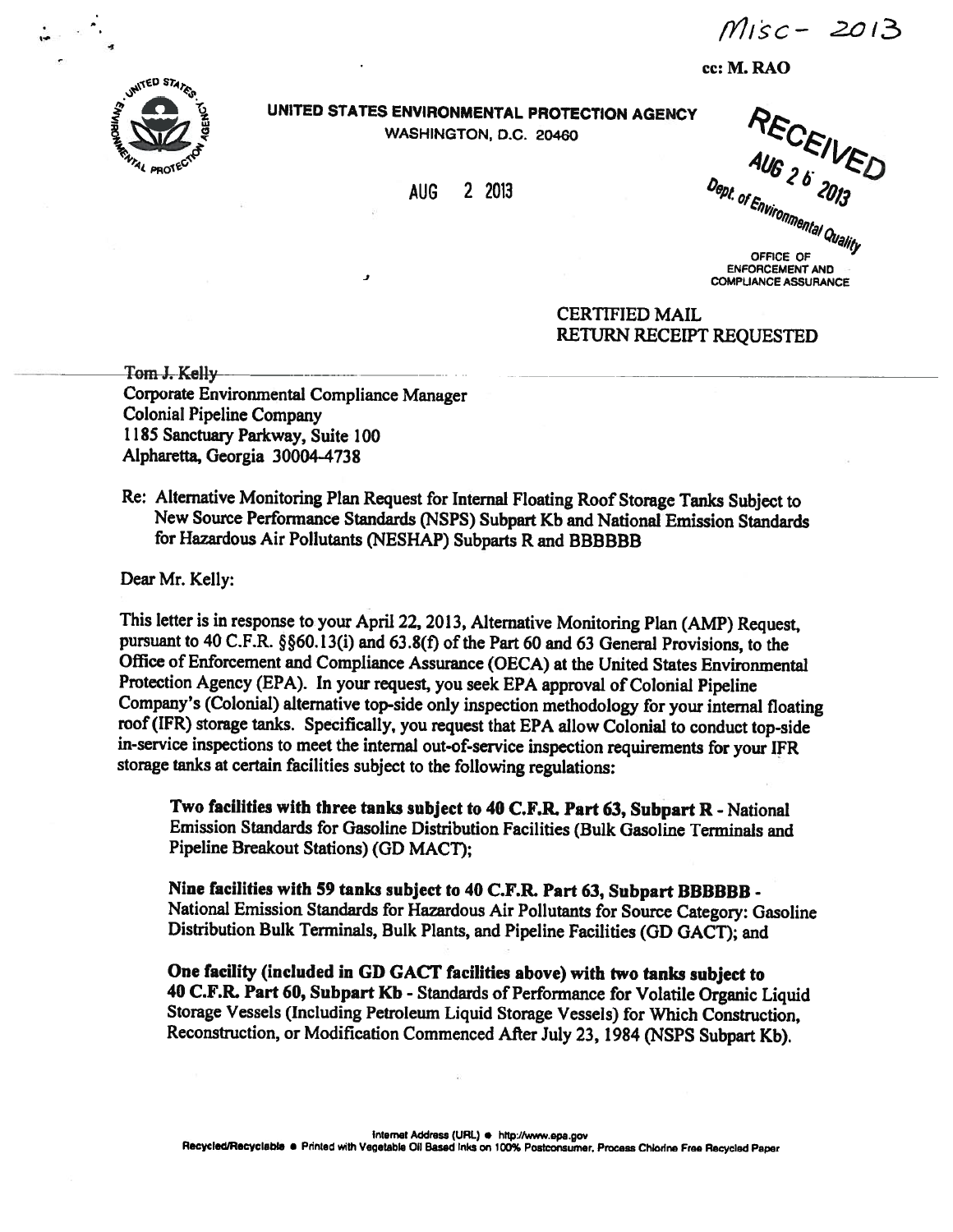Misc- 2013

cc: M. RAO

UNITED STATES ENVIRONMENTAL PROTECTION AGENCY
WASHINGTON, D.C. 20460

AUG 2 2013

RECEIVED
AUG 26 2013
Dept. of Environmental Quality

OFFICE OF
ENFORCEMENT AND
COMPLIANCE ASSURANCE

CERTIFIED MAIL
RETURN RECEIPT REQUESTED

Tom J. Kelly
Corporate Environmental Compliance Manager
Colonial Pipeline Company
1185 Sanctuary Parkway, Suite 100
Alpharetta, Georgia 30004-4738

Re: Alternative Monitoring Plan Request for Internal Floating Roof Storage Tanks Subject to New Source Performance Standards (NSPS) Subpart Kb and National Emission Standards for Hazardous Air Pollutants (NESHAP) Subparts R and BBBBBB

Dear Mr. Kelly:

This letter is in response to your April 22, 2013, Alternative Monitoring Plan (AMP) Request, pursuant to 40 C.F.R. §§60.13(i) and 63.8(f) of the Part 60 and 63 General Provisions, to the Office of Enforcement and Compliance Assurance (OECA) at the United States Environmental Protection Agency (EPA). In your request, you seek EPA approval of Colonial Pipeline Company's (Colonial) alternative top-side only inspection methodology for your internal floating roof (IFR) storage tanks. Specifically, you request that EPA allow Colonial to conduct top-side in-service inspections to meet the internal out-of-service inspection requirements for your IFR storage tanks at certain facilities subject to the following regulations:

**Two facilities with three tanks subject to 40 C.F.R. Part 63, Subpart R** - National Emission Standards for Gasoline Distribution Facilities (Bulk Gasoline Terminals and Pipeline Breakout Stations) (GD MACT);

**Nine facilities with 59 tanks subject to 40 C.F.R. Part 63, Subpart BBBBBB** - National Emission Standards for Hazardous Air Pollutants for Source Category: Gasoline Distribution Bulk Terminals, Bulk Plants, and Pipeline Facilities (GD GACT); and

**One facility (included in GD GACT facilities above) with two tanks subject to 40 C.F.R. Part 60, Subpart Kb** - Standards of Performance for Volatile Organic Liquid Storage Vessels (Including Petroleum Liquid Storage Vessels) for Which Construction, Reconstruction, or Modification Commenced After July 23, 1984 (NSPS Subpart Kb).

Internet Address (URL) • http://www.epa.gov
Recycled/Recyclable • Printed with Vegetable Oil Based Inks on 100% Postconsumer, Process Chlorine Free Recycled Paper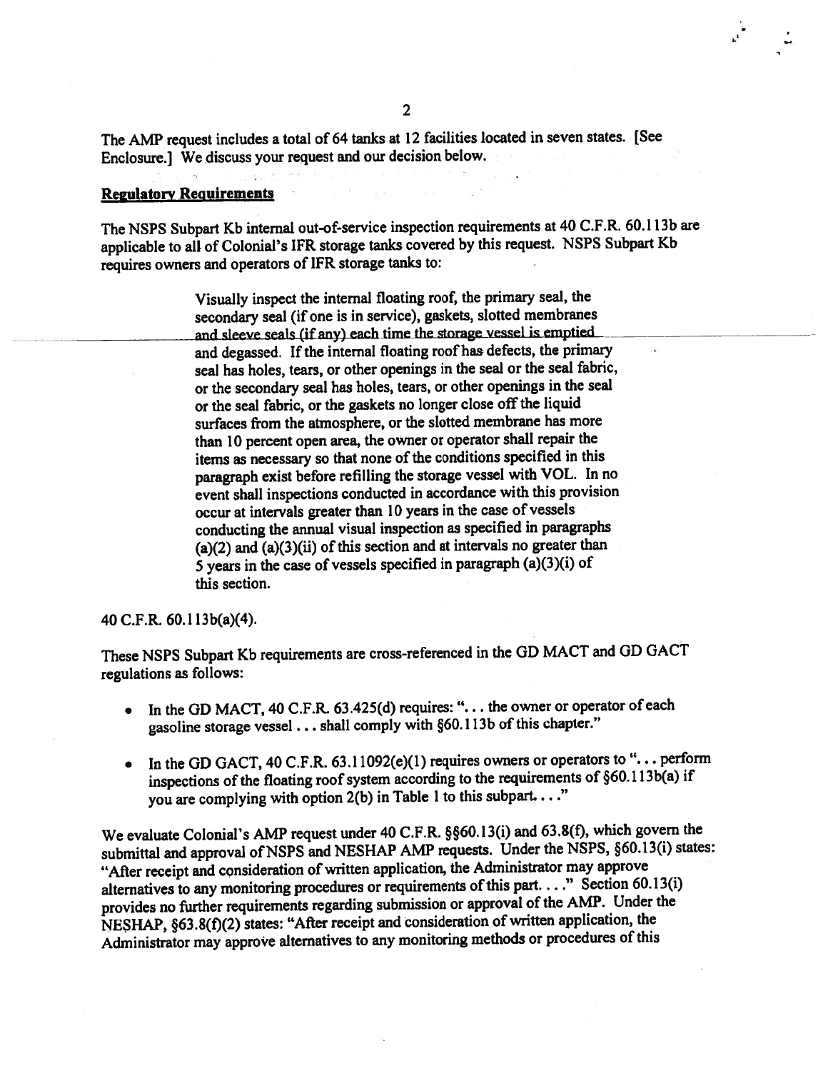The AMP request includes a total of 64 tanks at 12 facilities located in seven states. [See Enclosure.] We discuss your request and our decision below.

**Regulatory Requirements**

The NSPS Subpart Kb internal out-of-service inspection requirements at 40 C.F.R. 60.113b are applicable to all of Colonial's IFR storage tanks covered by this request. NSPS Subpart Kb requires owners and operators of IFR storage tanks to:

> Visually inspect the internal floating roof, the primary seal, the secondary seal (if one is in service), gaskets, slotted membranes and sleeve seals (if any) each time the storage vessel is emptied and degassed. If the internal floating roof has defects, the primary seal has holes, tears, or other openings in the seal or the seal fabric, or the secondary seal has holes, tears, or other openings in the seal or the seal fabric, or the gaskets no longer close off the liquid surfaces from the atmosphere, or the slotted membrane has more than 10 percent open area, the owner or operator shall repair the items as necessary so that none of the conditions specified in this paragraph exist before refilling the storage vessel with VOL. In no event shall inspections conducted in accordance with this provision occur at intervals greater than 10 years in the case of vessels conducting the annual visual inspection as specified in paragraphs (a)(2) and (a)(3)(ii) of this section and at intervals no greater than 5 years in the case of vessels specified in paragraph (a)(3)(i) of this section.

40 C.F.R. 60.113b(a)(4).

These NSPS Subpart Kb requirements are cross-referenced in the GD MACT and GD GACT regulations as follows:

- In the GD MACT, 40 C.F.R. 63.425(d) requires: ". . . the owner or operator of each gasoline storage vessel . . . shall comply with §60.113b of this chapter."
- In the GD GACT, 40 C.F.R. 63.11092(e)(1) requires owners or operators to ". . . perform inspections of the floating roof system according to the requirements of §60.113b(a) if you are complying with option 2(b) in Table 1 to this subpart. . . ."

We evaluate Colonial's AMP request under 40 C.F.R. §§60.13(i) and 63.8(f), which govern the submittal and approval of NSPS and NESHAP AMP requests. Under the NSPS, §60.13(i) states: "After receipt and consideration of written application, the Administrator may approve alternatives to any monitoring procedures or requirements of this part. . . ." Section 60.13(i) provides no further requirements regarding submission or approval of the AMP. Under the NESHAP, §63.8(f)(2) states: "After receipt and consideration of written application, the Administrator may approve alternatives to any monitoring methods or procedures of this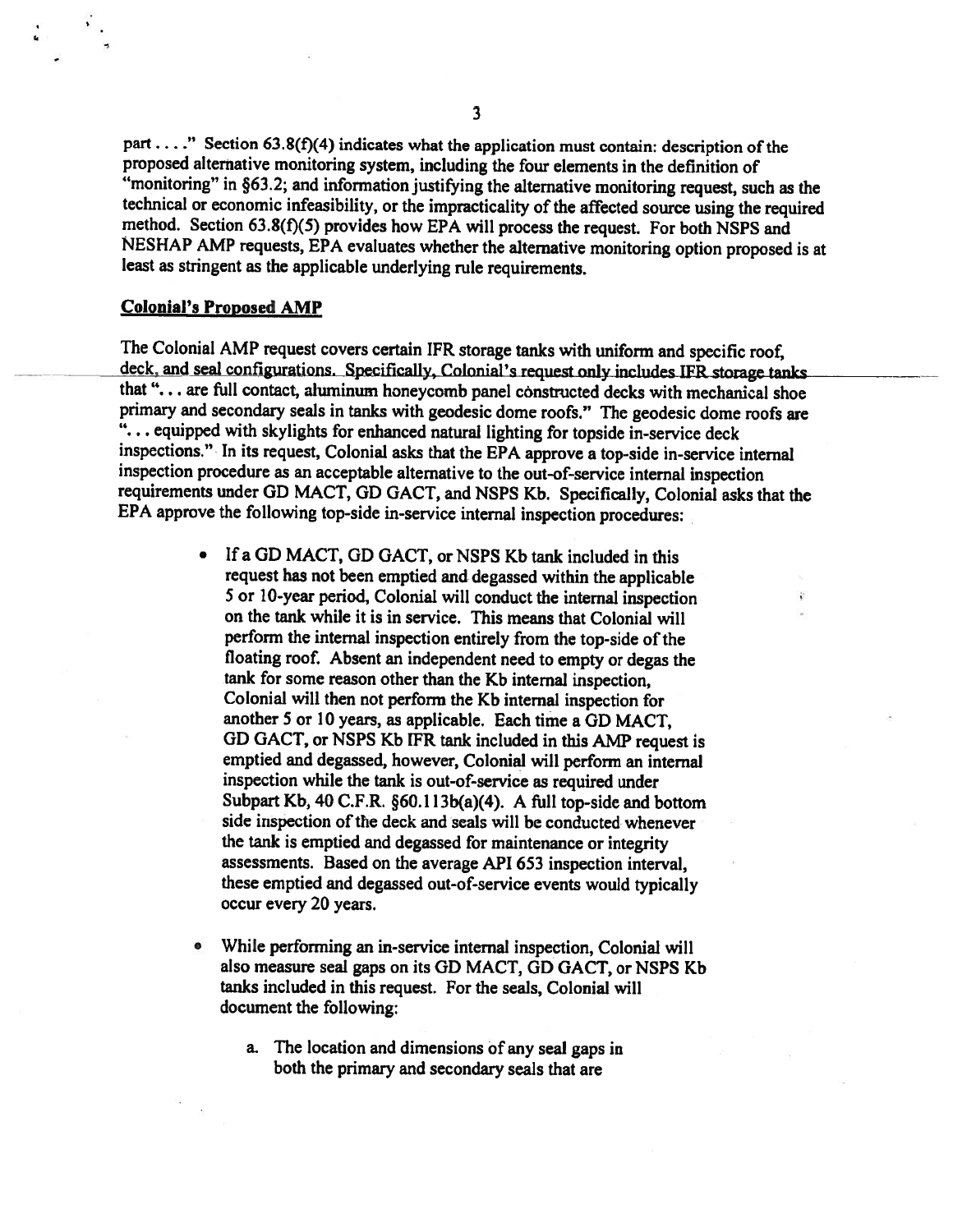part . . . ." Section 63.8(f)(4) indicates what the application must contain: description of the proposed alternative monitoring system, including the four elements in the definition of "monitoring" in §63.2; and information justifying the alternative monitoring request, such as the technical or economic infeasibility, or the impracticality of the affected source using the required method. Section 63.8(f)(5) provides how EPA will process the request. For both NSPS and NESHAP AMP requests, EPA evaluates whether the alternative monitoring option proposed is at least as stringent as the applicable underlying rule requirements.

**Colonial's Proposed AMP**

The Colonial AMP request covers certain IFR storage tanks with uniform and specific roof, deck, and seal configurations. Specifically, Colonial's request only includes IFR storage tanks that ". . . are full contact, aluminum honeycomb panel constructed decks with mechanical shoe primary and secondary seals in tanks with geodesic dome roofs." The geodesic dome roofs are ". . . equipped with skylights for enhanced natural lighting for topside in-service deck inspections." In its request, Colonial asks that the EPA approve a top-side in-service internal inspection procedure as an acceptable alternative to the out-of-service internal inspection requirements under GD MACT, GD GACT, and NSPS Kb. Specifically, Colonial asks that the EPA approve the following top-side in-service internal inspection procedures:

- If a GD MACT, GD GACT, or NSPS Kb tank included in this request has not been emptied and degassed within the applicable 5 or 10-year period, Colonial will conduct the internal inspection on the tank while it is in service. This means that Colonial will perform the internal inspection entirely from the top-side of the floating roof. Absent an independent need to empty or degas the tank for some reason other than the Kb internal inspection, Colonial will then not perform the Kb internal inspection for another 5 or 10 years, as applicable. Each time a GD MACT, GD GACT, or NSPS Kb IFR tank included in this AMP request is emptied and degassed, however, Colonial will perform an internal inspection while the tank is out-of-service as required under Subpart Kb, 40 C.F.R. §60.113b(a)(4). A full top-side and bottom side inspection of the deck and seals will be conducted whenever the tank is emptied and degassed for maintenance or integrity assessments. Based on the average API 653 inspection interval, these emptied and degassed out-of-service events would typically occur every 20 years.

- While performing an in-service internal inspection, Colonial will also measure seal gaps on its GD MACT, GD GACT, or NSPS Kb tanks included in this request. For the seals, Colonial will document the following:

  a. The location and dimensions of any seal gaps in both the primary and secondary seals that are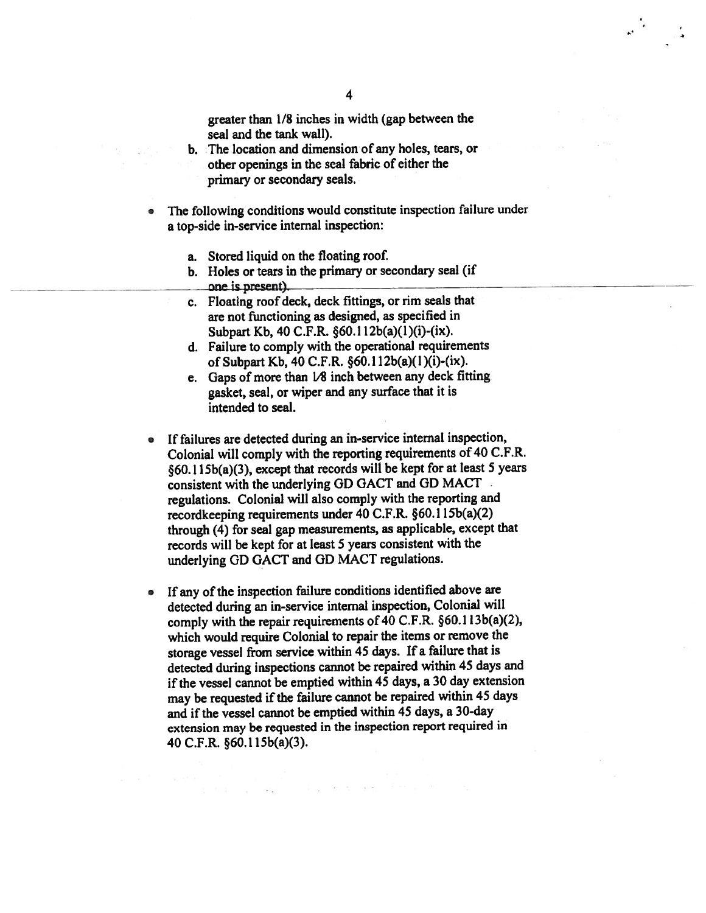greater than 1/8 inches in width (gap between the seal and the tank wall).

b. The location and dimension of any holes, tears, or other openings in the seal fabric of either the primary or secondary seals.

- The following conditions would constitute inspection failure under a top-side in-service internal inspection:

   a. Stored liquid on the floating roof.
   b. Holes or tears in the primary or secondary seal (if one is present).
   c. Floating roof deck, deck fittings, or rim seals that are not functioning as designed, as specified in Subpart Kb, 40 C.F.R. §60.112b(a)(1)(i)-(ix).
   d. Failure to comply with the operational requirements of Subpart Kb, 40 C.F.R. §60.112b(a)(1)(i)-(ix).
   e. Gaps of more than 1/8 inch between any deck fitting gasket, seal, or wiper and any surface that it is intended to seal.

- If failures are detected during an in-service internal inspection, Colonial will comply with the reporting requirements of 40 C.F.R. §60.115b(a)(3), except that records will be kept for at least 5 years consistent with the underlying GD GACT and GD MACT regulations. Colonial will also comply with the reporting and recordkeeping requirements under 40 C.F.R. §60.115b(a)(2) through (4) for seal gap measurements, as applicable, except that records will be kept for at least 5 years consistent with the underlying GD GACT and GD MACT regulations.

- If any of the inspection failure conditions identified above are detected during an in-service internal inspection, Colonial will comply with the repair requirements of 40 C.F.R. §60.113b(a)(2), which would require Colonial to repair the items or remove the storage vessel from service within 45 days. If a failure that is detected during inspections cannot be repaired within 45 days and if the vessel cannot be emptied within 45 days, a 30 day extension may be requested if the failure cannot be repaired within 45 days and if the vessel cannot be emptied within 45 days, a 30-day extension may be requested in the inspection report required in 40 C.F.R. §60.115b(a)(3).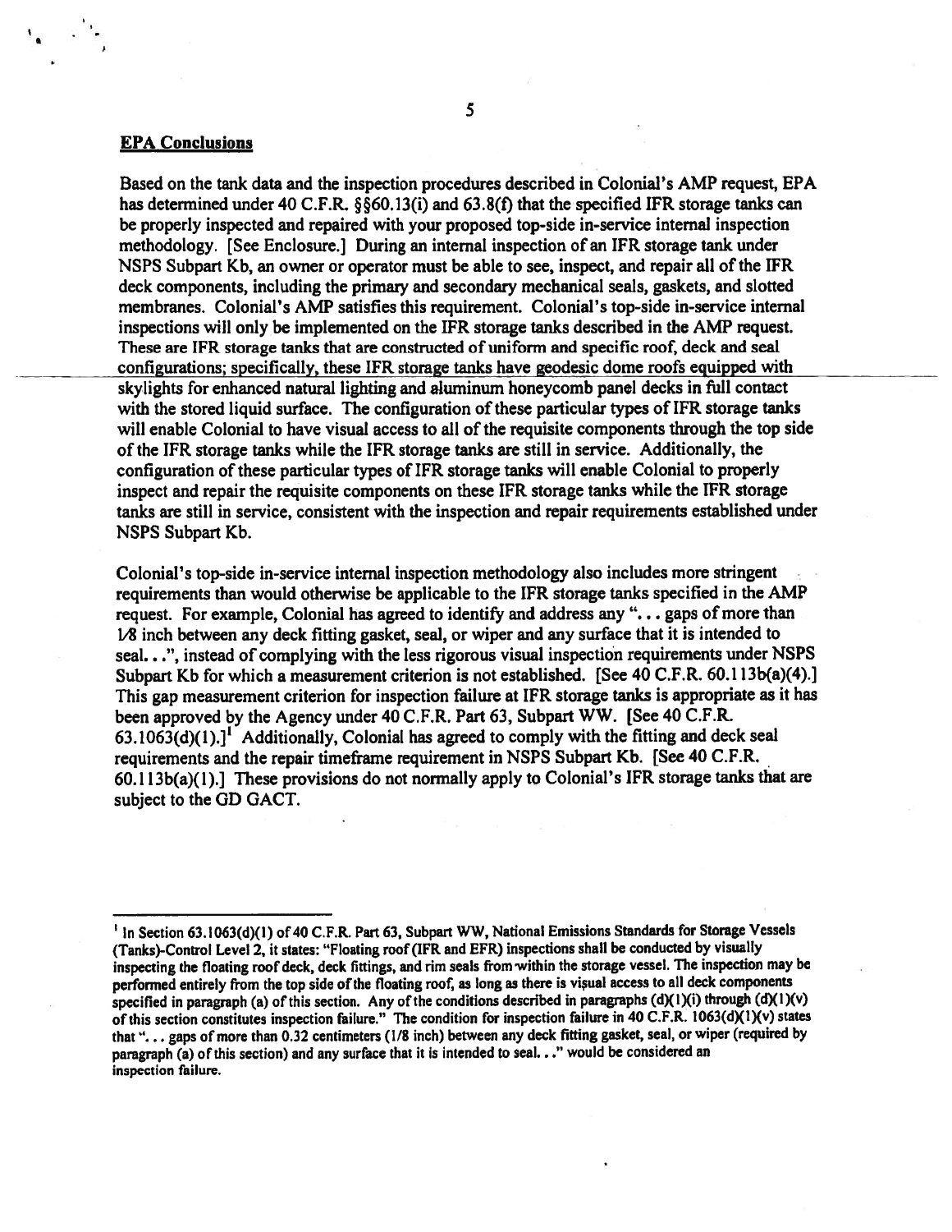**EPA Conclusions**

Based on the tank data and the inspection procedures described in Colonial's AMP request, EPA has determined under 40 C.F.R. §§60.13(i) and 63.8(f) that the specified IFR storage tanks can be properly inspected and repaired with your proposed top-side in-service internal inspection methodology. [See Enclosure.] During an internal inspection of an IFR storage tank under NSPS Subpart Kb, an owner or operator must be able to see, inspect, and repair all of the IFR deck components, including the primary and secondary mechanical seals, gaskets, and slotted membranes. Colonial's AMP satisfies this requirement. Colonial's top-side in-service internal inspections will only be implemented on the IFR storage tanks described in the AMP request. These are IFR storage tanks that are constructed of uniform and specific roof, deck and seal configurations; specifically, these IFR storage tanks have geodesic dome roofs equipped with skylights for enhanced natural lighting and aluminum honeycomb panel decks in full contact with the stored liquid surface. The configuration of these particular types of IFR storage tanks will enable Colonial to have visual access to all of the requisite components through the top side of the IFR storage tanks while the IFR storage tanks are still in service. Additionally, the configuration of these particular types of IFR storage tanks will enable Colonial to properly inspect and repair the requisite components on these IFR storage tanks while the IFR storage tanks are still in service, consistent with the inspection and repair requirements established under NSPS Subpart Kb.

Colonial's top-side in-service internal inspection methodology also includes more stringent requirements than would otherwise be applicable to the IFR storage tanks specified in the AMP request. For example, Colonial has agreed to identify and address any "... gaps of more than 1/8 inch between any deck fitting gasket, seal, or wiper and any surface that it is intended to seal...", instead of complying with the less rigorous visual inspection requirements under NSPS Subpart Kb for which a measurement criterion is not established. [See 40 C.F.R. 60.113b(a)(4).] This gap measurement criterion for inspection failure at IFR storage tanks is appropriate as it has been approved by the Agency under 40 C.F.R. Part 63, Subpart WW. [See 40 C.F.R. 63.1063(d)(1).][1] Additionally, Colonial has agreed to comply with the fitting and deck seal requirements and the repair timeframe requirement in NSPS Subpart Kb. [See 40 C.F.R. 60.113b(a)(1).] These provisions do not normally apply to Colonial's IFR storage tanks that are subject to the GD GACT.

---

[1] In Section 63.1063(d)(1) of 40 C.F.R. Part 63, Subpart WW, National Emissions Standards for Storage Vessels (Tanks)-Control Level 2, it states: "Floating roof (IFR and EFR) inspections shall be conducted by visually inspecting the floating roof deck, deck fittings, and rim seals from within the storage vessel. The inspection may be performed entirely from the top side of the floating roof, as long as there is visual access to all deck components specified in paragraph (a) of this section. Any of the conditions described in paragraphs (d)(1)(i) through (d)(1)(v) of this section constitutes inspection failure." The condition for inspection failure in 40 C.F.R. 1063(d)(1)(v) states that "... gaps of more than 0.32 centimeters (1/8 inch) between any deck fitting gasket, seal, or wiper (required by paragraph (a) of this section) and any surface that it is intended to seal..." would be considered an inspection failure.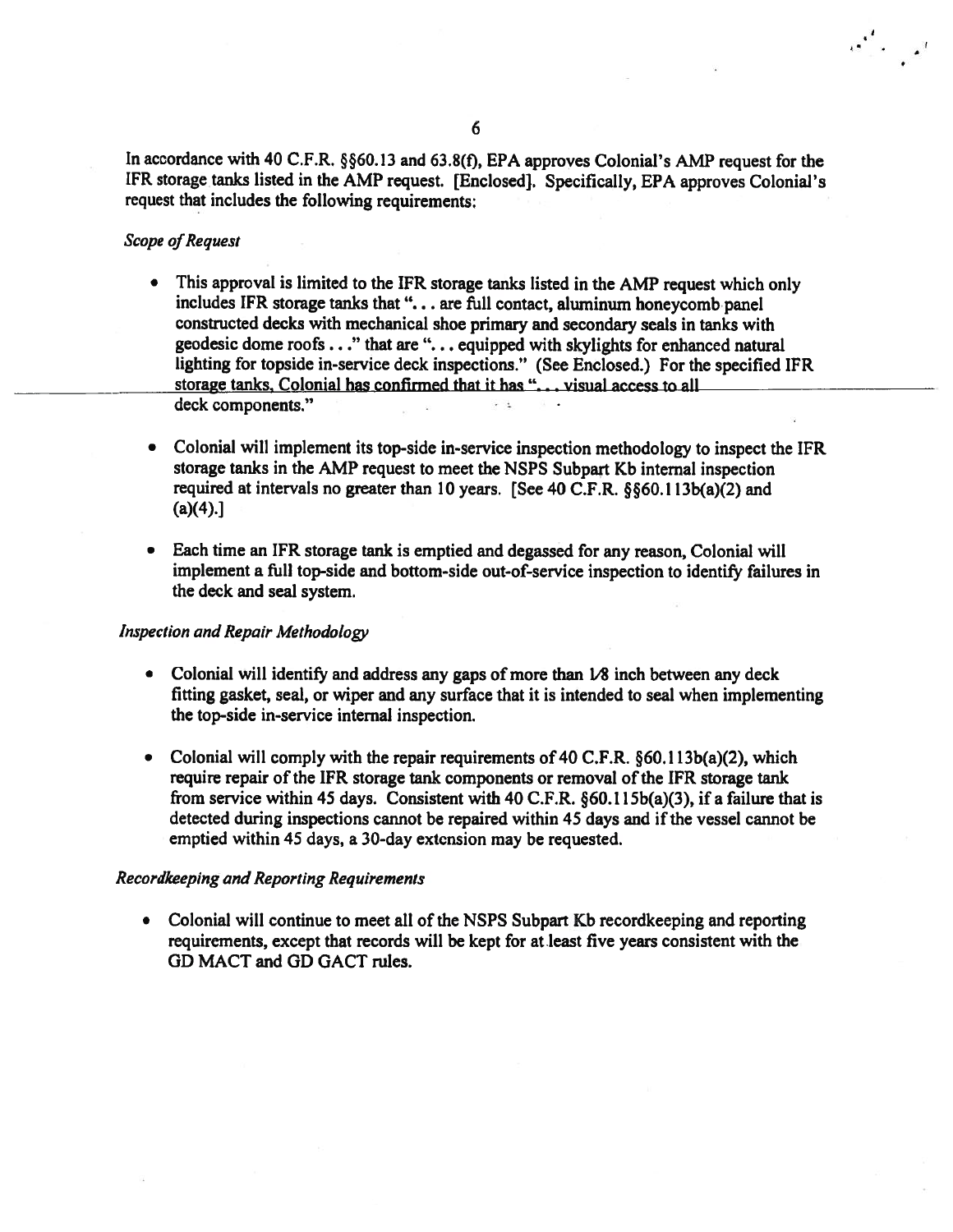In accordance with 40 C.F.R. §§60.13 and 63.8(f), EPA approves Colonial's AMP request for the IFR storage tanks listed in the AMP request. [Enclosed]. Specifically, EPA approves Colonial's request that includes the following requirements:

*Scope of Request*

- This approval is limited to the IFR storage tanks listed in the AMP request which only includes IFR storage tanks that "... are full contact, aluminum honeycomb panel constructed decks with mechanical shoe primary and secondary seals in tanks with geodesic dome roofs ..." that are "... equipped with skylights for enhanced natural lighting for topside in-service deck inspections." (See Enclosed.) For the specified IFR storage tanks, Colonial has confirmed that it has "... visual access to all deck components."

- Colonial will implement its top-side in-service inspection methodology to inspect the IFR storage tanks in the AMP request to meet the NSPS Subpart Kb internal inspection required at intervals no greater than 10 years. [See 40 C.F.R. §§60.113b(a)(2) and (a)(4).]

- Each time an IFR storage tank is emptied and degassed for any reason, Colonial will implement a full top-side and bottom-side out-of-service inspection to identify failures in the deck and seal system.

*Inspection and Repair Methodology*

- Colonial will identify and address any gaps of more than 1/8 inch between any deck fitting gasket, seal, or wiper and any surface that it is intended to seal when implementing the top-side in-service internal inspection.

- Colonial will comply with the repair requirements of 40 C.F.R. §60.113b(a)(2), which require repair of the IFR storage tank components or removal of the IFR storage tank from service within 45 days. Consistent with 40 C.F.R. §60.115b(a)(3), if a failure that is detected during inspections cannot be repaired within 45 days and if the vessel cannot be emptied within 45 days, a 30-day extension may be requested.

*Recordkeeping and Reporting Requirements*

- Colonial will continue to meet all of the NSPS Subpart Kb recordkeeping and reporting requirements, except that records will be kept for at least five years consistent with the GD MACT and GD GACT rules.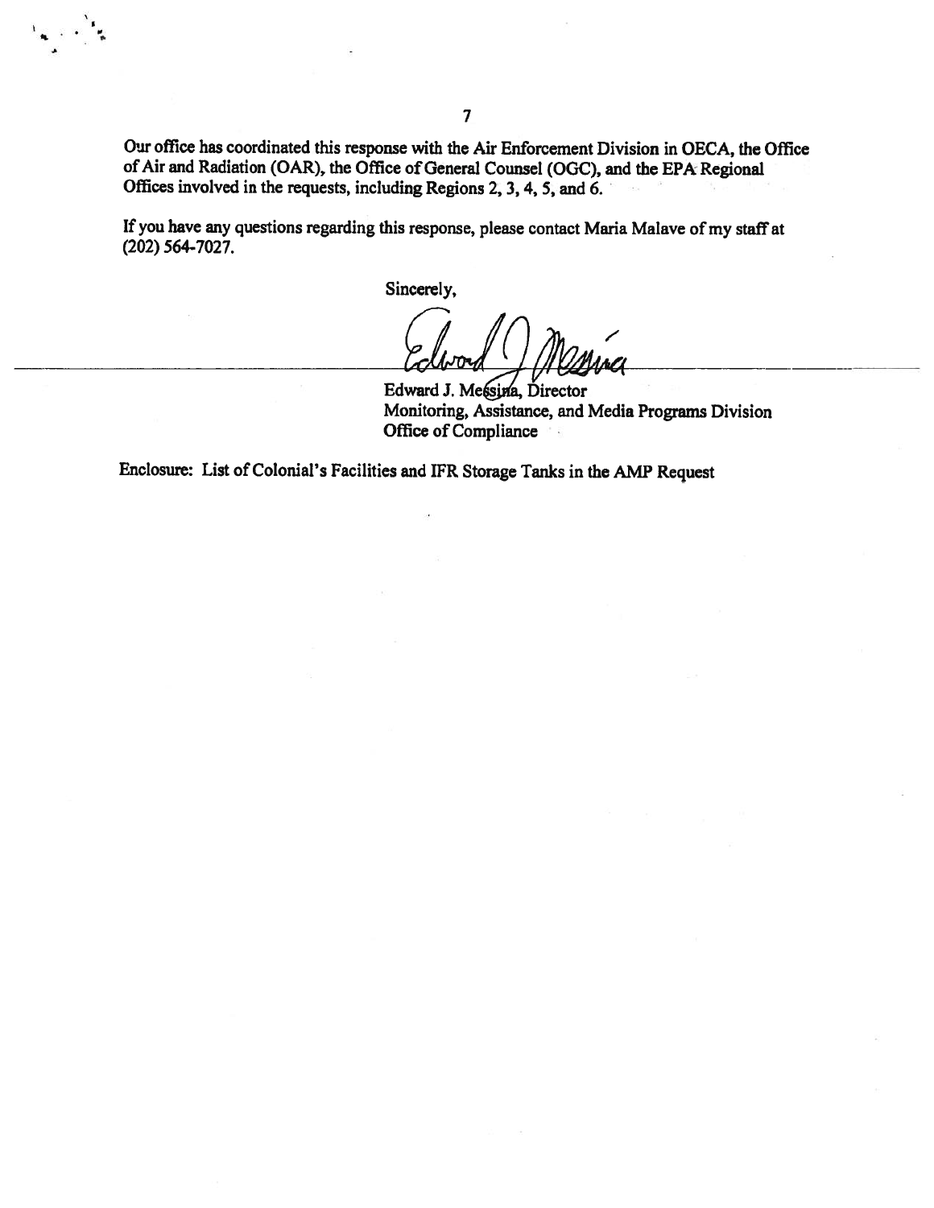Our office has coordinated this response with the Air Enforcement Division in OECA, the Office of Air and Radiation (OAR), the Office of General Counsel (OGC), and the EPA Regional Offices involved in the requests, including Regions 2, 3, 4, 5, and 6.

If you have any questions regarding this response, please contact Maria Malave of my staff at (202) 564-7027.

Sincerely,

Edward J. Messina, Director
Monitoring, Assistance, and Media Programs Division
Office of Compliance

Enclosure: List of Colonial's Facilities and IFR Storage Tanks in the AMP Request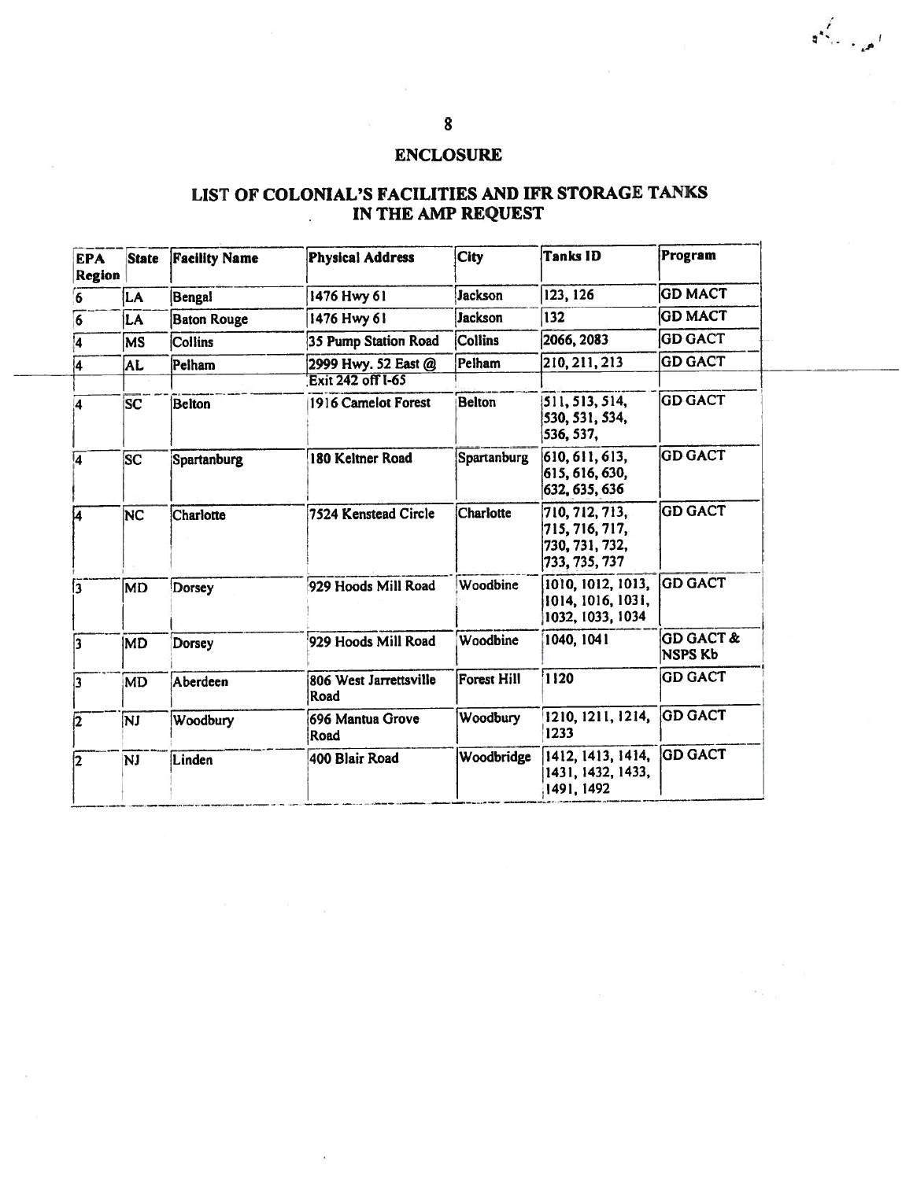## ENCLOSURE

## LIST OF COLONIAL'S FACILITIES AND IFR STORAGE TANKS IN THE AMP REQUEST

| EPA Region | State | Facility Name | Physical Address | City | Tanks ID | Program |
|---|---|---|---|---|---|---|
| 6 | LA | Bengal | 1476 Hwy 61 | Jackson | 123, 126 | GD MACT |
| 6 | LA | Baton Rouge | 1476 Hwy 61 | Jackson | 132 | GD MACT |
| 4 | MS | Collins | 35 Pump Station Road | Collins | 2066, 2083 | GD GACT |
| 4 | AL | Pelham | 2999 Hwy. 52 East @ Exit 242 off I-65 | Pelham | 210, 211, 213 | GD GACT |
| 4 | SC | Belton | 1916 Camelot Forest | Belton | 511, 513, 514, 530, 531, 534, 536, 537, | GD GACT |
| 4 | SC | Spartanburg | 180 Keltner Road | Spartanburg | 610, 611, 613, 615, 616, 630, 632, 635, 636 | GD GACT |
| 4 | NC | Charlotte | 7524 Kenstead Circle | Charlotte | 710, 712, 713, 715, 716, 717, 730, 731, 732, 733, 735, 737 | GD GACT |
| 3 | MD | Dorsey | 929 Hoods Mill Road | Woodbine | 1010, 1012, 1013, 1014, 1016, 1031, 1032, 1033, 1034 | GD GACT |
| 3 | MD | Dorsey | 929 Hoods Mill Road | Woodbine | 1040, 1041 | GD GACT & NSPS Kb |
| 3 | MD | Aberdeen | 806 West Jarrettsville Road | Forest Hill | 1120 | GD GACT |
| 2 | NJ | Woodbury | 696 Mantua Grove Road | Woodbury | 1210, 1211, 1214, 1233 | GD GACT |
| 2 | NJ | Linden | 400 Blair Road | Woodbridge | 1412, 1413, 1414, 1431, 1432, 1433, 1491, 1492 | GD GACT |